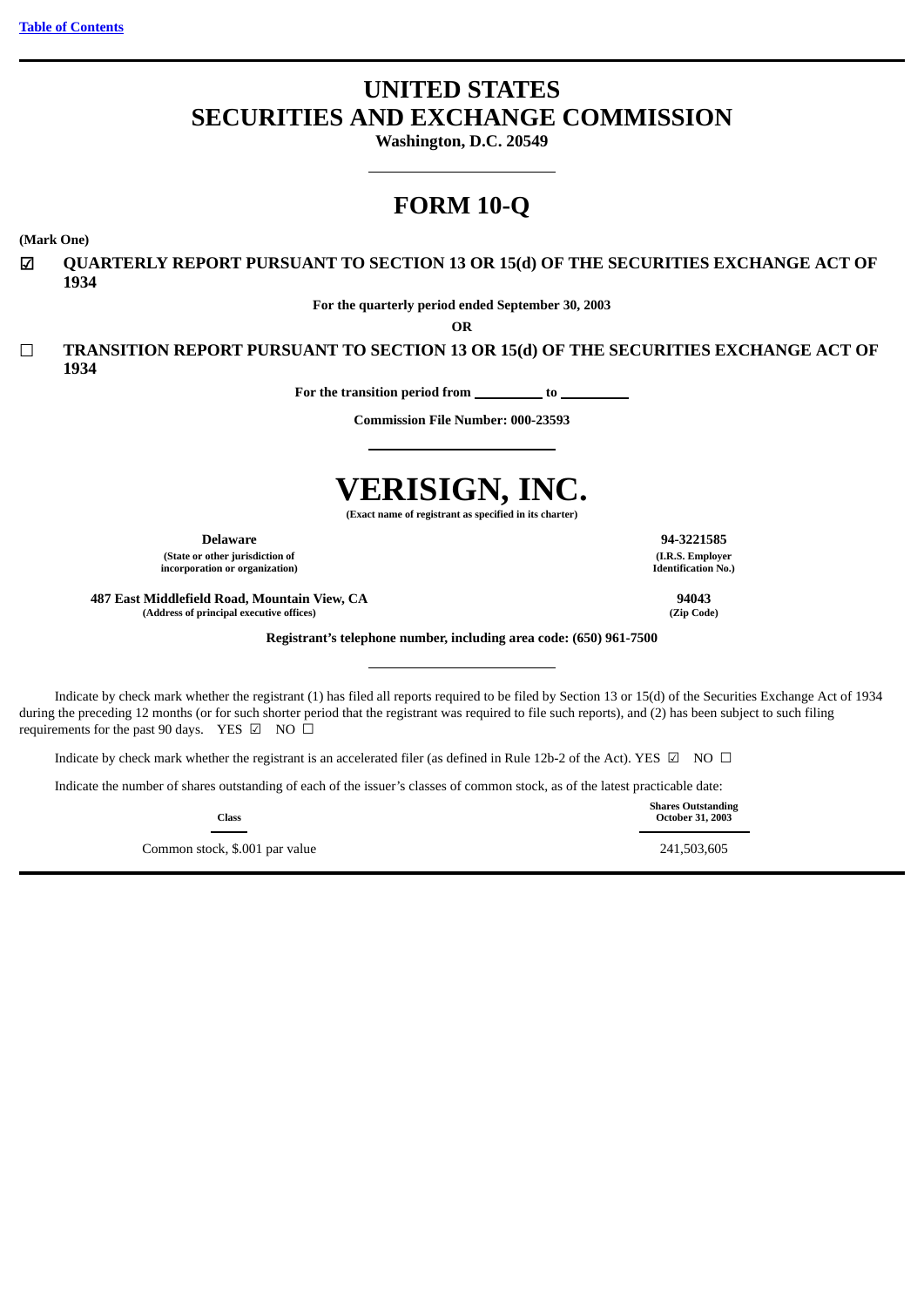[Table of Contents](#)

# UNITED STATES SECURITIES AND EXCHANGE COMMISSION

**Washington, D.C. 20549**

# FORM 10-Q

**(Mark One)**

☑ **QUARTERLY REPORT PURSUANT TO SECTION 13 OR 15(d) OF THE SECURITIES EXCHANGE ACT OF 1934**

**For the quarterly period ended September 30, 2003**

**OR**

☐ **TRANSITION REPORT PURSUANT TO SECTION 13 OR 15(d) OF THE SECURITIES EXCHANGE ACT OF 1934**

**For the transition period from \_\_\_\_\_\_\_\_\_ to \_\_\_\_\_\_\_\_\_**

**Commission File Number: 000-23593**

# VERISIGN, INC.

**(Exact name of registrant as specified in its charter)**

| **Delaware** | **94-3221585** |
|---|---|
| **(State or other jurisdiction of incorporation or organization)** | **(I.R.S. Employer Identification No.)** |
| **487 East Middlefield Road, Mountain View, CA** | **94043** |
| **(Address of principal executive offices)** | **(Zip Code)** |

**Registrant's telephone number, including area code: (650) 961-7500**

Indicate by check mark whether the registrant (1) has filed all reports required to be filed by Section 13 or 15(d) of the Securities Exchange Act of 1934 during the preceding 12 months (or for such shorter period that the registrant was required to file such reports), and (2) has been subject to such filing requirements for the past 90 days. YES ☑ NO ☐

Indicate by check mark whether the registrant is an accelerated filer (as defined in Rule 12b-2 of the Act). YES ☑ NO ☐

Indicate the number of shares outstanding of each of the issuer's classes of common stock, as of the latest practicable date:

| Class | Shares Outstanding October 31, 2003 |
|---|---|
| Common stock, $.001 par value | 241,503,605 |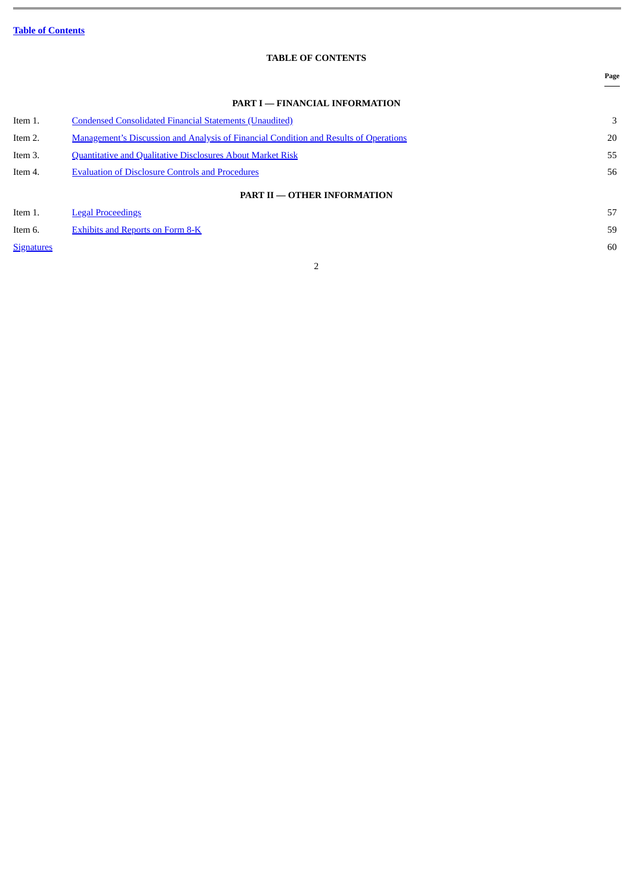Table of Contents

# TABLE OF CONTENTS

| | | Page |
|---|---|---|
| | **PART I — FINANCIAL INFORMATION** | |
| Item 1. | Condensed Consolidated Financial Statements (Unaudited) | 3 |
| Item 2. | Management's Discussion and Analysis of Financial Condition and Results of Operations | 20 |
| Item 3. | Quantitative and Qualitative Disclosures About Market Risk | 55 |
| Item 4. | Evaluation of Disclosure Controls and Procedures | 56 |
| | **PART II — OTHER INFORMATION** | |
| Item 1. | Legal Proceedings | 57 |
| Item 6. | Exhibits and Reports on Form 8-K | 59 |
| Signatures | | 60 |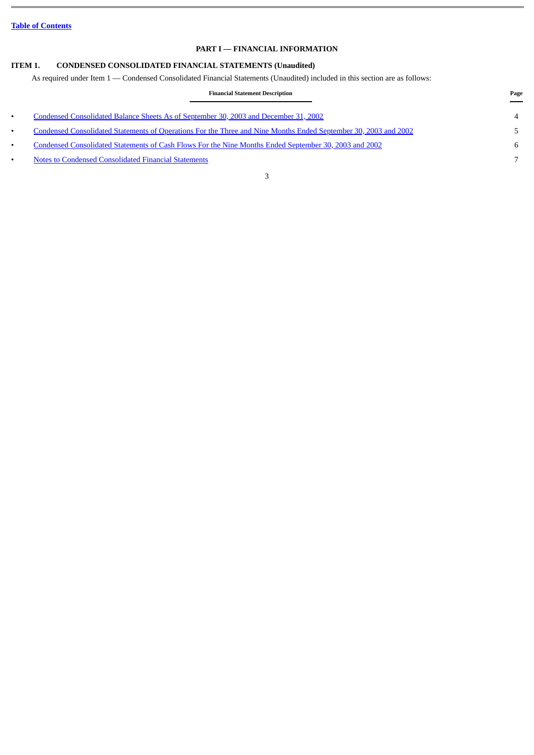[Table of Contents](#)

## PART I — FINANCIAL INFORMATION

### ITEM 1. CONDENSED CONSOLIDATED FINANCIAL STATEMENTS (Unaudited)

As required under Item 1 — Condensed Consolidated Financial Statements (Unaudited) included in this section are as follows:

| | Financial Statement Description | Page |
|---|---|---|
| • | Condensed Consolidated Balance Sheets As of September 30, 2003 and December 31, 2002 | 4 |
| • | Condensed Consolidated Statements of Operations For the Three and Nine Months Ended September 30, 2003 and 2002 | 5 |
| • | Condensed Consolidated Statements of Cash Flows For the Nine Months Ended September 30, 2003 and 2002 | 6 |
| • | Notes to Condensed Consolidated Financial Statements | 7 |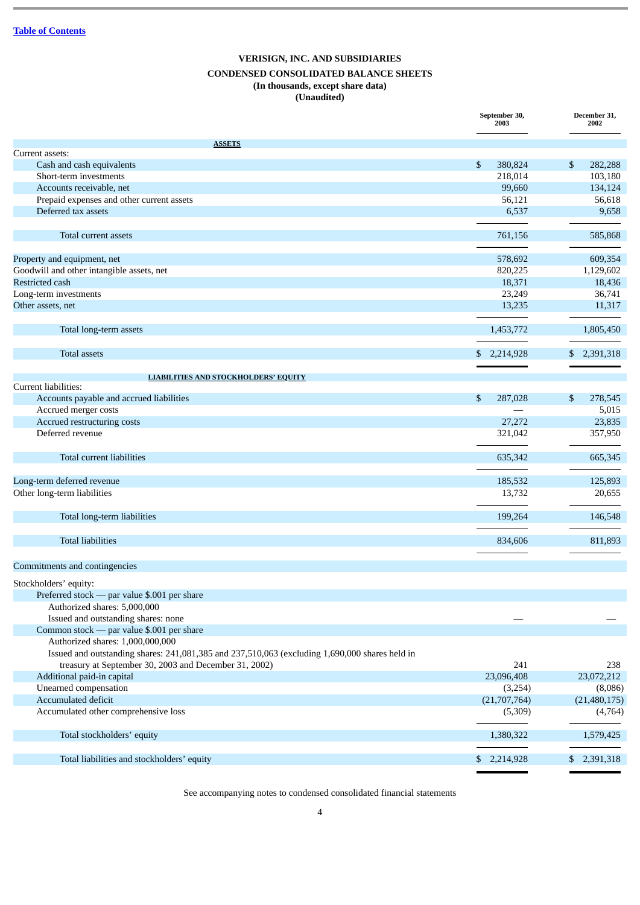[Table of Contents](#)

# VERISIGN, INC. AND SUBSIDIARIES

## CONDENSED CONSOLIDATED BALANCE SHEETS

**(In thousands, except share data)**
**(Unaudited)**

| | September 30, 2003 | December 31, 2002 |
|---|---|---|
| **ASSETS** | | |
| Current assets: | | |
| Cash and cash equivalents | $ 380,824 | $ 282,288 |
| Short-term investments | 218,014 | 103,180 |
| Accounts receivable, net | 99,660 | 134,124 |
| Prepaid expenses and other current assets | 56,121 | 56,618 |
| Deferred tax assets | 6,537 | 9,658 |
| Total current assets | 761,156 | 585,868 |
| Property and equipment, net | 578,692 | 609,354 |
| Goodwill and other intangible assets, net | 820,225 | 1,129,602 |
| Restricted cash | 18,371 | 18,436 |
| Long-term investments | 23,249 | 36,741 |
| Other assets, net | 13,235 | 11,317 |
| Total long-term assets | 1,453,772 | 1,805,450 |
| Total assets | $ 2,214,928 | $ 2,391,318 |
| **LIABILITIES AND STOCKHOLDERS' EQUITY** | | |
| Current liabilities: | | |
| Accounts payable and accrued liabilities | $ 287,028 | $ 278,545 |
| Accrued merger costs | — | 5,015 |
| Accrued restructuring costs | 27,272 | 23,835 |
| Deferred revenue | 321,042 | 357,950 |
| Total current liabilities | 635,342 | 665,345 |
| Long-term deferred revenue | 185,532 | 125,893 |
| Other long-term liabilities | 13,732 | 20,655 |
| Total long-term liabilities | 199,264 | 146,548 |
| Total liabilities | 834,606 | 811,893 |
| Commitments and contingencies | | |
| Stockholders' equity: | | |
| Preferred stock — par value $.001 per share<br>Authorized shares: 5,000,000<br>Issued and outstanding shares: none | — | — |
| Common stock — par value $.001 per share<br>Authorized shares: 1,000,000,000<br>Issued and outstanding shares: 241,081,385 and 237,510,063 (excluding 1,690,000 shares held in treasury at September 30, 2003 and December 31, 2002) | 241 | 238 |
| Additional paid-in capital | 23,096,408 | 23,072,212 |
| Unearned compensation | (3,254) | (8,086) |
| Accumulated deficit | (21,707,764) | (21,480,175) |
| Accumulated other comprehensive loss | (5,309) | (4,764) |
| Total stockholders' equity | 1,380,322 | 1,579,425 |
| Total liabilities and stockholders' equity | $ 2,214,928 | $ 2,391,318 |

See accompanying notes to condensed consolidated financial statements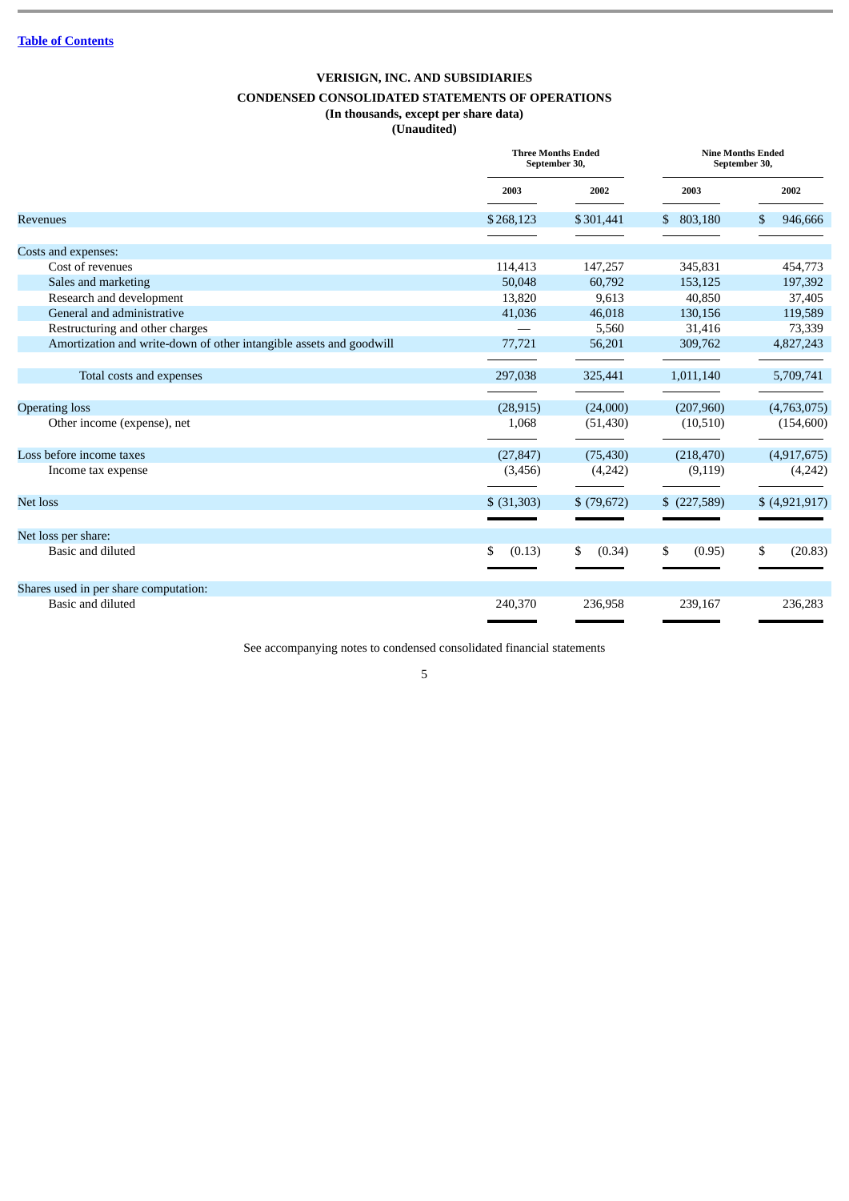[Table of Contents](#)

**VERISIGN, INC. AND SUBSIDIARIES**

**CONDENSED CONSOLIDATED STATEMENTS OF OPERATIONS**

**(In thousands, except per share data)**

**(Unaudited)**

| | Three Months Ended September 30, | | Nine Months Ended September 30, | |
|---|---|---|---|---|
| | 2003 | 2002 | 2003 | 2002 |
| Revenues | $ 268,123 | $ 301,441 | $ 803,180 | $ 946,666 |
| Costs and expenses: | | | | |
| Cost of revenues | 114,413 | 147,257 | 345,831 | 454,773 |
| Sales and marketing | 50,048 | 60,792 | 153,125 | 197,392 |
| Research and development | 13,820 | 9,613 | 40,850 | 37,405 |
| General and administrative | 41,036 | 46,018 | 130,156 | 119,589 |
| Restructuring and other charges | — | 5,560 | 31,416 | 73,339 |
| Amortization and write-down of other intangible assets and goodwill | 77,721 | 56,201 | 309,762 | 4,827,243 |
| Total costs and expenses | 297,038 | 325,441 | 1,011,140 | 5,709,741 |
| Operating loss | (28,915) | (24,000) | (207,960) | (4,763,075) |
| Other income (expense), net | 1,068 | (51,430) | (10,510) | (154,600) |
| Loss before income taxes | (27,847) | (75,430) | (218,470) | (4,917,675) |
| Income tax expense | (3,456) | (4,242) | (9,119) | (4,242) |
| Net loss | $ (31,303) | $ (79,672) | $ (227,589) | $ (4,921,917) |
| Net loss per share: | | | | |
| Basic and diluted | $ (0.13) | $ (0.34) | $ (0.95) | $ (20.83) |
| Shares used in per share computation: | | | | |
| Basic and diluted | 240,370 | 236,958 | 239,167 | 236,283 |

See accompanying notes to condensed consolidated financial statements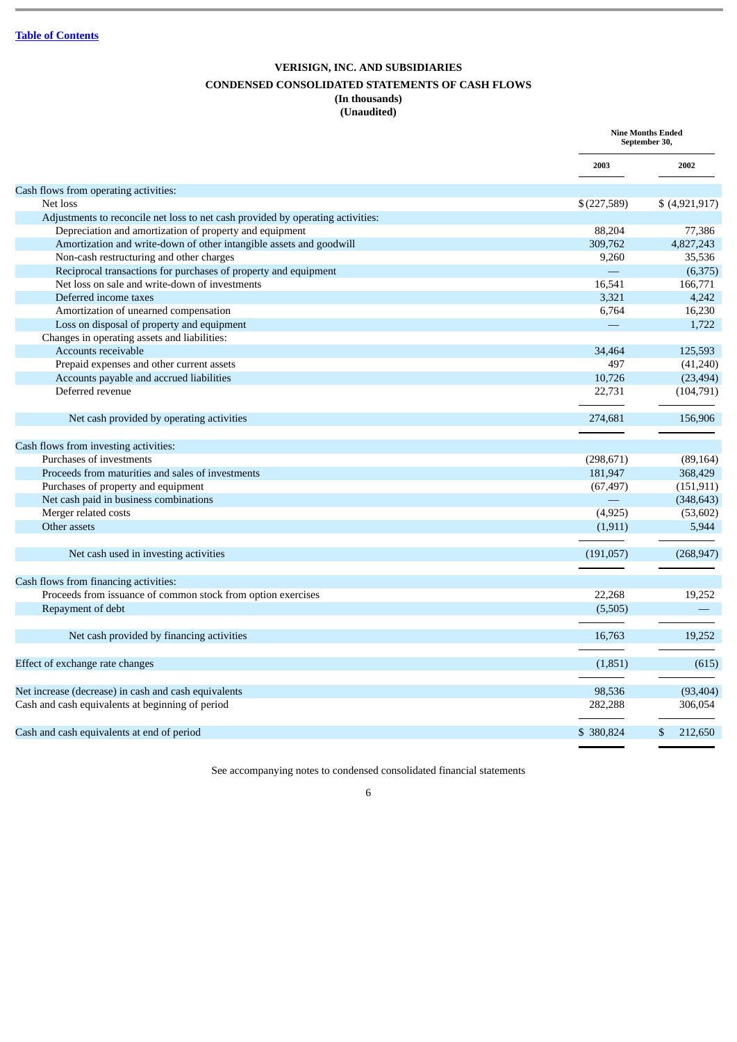[Table of Contents](#)

**VERISIGN, INC. AND SUBSIDIARIES**

**CONDENSED CONSOLIDATED STATEMENTS OF CASH FLOWS**

**(In thousands)**

**(Unaudited)**

| | Nine Months Ended September 30, | |
|---|---|---|
| | 2003 | 2002 |
| Cash flows from operating activities: | | |
| Net loss | $ (227,589) | $ (4,921,917) |
| Adjustments to reconcile net loss to net cash provided by operating activities: | | |
| Depreciation and amortization of property and equipment | 88,204 | 77,386 |
| Amortization and write-down of other intangible assets and goodwill | 309,762 | 4,827,243 |
| Non-cash restructuring and other charges | 9,260 | 35,536 |
| Reciprocal transactions for purchases of property and equipment | — | (6,375) |
| Net loss on sale and write-down of investments | 16,541 | 166,771 |
| Deferred income taxes | 3,321 | 4,242 |
| Amortization of unearned compensation | 6,764 | 16,230 |
| Loss on disposal of property and equipment | — | 1,722 |
| Changes in operating assets and liabilities: | | |
| Accounts receivable | 34,464 | 125,593 |
| Prepaid expenses and other current assets | 497 | (41,240) |
| Accounts payable and accrued liabilities | 10,726 | (23,494) |
| Deferred revenue | 22,731 | (104,791) |
| Net cash provided by operating activities | 274,681 | 156,906 |
| Cash flows from investing activities: | | |
| Purchases of investments | (298,671) | (89,164) |
| Proceeds from maturities and sales of investments | 181,947 | 368,429 |
| Purchases of property and equipment | (67,497) | (151,911) |
| Net cash paid in business combinations | — | (348,643) |
| Merger related costs | (4,925) | (53,602) |
| Other assets | (1,911) | 5,944 |
| Net cash used in investing activities | (191,057) | (268,947) |
| Cash flows from financing activities: | | |
| Proceeds from issuance of common stock from option exercises | 22,268 | 19,252 |
| Repayment of debt | (5,505) | — |
| Net cash provided by financing activities | 16,763 | 19,252 |
| Effect of exchange rate changes | (1,851) | (615) |
| Net increase (decrease) in cash and cash equivalents | 98,536 | (93,404) |
| Cash and cash equivalents at beginning of period | 282,288 | 306,054 |
| Cash and cash equivalents at end of period | $ 380,824 | $ 212,650 |

See accompanying notes to condensed consolidated financial statements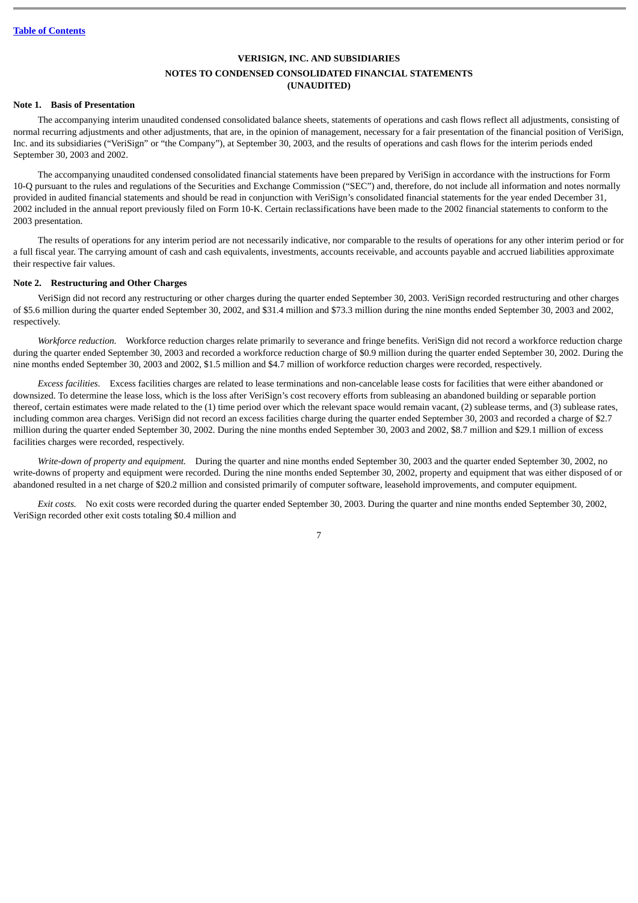**VERISIGN, INC. AND SUBSIDIARIES**

**NOTES TO CONDENSED CONSOLIDATED FINANCIAL STATEMENTS**
**(UNAUDITED)**

**Note 1. Basis of Presentation**

The accompanying interim unaudited condensed consolidated balance sheets, statements of operations and cash flows reflect all adjustments, consisting of normal recurring adjustments and other adjustments, that are, in the opinion of management, necessary for a fair presentation of the financial position of VeriSign, Inc. and its subsidiaries ("VeriSign" or "the Company"), at September 30, 2003, and the results of operations and cash flows for the interim periods ended September 30, 2003 and 2002.

The accompanying unaudited condensed consolidated financial statements have been prepared by VeriSign in accordance with the instructions for Form 10-Q pursuant to the rules and regulations of the Securities and Exchange Commission ("SEC") and, therefore, do not include all information and notes normally provided in audited financial statements and should be read in conjunction with VeriSign's consolidated financial statements for the year ended December 31, 2002 included in the annual report previously filed on Form 10-K. Certain reclassifications have been made to the 2002 financial statements to conform to the 2003 presentation.

The results of operations for any interim period are not necessarily indicative, nor comparable to the results of operations for any other interim period or for a full fiscal year. The carrying amount of cash and cash equivalents, investments, accounts receivable, and accounts payable and accrued liabilities approximate their respective fair values.

**Note 2. Restructuring and Other Charges**

VeriSign did not record any restructuring or other charges during the quarter ended September 30, 2003. VeriSign recorded restructuring and other charges of $5.6 million during the quarter ended September 30, 2002, and $31.4 million and $73.3 million during the nine months ended September 30, 2003 and 2002, respectively.

*Workforce reduction.* Workforce reduction charges relate primarily to severance and fringe benefits. VeriSign did not record a workforce reduction charge during the quarter ended September 30, 2003 and recorded a workforce reduction charge of $0.9 million during the quarter ended September 30, 2002. During the nine months ended September 30, 2003 and 2002, $1.5 million and $4.7 million of workforce reduction charges were recorded, respectively.

*Excess facilities.* Excess facilities charges are related to lease terminations and non-cancelable lease costs for facilities that were either abandoned or downsized. To determine the lease loss, which is the loss after VeriSign's cost recovery efforts from subleasing an abandoned building or separable portion thereof, certain estimates were made related to the (1) time period over which the relevant space would remain vacant, (2) sublease terms, and (3) sublease rates, including common area charges. VeriSign did not record an excess facilities charge during the quarter ended September 30, 2003 and recorded a charge of $2.7 million during the quarter ended September 30, 2002. During the nine months ended September 30, 2003 and 2002, $8.7 million and $29.1 million of excess facilities charges were recorded, respectively.

*Write-down of property and equipment.* During the quarter and nine months ended September 30, 2003 and the quarter ended September 30, 2002, no write-downs of property and equipment were recorded. During the nine months ended September 30, 2002, property and equipment that was either disposed of or abandoned resulted in a net charge of $20.2 million and consisted primarily of computer software, leasehold improvements, and computer equipment.

*Exit costs.* No exit costs were recorded during the quarter ended September 30, 2003. During the quarter and nine months ended September 30, 2002, VeriSign recorded other exit costs totaling $0.4 million and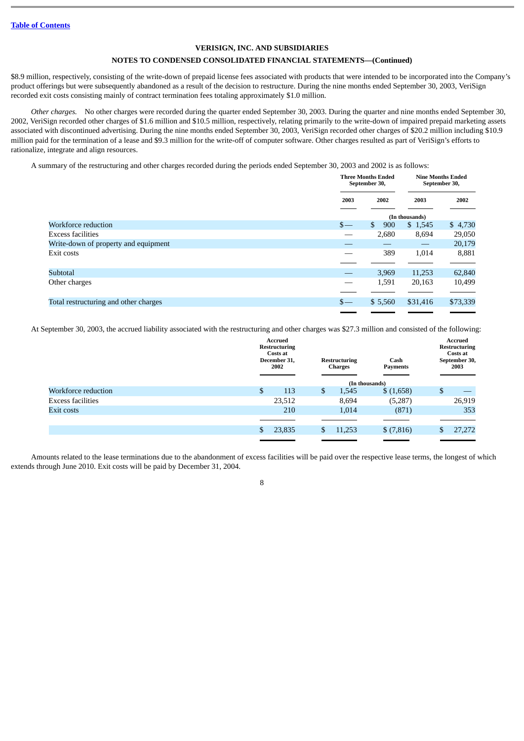**VERISIGN, INC. AND SUBSIDIARIES**

**NOTES TO CONDENSED CONSOLIDATED FINANCIAL STATEMENTS—(Continued)**

$8.9 million, respectively, consisting of the write-down of prepaid license fees associated with products that were intended to be incorporated into the Company's product offerings but were subsequently abandoned as a result of the decision to restructure. During the nine months ended September 30, 2003, VeriSign recorded exit costs consisting mainly of contract termination fees totaling approximately $1.0 million.

*Other charges.* No other charges were recorded during the quarter ended September 30, 2003. During the quarter and nine months ended September 30, 2002, VeriSign recorded other charges of $1.6 million and $10.5 million, respectively, relating primarily to the write-down of impaired prepaid marketing assets associated with discontinued advertising. During the nine months ended September 30, 2003, VeriSign recorded other charges of $20.2 million including $10.9 million paid for the termination of a lease and $9.3 million for the write-off of computer software. Other charges resulted as part of VeriSign's efforts to rationalize, integrate and align resources.

A summary of the restructuring and other charges recorded during the periods ended September 30, 2003 and 2002 is as follows:

| | Three Months Ended September 30, | | Nine Months Ended September 30, | |
|---|---|---|---|---|
| | 2003 | 2002 | 2003 | 2002 |
| | (In thousands) | | | |
| Workforce reduction | $— | $ 900 | $ 1,545 | $ 4,730 |
| Excess facilities | — | 2,680 | 8,694 | 29,050 |
| Write-down of property and equipment | — | — | — | 20,179 |
| Exit costs | — | 389 | 1,014 | 8,881 |
| Subtotal | — | 3,969 | 11,253 | 62,840 |
| Other charges | — | 1,591 | 20,163 | 10,499 |
| Total restructuring and other charges | $— | $ 5,560 | $31,416 | $73,339 |

At September 30, 2003, the accrued liability associated with the restructuring and other charges was $27.3 million and consisted of the following:

| | Accrued Restructuring Costs at December 31, 2002 | Restructuring Charges | Cash Payments | Accrued Restructuring Costs at September 30, 2003 |
|---|---|---|---|---|
| | (In thousands) | | | |
| Workforce reduction | $ 113 | $ 1,545 | $ (1,658) | $ — |
| Excess facilities | 23,512 | 8,694 | (5,287) | 26,919 |
| Exit costs | 210 | 1,014 | (871) | 353 |
| | $ 23,835 | $ 11,253 | $ (7,816) | $ 27,272 |

Amounts related to the lease terminations due to the abandonment of excess facilities will be paid over the respective lease terms, the longest of which extends through June 2010. Exit costs will be paid by December 31, 2004.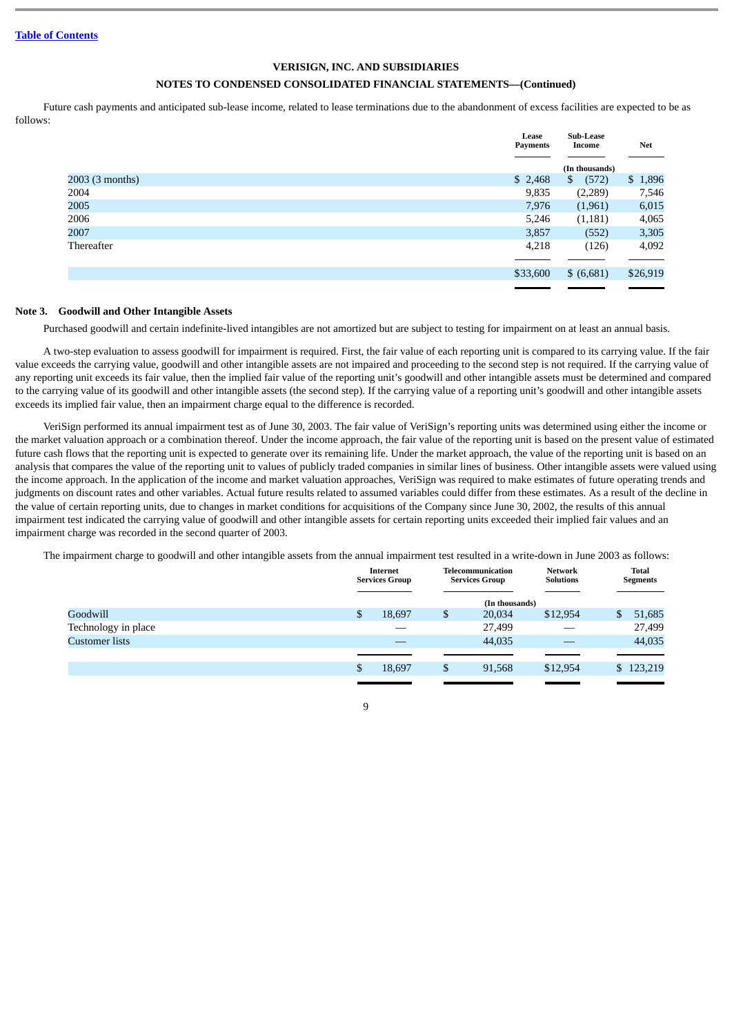Table of Contents

**VERISIGN, INC. AND SUBSIDIARIES**

**NOTES TO CONDENSED CONSOLIDATED FINANCIAL STATEMENTS—(Continued)**

Future cash payments and anticipated sub-lease income, related to lease terminations due to the abandonment of excess facilities are expected to be as follows:

| | Lease Payments | Sub-Lease Income | Net |
|---|---|---|---|
| | | (In thousands) | |
| 2003 (3 months) | $ 2,468 | $ (572) | $ 1,896 |
| 2004 | 9,835 | (2,289) | 7,546 |
| 2005 | 7,976 | (1,961) | 6,015 |
| 2006 | 5,246 | (1,181) | 4,065 |
| 2007 | 3,857 | (552) | 3,305 |
| Thereafter | 4,218 | (126) | 4,092 |
| | $33,600 | $ (6,681) | $26,919 |

**Note 3. Goodwill and Other Intangible Assets**

Purchased goodwill and certain indefinite-lived intangibles are not amortized but are subject to testing for impairment on at least an annual basis.

A two-step evaluation to assess goodwill for impairment is required. First, the fair value of each reporting unit is compared to its carrying value. If the fair value exceeds the carrying value, goodwill and other intangible assets are not impaired and proceeding to the second step is not required. If the carrying value of any reporting unit exceeds its fair value, then the implied fair value of the reporting unit's goodwill and other intangible assets must be determined and compared to the carrying value of its goodwill and other intangible assets (the second step). If the carrying value of a reporting unit's goodwill and other intangible assets exceeds its implied fair value, then an impairment charge equal to the difference is recorded.

VeriSign performed its annual impairment test as of June 30, 2003. The fair value of VeriSign's reporting units was determined using either the income or the market valuation approach or a combination thereof. Under the income approach, the fair value of the reporting unit is based on the present value of estimated future cash flows that the reporting unit is expected to generate over its remaining life. Under the market approach, the value of the reporting unit is based on an analysis that compares the value of the reporting unit to values of publicly traded companies in similar lines of business. Other intangible assets were valued using the income approach. In the application of the income and market valuation approaches, VeriSign was required to make estimates of future operating trends and judgments on discount rates and other variables. Actual future results related to assumed variables could differ from these estimates. As a result of the decline in the value of certain reporting units, due to changes in market conditions for acquisitions of the Company since June 30, 2002, the results of this annual impairment test indicated the carrying value of goodwill and other intangible assets for certain reporting units exceeded their implied fair values and an impairment charge was recorded in the second quarter of 2003.

The impairment charge to goodwill and other intangible assets from the annual impairment test resulted in a write-down in June 2003 as follows:

| | Internet Services Group | Telecommunication Services Group | Network Solutions | Total Segments |
|---|---|---|---|---|
| | | (In thousands) | | |
| Goodwill | $ 18,697 | $ 20,034 | $12,954 | $ 51,685 |
| Technology in place | — | 27,499 | — | 27,499 |
| Customer lists | — | 44,035 | — | 44,035 |
| | $ 18,697 | $ 91,568 | $12,954 | $ 123,219 |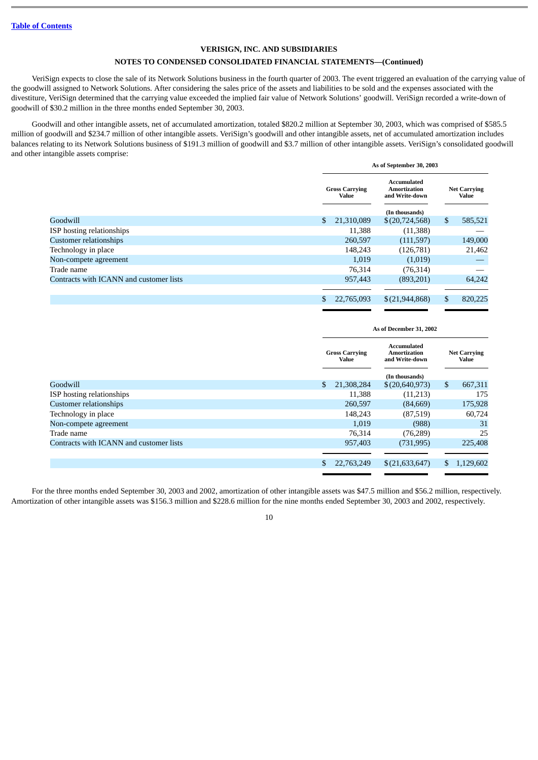VERISIGN, INC. AND SUBSIDIARIES

NOTES TO CONDENSED CONSOLIDATED FINANCIAL STATEMENTS—(Continued)

VeriSign expects to close the sale of its Network Solutions business in the fourth quarter of 2003. The event triggered an evaluation of the carrying value of the goodwill assigned to Network Solutions. After considering the sales price of the assets and liabilities to be sold and the expenses associated with the divestiture, VeriSign determined that the carrying value exceeded the implied fair value of Network Solutions' goodwill. VeriSign recorded a write-down of goodwill of $30.2 million in the three months ended September 30, 2003.

Goodwill and other intangible assets, net of accumulated amortization, totaled $820.2 million at September 30, 2003, which was comprised of $585.5 million of goodwill and $234.7 million of other intangible assets. VeriSign's goodwill and other intangible assets, net of accumulated amortization includes balances relating to its Network Solutions business of $191.3 million of goodwill and $3.7 million of other intangible assets. VeriSign's consolidated goodwill and other intangible assets comprise:

| | As of September 30, 2003 | | |
|---|---|---|---|
| | Gross Carrying Value | Accumulated Amortization and Write-down | Net Carrying Value |
| | | (In thousands) | |
| Goodwill | $ 21,310,089 | $ (20,724,568) | $ 585,521 |
| ISP hosting relationships | 11,388 | (11,388) | — |
| Customer relationships | 260,597 | (111,597) | 149,000 |
| Technology in place | 148,243 | (126,781) | 21,462 |
| Non-compete agreement | 1,019 | (1,019) | — |
| Trade name | 76,314 | (76,314) | — |
| Contracts with ICANN and customer lists | 957,443 | (893,201) | 64,242 |
| | $ 22,765,093 | $ (21,944,868) | $ 820,225 |

| | As of December 31, 2002 | | |
|---|---|---|---|
| | Gross Carrying Value | Accumulated Amortization and Write-down | Net Carrying Value |
| | | (In thousands) | |
| Goodwill | $ 21,308,284 | $ (20,640,973) | $ 667,311 |
| ISP hosting relationships | 11,388 | (11,213) | 175 |
| Customer relationships | 260,597 | (84,669) | 175,928 |
| Technology in place | 148,243 | (87,519) | 60,724 |
| Non-compete agreement | 1,019 | (988) | 31 |
| Trade name | 76,314 | (76,289) | 25 |
| Contracts with ICANN and customer lists | 957,403 | (731,995) | 225,408 |
| | $ 22,763,249 | $ (21,633,647) | $ 1,129,602 |

For the three months ended September 30, 2003 and 2002, amortization of other intangible assets was $47.5 million and $56.2 million, respectively. Amortization of other intangible assets was $156.3 million and $228.6 million for the nine months ended September 30, 2003 and 2002, respectively.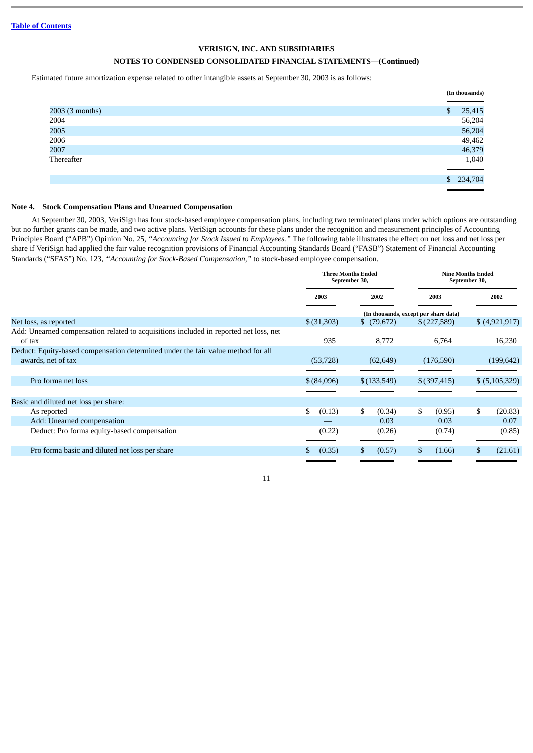VERISIGN, INC. AND SUBSIDIARIES

NOTES TO CONDENSED CONSOLIDATED FINANCIAL STATEMENTS—(Continued)

Estimated future amortization expense related to other intangible assets at September 30, 2003 is as follows:

| | (In thousands) |
|---|---|
| 2003 (3 months) | $ 25,415 |
| 2004 | 56,204 |
| 2005 | 56,204 |
| 2006 | 49,462 |
| 2007 | 46,379 |
| Thereafter | 1,040 |
| | $ 234,704 |

## Note 4. Stock Compensation Plans and Unearned Compensation

At September 30, 2003, VeriSign has four stock-based employee compensation plans, including two terminated plans under which options are outstanding but no further grants can be made, and two active plans. VeriSign accounts for these plans under the recognition and measurement principles of Accounting Principles Board ("APB") Opinion No. 25, *"Accounting for Stock Issued to Employees."* The following table illustrates the effect on net loss and net loss per share if VeriSign had applied the fair value recognition provisions of Financial Accounting Standards Board ("FASB") Statement of Financial Accounting Standards ("SFAS") No. 123, *"Accounting for Stock-Based Compensation,"* to stock-based employee compensation.

| | Three Months Ended September 30, | | Nine Months Ended September 30, | |
|---|---|---|---|---|
| | 2003 | 2002 | 2003 | 2002 |
| | (In thousands, except per share data) | | | |
| Net loss, as reported | $ (31,303) | $ (79,672) | $ (227,589) | $ (4,921,917) |
| Add: Unearned compensation related to acquisitions included in reported net loss, net of tax | 935 | 8,772 | 6,764 | 16,230 |
| Deduct: Equity-based compensation determined under the fair value method for all awards, net of tax | (53,728) | (62,649) | (176,590) | (199,642) |
| Pro forma net loss | $ (84,096) | $ (133,549) | $ (397,415) | $ (5,105,329) |
| Basic and diluted net loss per share: | | | | |
| As reported | $ (0.13) | $ (0.34) | $ (0.95) | $ (20.83) |
| Add: Unearned compensation | — | 0.03 | 0.03 | 0.07 |
| Deduct: Pro forma equity-based compensation | (0.22) | (0.26) | (0.74) | (0.85) |
| Pro forma basic and diluted net loss per share | $ (0.35) | $ (0.57) | $ (1.66) | $ (21.61) |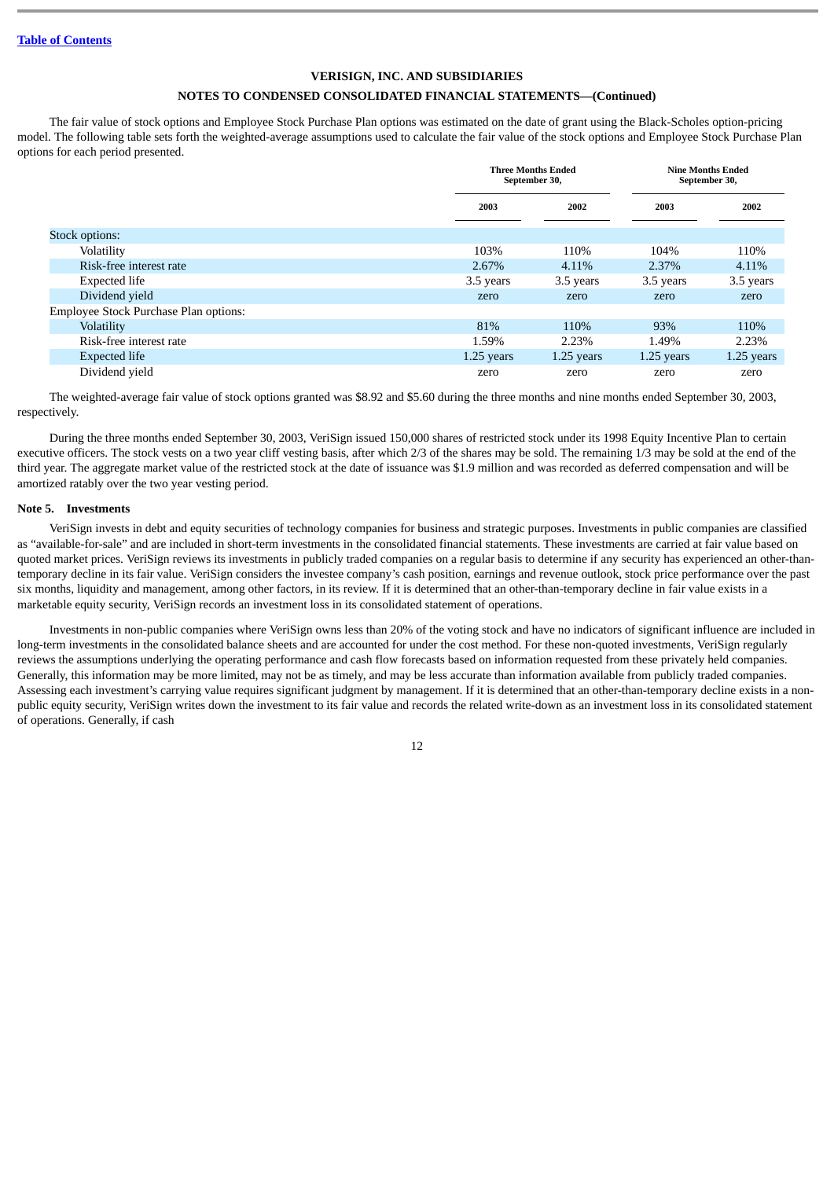Table of Contents

**VERISIGN, INC. AND SUBSIDIARIES**

**NOTES TO CONDENSED CONSOLIDATED FINANCIAL STATEMENTS—(Continued)**

The fair value of stock options and Employee Stock Purchase Plan options was estimated on the date of grant using the Black-Scholes option-pricing model. The following table sets forth the weighted-average assumptions used to calculate the fair value of the stock options and Employee Stock Purchase Plan options for each period presented.

| | Three Months Ended September 30, | | Nine Months Ended September 30, | |
|---|---|---|---|---|
| | 2003 | 2002 | 2003 | 2002 |
| Stock options: | | | | |
| Volatility | 103% | 110% | 104% | 110% |
| Risk-free interest rate | 2.67% | 4.11% | 2.37% | 4.11% |
| Expected life | 3.5 years | 3.5 years | 3.5 years | 3.5 years |
| Dividend yield | zero | zero | zero | zero |
| Employee Stock Purchase Plan options: | | | | |
| Volatility | 81% | 110% | 93% | 110% |
| Risk-free interest rate | 1.59% | 2.23% | 1.49% | 2.23% |
| Expected life | 1.25 years | 1.25 years | 1.25 years | 1.25 years |
| Dividend yield | zero | zero | zero | zero |

The weighted-average fair value of stock options granted was $8.92 and $5.60 during the three months and nine months ended September 30, 2003, respectively.

During the three months ended September 30, 2003, VeriSign issued 150,000 shares of restricted stock under its 1998 Equity Incentive Plan to certain executive officers. The stock vests on a two year cliff vesting basis, after which 2/3 of the shares may be sold. The remaining 1/3 may be sold at the end of the third year. The aggregate market value of the restricted stock at the date of issuance was $1.9 million and was recorded as deferred compensation and will be amortized ratably over the two year vesting period.

**Note 5. Investments**

VeriSign invests in debt and equity securities of technology companies for business and strategic purposes. Investments in public companies are classified as "available-for-sale" and are included in short-term investments in the consolidated financial statements. These investments are carried at fair value based on quoted market prices. VeriSign reviews its investments in publicly traded companies on a regular basis to determine if any security has experienced an other-than-temporary decline in its fair value. VeriSign considers the investee company's cash position, earnings and revenue outlook, stock price performance over the past six months, liquidity and management, among other factors, in its review. If it is determined that an other-than-temporary decline in fair value exists in a marketable equity security, VeriSign records an investment loss in its consolidated statement of operations.

Investments in non-public companies where VeriSign owns less than 20% of the voting stock and have no indicators of significant influence are included in long-term investments in the consolidated balance sheets and are accounted for under the cost method. For these non-quoted investments, VeriSign regularly reviews the assumptions underlying the operating performance and cash flow forecasts based on information requested from these privately held companies. Generally, this information may be more limited, may not be as timely, and may be less accurate than information available from publicly traded companies. Assessing each investment's carrying value requires significant judgment by management. If it is determined that an other-than-temporary decline exists in a non-public equity security, VeriSign writes down the investment to its fair value and records the related write-down as an investment loss in its consolidated statement of operations. Generally, if cash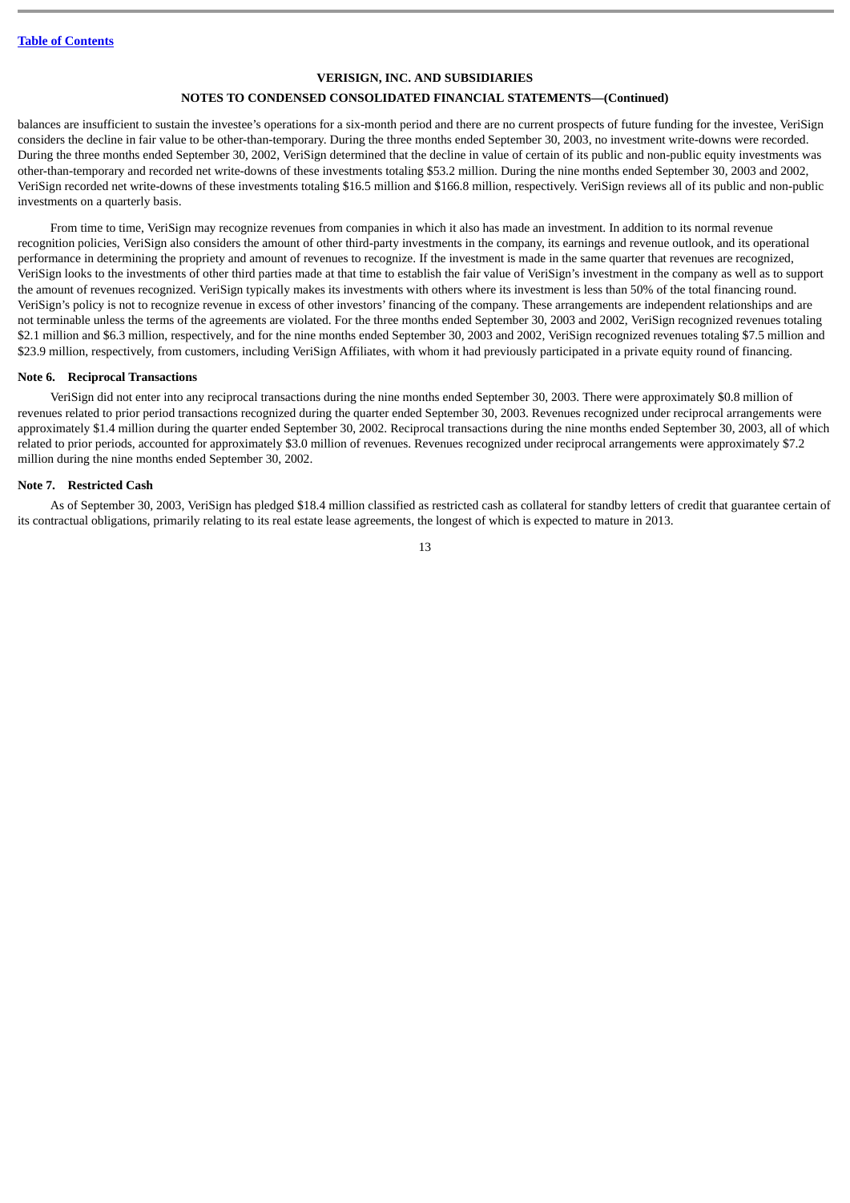balances are insufficient to sustain the investee's operations for a six-month period and there are no current prospects of future funding for the investee, VeriSign considers the decline in fair value to be other-than-temporary. During the three months ended September 30, 2003, no investment write-downs were recorded. During the three months ended September 30, 2002, VeriSign determined that the decline in value of certain of its public and non-public equity investments was other-than-temporary and recorded net write-downs of these investments totaling $53.2 million. During the nine months ended September 30, 2003 and 2002, VeriSign recorded net write-downs of these investments totaling $16.5 million and $166.8 million, respectively. VeriSign reviews all of its public and non-public investments on a quarterly basis.

From time to time, VeriSign may recognize revenues from companies in which it also has made an investment. In addition to its normal revenue recognition policies, VeriSign also considers the amount of other third-party investments in the company, its earnings and revenue outlook, and its operational performance in determining the propriety and amount of revenues to recognize. If the investment is made in the same quarter that revenues are recognized, VeriSign looks to the investments of other third parties made at that time to establish the fair value of VeriSign's investment in the company as well as to support the amount of revenues recognized. VeriSign typically makes its investments with others where its investment is less than 50% of the total financing round. VeriSign's policy is not to recognize revenue in excess of other investors' financing of the company. These arrangements are independent relationships and are not terminable unless the terms of the agreements are violated. For the three months ended September 30, 2003 and 2002, VeriSign recognized revenues totaling $2.1 million and $6.3 million, respectively, and for the nine months ended September 30, 2003 and 2002, VeriSign recognized revenues totaling $7.5 million and $23.9 million, respectively, from customers, including VeriSign Affiliates, with whom it had previously participated in a private equity round of financing.

### Note 6. Reciprocal Transactions

VeriSign did not enter into any reciprocal transactions during the nine months ended September 30, 2003. There were approximately $0.8 million of revenues related to prior period transactions recognized during the quarter ended September 30, 2003. Revenues recognized under reciprocal arrangements were approximately $1.4 million during the quarter ended September 30, 2002. Reciprocal transactions during the nine months ended September 30, 2003, all of which related to prior periods, accounted for approximately $3.0 million of revenues. Revenues recognized under reciprocal arrangements were approximately $7.2 million during the nine months ended September 30, 2002.

### Note 7. Restricted Cash

As of September 30, 2003, VeriSign has pledged $18.4 million classified as restricted cash as collateral for standby letters of credit that guarantee certain of its contractual obligations, primarily relating to its real estate lease agreements, the longest of which is expected to mature in 2013.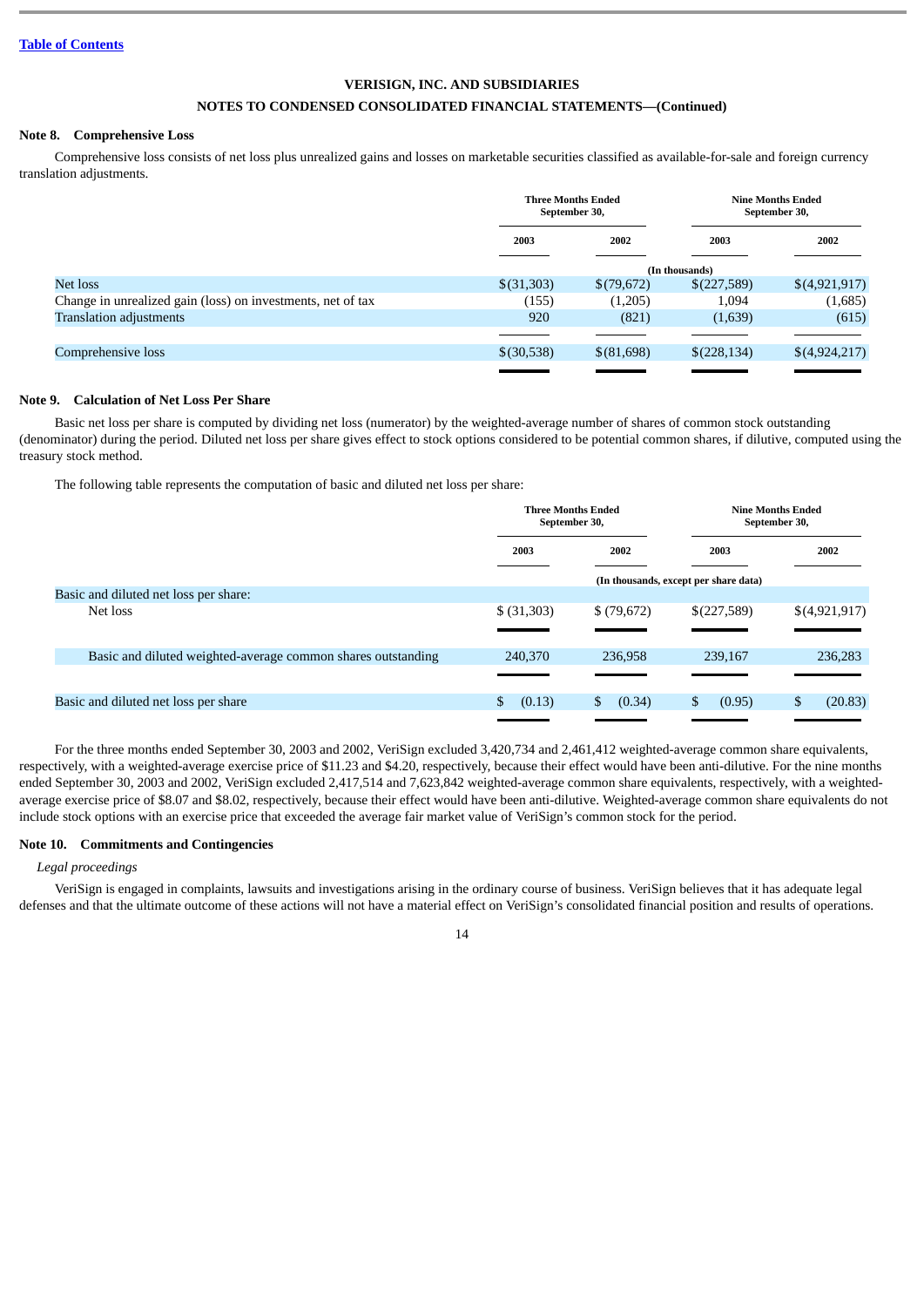[Table of Contents]

**VERISIGN, INC. AND SUBSIDIARIES**

**NOTES TO CONDENSED CONSOLIDATED FINANCIAL STATEMENTS—(Continued)**

**Note 8. Comprehensive Loss**

Comprehensive loss consists of net loss plus unrealized gains and losses on marketable securities classified as available-for-sale and foreign currency translation adjustments.

| | Three Months Ended September 30, | | Nine Months Ended September 30, | |
|---|---|---|---|---|
| | 2003 | 2002 | 2003 | 2002 |
| | (In thousands) | | | |
| Net loss | $(31,303) | $(79,672) | $(227,589) | $(4,921,917) |
| Change in unrealized gain (loss) on investments, net of tax | (155) | (1,205) | 1,094 | (1,685) |
| Translation adjustments | 920 | (821) | (1,639) | (615) |
| Comprehensive loss | $(30,538) | $(81,698) | $(228,134) | $(4,924,217) |

**Note 9. Calculation of Net Loss Per Share**

Basic net loss per share is computed by dividing net loss (numerator) by the weighted-average number of shares of common stock outstanding (denominator) during the period. Diluted net loss per share gives effect to stock options considered to be potential common shares, if dilutive, computed using the treasury stock method.

The following table represents the computation of basic and diluted net loss per share:

| | Three Months Ended September 30, | | Nine Months Ended September 30, | |
|---|---|---|---|---|
| | 2003 | 2002 | 2003 | 2002 |
| | (In thousands, except per share data) | | | |
| Basic and diluted net loss per share: | | | | |
| Net loss | $ (31,303) | $ (79,672) | $(227,589) | $(4,921,917) |
| Basic and diluted weighted-average common shares outstanding | 240,370 | 236,958 | 239,167 | 236,283 |
| Basic and diluted net loss per share | $ (0.13) | $ (0.34) | $ (0.95) | $ (20.83) |

For the three months ended September 30, 2003 and 2002, VeriSign excluded 3,420,734 and 2,461,412 weighted-average common share equivalents, respectively, with a weighted-average exercise price of $11.23 and $4.20, respectively, because their effect would have been anti-dilutive. For the nine months ended September 30, 2003 and 2002, VeriSign excluded 2,417,514 and 7,623,842 weighted-average common share equivalents, respectively, with a weighted-average exercise price of $8.07 and $8.02, respectively, because their effect would have been anti-dilutive. Weighted-average common share equivalents do not include stock options with an exercise price that exceeded the average fair market value of VeriSign's common stock for the period.

**Note 10. Commitments and Contingencies**

*Legal proceedings*

VeriSign is engaged in complaints, lawsuits and investigations arising in the ordinary course of business. VeriSign believes that it has adequate legal defenses and that the ultimate outcome of these actions will not have a material effect on VeriSign's consolidated financial position and results of operations.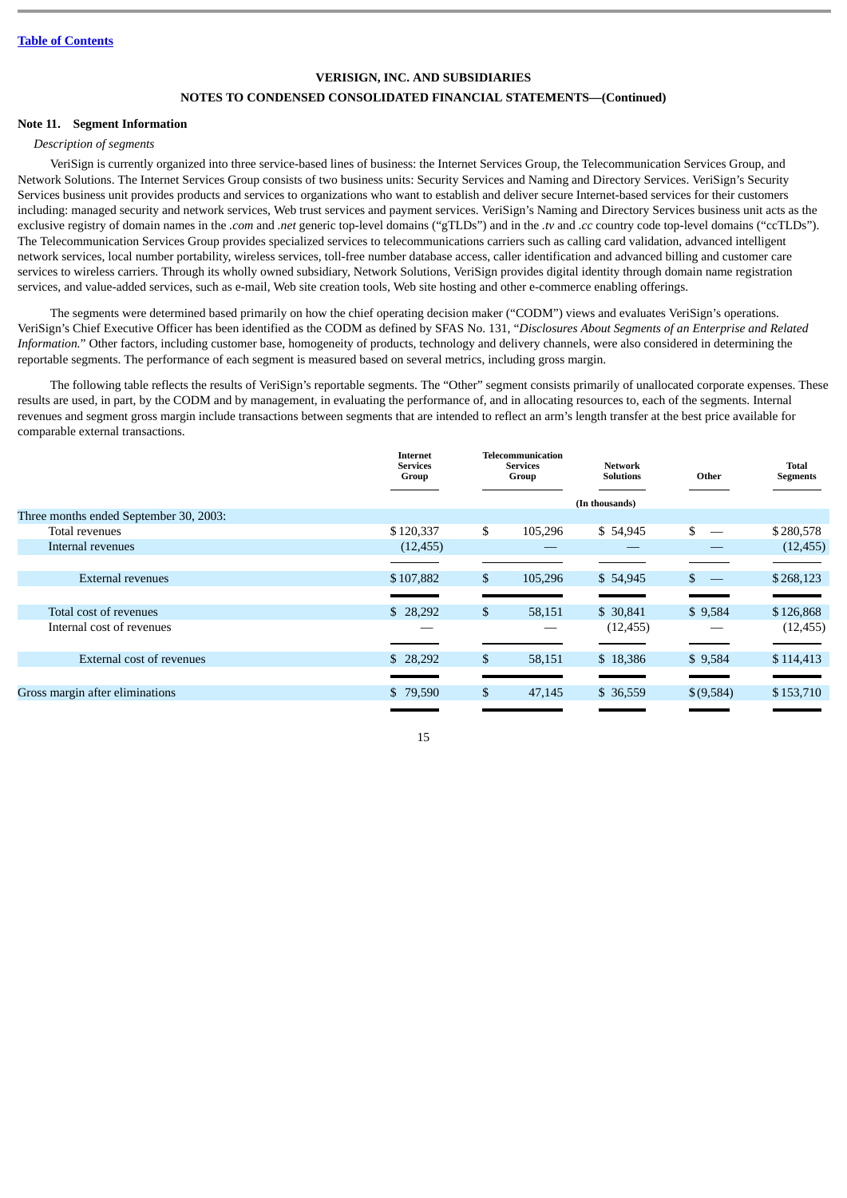[Table of Contents](#)

**VERISIGN, INC. AND SUBSIDIARIES**

**NOTES TO CONDENSED CONSOLIDATED FINANCIAL STATEMENTS—(Continued)**

## Note 11. Segment Information

*Description of segments*

VeriSign is currently organized into three service-based lines of business: the Internet Services Group, the Telecommunication Services Group, and Network Solutions. The Internet Services Group consists of two business units: Security Services and Naming and Directory Services. VeriSign's Security Services business unit provides products and services to organizations who want to establish and deliver secure Internet-based services for their customers including: managed security and network services, Web trust services and payment services. VeriSign's Naming and Directory Services business unit acts as the exclusive registry of domain names in the *.com* and *.net* generic top-level domains ("gTLDs") and in the *.tv* and *.cc* country code top-level domains ("ccTLDs"). The Telecommunication Services Group provides specialized services to telecommunications carriers such as calling card validation, advanced intelligent network services, local number portability, wireless services, toll-free number database access, caller identification and advanced billing and customer care services to wireless carriers. Through its wholly owned subsidiary, Network Solutions, VeriSign provides digital identity through domain name registration services, and value-added services, such as e-mail, Web site creation tools, Web site hosting and other e-commerce enabling offerings.

The segments were determined based primarily on how the chief operating decision maker ("CODM") views and evaluates VeriSign's operations. VeriSign's Chief Executive Officer has been identified as the CODM as defined by SFAS No. 131, "*Disclosures About Segments of an Enterprise and Related Information.*" Other factors, including customer base, homogeneity of products, technology and delivery channels, were also considered in determining the reportable segments. The performance of each segment is measured based on several metrics, including gross margin.

The following table reflects the results of VeriSign's reportable segments. The "Other" segment consists primarily of unallocated corporate expenses. These results are used, in part, by the CODM and by management, in evaluating the performance of, and in allocating resources to, each of the segments. Internal revenues and segment gross margin include transactions between segments that are intended to reflect an arm's length transfer at the best price available for comparable external transactions.

| | Internet Services Group | Telecommunication Services Group | Network Solutions | Other | Total Segments |
|---|---|---|---|---|---|
| | | | (In thousands) | | |
| Three months ended September 30, 2003: | | | | | |
| Total revenues | $120,337 | $ 105,296 | $ 54,945 | $ — | $280,578 |
| Internal revenues | (12,455) | — | — | — | (12,455) |
| External revenues | $107,882 | $ 105,296 | $ 54,945 | $ — | $268,123 |
| Total cost of revenues | $ 28,292 | $ 58,151 | $ 30,841 | $ 9,584 | $126,868 |
| Internal cost of revenues | — | — | (12,455) | — | (12,455) |
| External cost of revenues | $ 28,292 | $ 58,151 | $ 18,386 | $ 9,584 | $114,413 |
| Gross margin after eliminations | $ 79,590 | $ 47,145 | $ 36,559 | $(9,584) | $153,710 |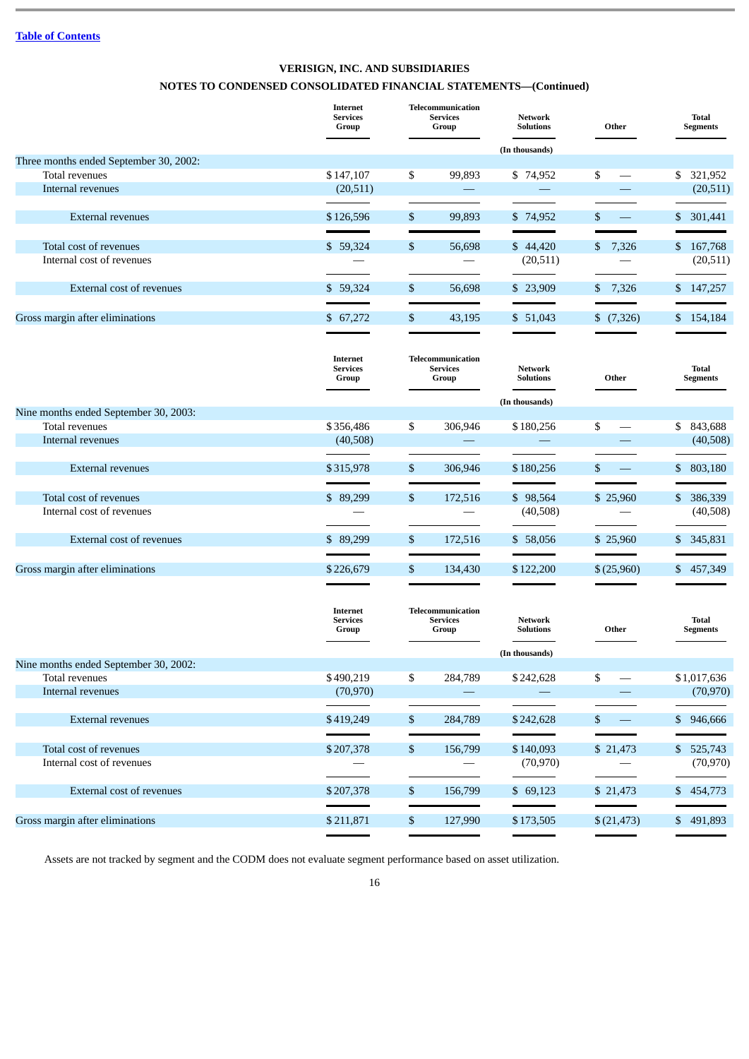Table of Contents

**VERISIGN, INC. AND SUBSIDIARIES**

**NOTES TO CONDENSED CONSOLIDATED FINANCIAL STATEMENTS—(Continued)**

| | Internet Services Group | Telecommunication Services Group | Network Solutions | Other | Total Segments |
|---|---|---|---|---|---|
| | | | (In thousands) | | |
| Three months ended September 30, 2002: | | | | | |
| Total revenues | $147,107 | $ 99,893 | $ 74,952 | $ — | $ 321,952 |
| Internal revenues | (20,511) | — | — | — | (20,511) |
| External revenues | $126,596 | $ 99,893 | $ 74,952 | $ — | $ 301,441 |
| Total cost of revenues | $ 59,324 | $ 56,698 | $ 44,420 | $ 7,326 | $ 167,768 |
| Internal cost of revenues | — | — | (20,511) | — | (20,511) |
| External cost of revenues | $ 59,324 | $ 56,698 | $ 23,909 | $ 7,326 | $ 147,257 |
| Gross margin after eliminations | $ 67,272 | $ 43,195 | $ 51,043 | $ (7,326) | $ 154,184 |

| | Internet Services Group | Telecommunication Services Group | Network Solutions | Other | Total Segments |
|---|---|---|---|---|---|
| | | | (In thousands) | | |
| Nine months ended September 30, 2003: | | | | | |
| Total revenues | $356,486 | $ 306,946 | $180,256 | $ — | $ 843,688 |
| Internal revenues | (40,508) | — | — | — | (40,508) |
| External revenues | $315,978 | $ 306,946 | $180,256 | $ — | $ 803,180 |
| Total cost of revenues | $ 89,299 | $ 172,516 | $ 98,564 | $ 25,960 | $ 386,339 |
| Internal cost of revenues | — | — | (40,508) | — | (40,508) |
| External cost of revenues | $ 89,299 | $ 172,516 | $ 58,056 | $ 25,960 | $ 345,831 |
| Gross margin after eliminations | $226,679 | $ 134,430 | $122,200 | $(25,960) | $ 457,349 |

| | Internet Services Group | Telecommunication Services Group | Network Solutions | Other | Total Segments |
|---|---|---|---|---|---|
| | | | (In thousands) | | |
| Nine months ended September 30, 2002: | | | | | |
| Total revenues | $490,219 | $ 284,789 | $242,628 | $ — | $1,017,636 |
| Internal revenues | (70,970) | — | — | — | (70,970) |
| External revenues | $419,249 | $ 284,789 | $242,628 | $ — | $ 946,666 |
| Total cost of revenues | $207,378 | $ 156,799 | $140,093 | $ 21,473 | $ 525,743 |
| Internal cost of revenues | — | — | (70,970) | — | (70,970) |
| External cost of revenues | $207,378 | $ 156,799 | $ 69,123 | $ 21,473 | $ 454,773 |
| Gross margin after eliminations | $211,871 | $ 127,990 | $173,505 | $(21,473) | $ 491,893 |

Assets are not tracked by segment and the CODM does not evaluate segment performance based on asset utilization.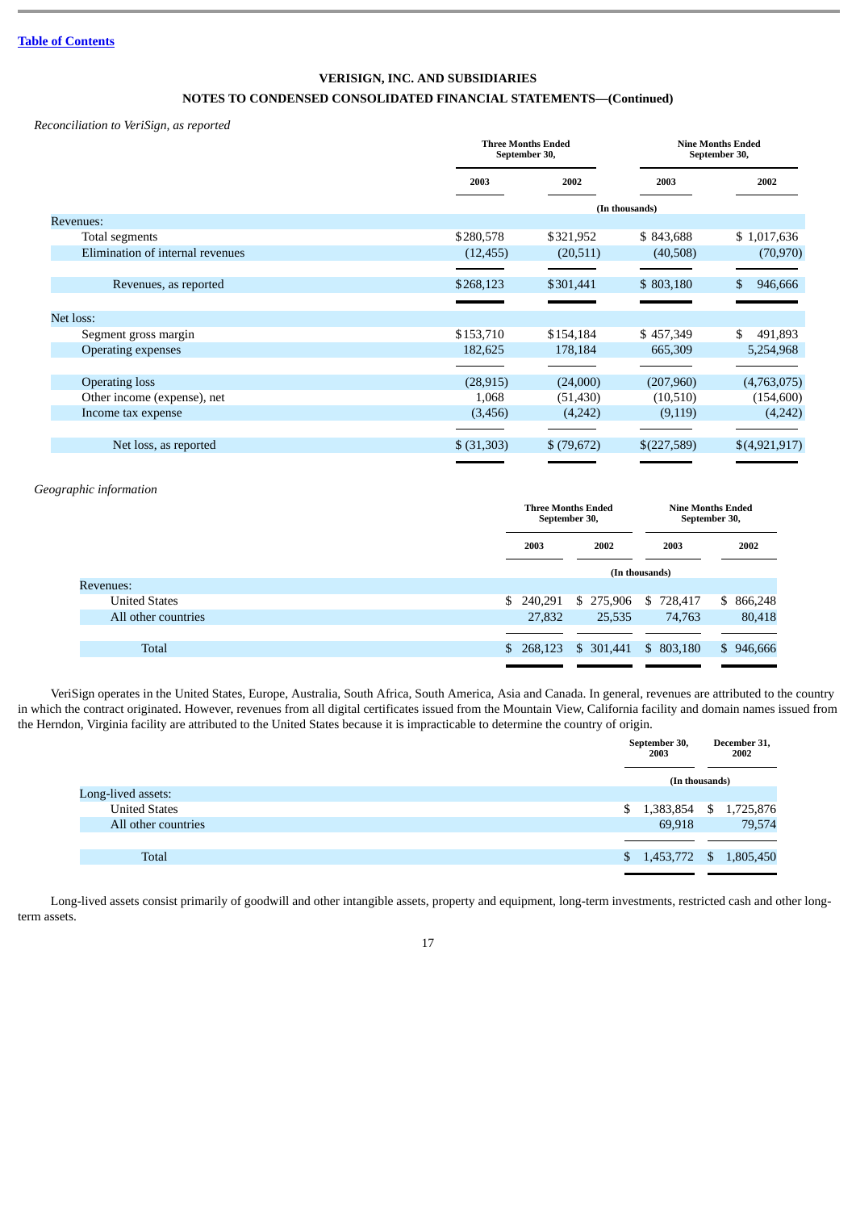**VERISIGN, INC. AND SUBSIDIARIES**

**NOTES TO CONDENSED CONSOLIDATED FINANCIAL STATEMENTS—(Continued)**

*Reconciliation to VeriSign, as reported*

| | Three Months Ended September 30, | | Nine Months Ended September 30, | |
|---|---|---|---|---|
| | 2003 | 2002 | 2003 | 2002 |
| | (In thousands) | | | |
| Revenues: | | | | |
| Total segments | $280,578 | $321,952 | $ 843,688 | $ 1,017,636 |
| Elimination of internal revenues | (12,455) | (20,511) | (40,508) | (70,970) |
| Revenues, as reported | $268,123 | $301,441 | $ 803,180 | $ 946,666 |
| Net loss: | | | | |
| Segment gross margin | $153,710 | $154,184 | $ 457,349 | $ 491,893 |
| Operating expenses | 182,625 | 178,184 | 665,309 | 5,254,968 |
| Operating loss | (28,915) | (24,000) | (207,960) | (4,763,075) |
| Other income (expense), net | 1,068 | (51,430) | (10,510) | (154,600) |
| Income tax expense | (3,456) | (4,242) | (9,119) | (4,242) |
| Net loss, as reported | $ (31,303) | $ (79,672) | $(227,589) | $(4,921,917) |

*Geographic information*

| | Three Months Ended September 30, | | Nine Months Ended September 30, | |
|---|---|---|---|---|
| | 2003 | 2002 | 2003 | 2002 |
| | (In thousands) | | | |
| Revenues: | | | | |
| United States | $ 240,291 | $ 275,906 | $ 728,417 | $ 866,248 |
| All other countries | 27,832 | 25,535 | 74,763 | 80,418 |
| Total | $ 268,123 | $ 301,441 | $ 803,180 | $ 946,666 |

VeriSign operates in the United States, Europe, Australia, South Africa, South America, Asia and Canada. In general, revenues are attributed to the country in which the contract originated. However, revenues from all digital certificates issued from the Mountain View, California facility and domain names issued from the Herndon, Virginia facility are attributed to the United States because it is impracticable to determine the country of origin.

| | September 30, 2003 | December 31, 2002 |
|---|---|---|
| | (In thousands) | |
| Long-lived assets: | | |
| United States | $ 1,383,854 | $ 1,725,876 |
| All other countries | 69,918 | 79,574 |
| Total | $ 1,453,772 | $ 1,805,450 |

Long-lived assets consist primarily of goodwill and other intangible assets, property and equipment, long-term investments, restricted cash and other long-term assets.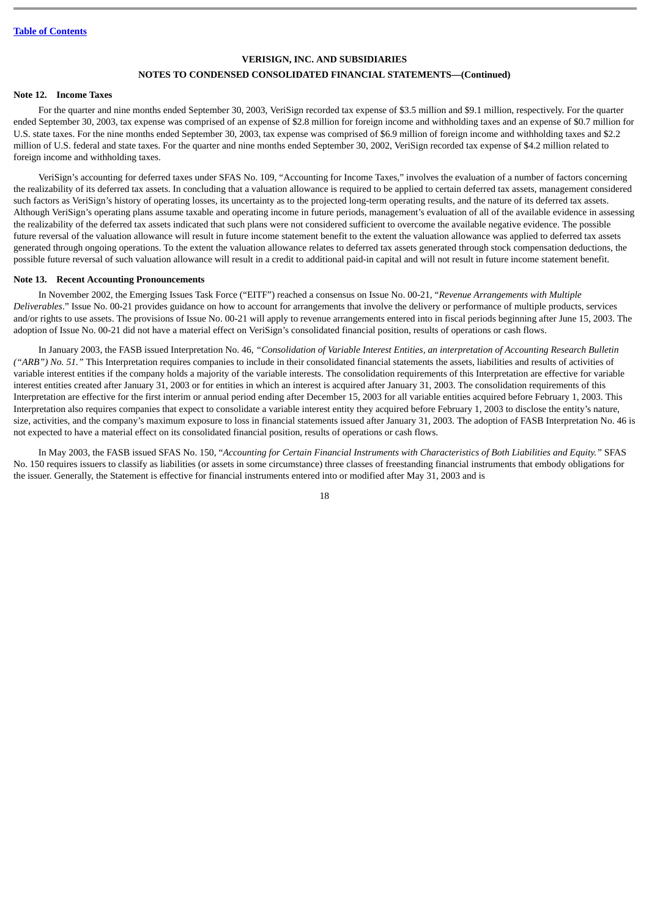**Table of Contents**

**VERISIGN, INC. AND SUBSIDIARIES**

**NOTES TO CONDENSED CONSOLIDATED FINANCIAL STATEMENTS—(Continued)**

**Note 12. Income Taxes**

For the quarter and nine months ended September 30, 2003, VeriSign recorded tax expense of $3.5 million and $9.1 million, respectively. For the quarter ended September 30, 2003, tax expense was comprised of an expense of $2.8 million for foreign income and withholding taxes and an expense of $0.7 million for U.S. state taxes. For the nine months ended September 30, 2003, tax expense was comprised of $6.9 million of foreign income and withholding taxes and $2.2 million of U.S. federal and state taxes. For the quarter and nine months ended September 30, 2002, VeriSign recorded tax expense of $4.2 million related to foreign income and withholding taxes.

VeriSign's accounting for deferred taxes under SFAS No. 109, "Accounting for Income Taxes," involves the evaluation of a number of factors concerning the realizability of its deferred tax assets. In concluding that a valuation allowance is required to be applied to certain deferred tax assets, management considered such factors as VeriSign's history of operating losses, its uncertainty as to the projected long-term operating results, and the nature of its deferred tax assets. Although VeriSign's operating plans assume taxable and operating income in future periods, management's evaluation of all of the available evidence in assessing the realizability of the deferred tax assets indicated that such plans were not considered sufficient to overcome the available negative evidence. The possible future reversal of the valuation allowance will result in future income statement benefit to the extent the valuation allowance was applied to deferred tax assets generated through ongoing operations. To the extent the valuation allowance relates to deferred tax assets generated through stock compensation deductions, the possible future reversal of such valuation allowance will result in a credit to additional paid-in capital and will not result in future income statement benefit.

**Note 13. Recent Accounting Pronouncements**

In November 2002, the Emerging Issues Task Force ("EITF") reached a consensus on Issue No. 00-21, "*Revenue Arrangements with Multiple Deliverables*." Issue No. 00-21 provides guidance on how to account for arrangements that involve the delivery or performance of multiple products, services and/or rights to use assets. The provisions of Issue No. 00-21 will apply to revenue arrangements entered into in fiscal periods beginning after June 15, 2003. The adoption of Issue No. 00-21 did not have a material effect on VeriSign's consolidated financial position, results of operations or cash flows.

In January 2003, the FASB issued Interpretation No. 46, *"Consolidation of Variable Interest Entities, an interpretation of Accounting Research Bulletin ("ARB") No. 51."* This Interpretation requires companies to include in their consolidated financial statements the assets, liabilities and results of activities of variable interest entities if the company holds a majority of the variable interests. The consolidation requirements of this Interpretation are effective for variable interest entities created after January 31, 2003 or for entities in which an interest is acquired after January 31, 2003. The consolidation requirements of this Interpretation are effective for the first interim or annual period ending after December 15, 2003 for all variable entities acquired before February 1, 2003. This Interpretation also requires companies that expect to consolidate a variable interest entity they acquired before February 1, 2003 to disclose the entity's nature, size, activities, and the company's maximum exposure to loss in financial statements issued after January 31, 2003. The adoption of FASB Interpretation No. 46 is not expected to have a material effect on its consolidated financial position, results of operations or cash flows.

In May 2003, the FASB issued SFAS No. 150, "*Accounting for Certain Financial Instruments with Characteristics of Both Liabilities and Equity.*" SFAS No. 150 requires issuers to classify as liabilities (or assets in some circumstance) three classes of freestanding financial instruments that embody obligations for the issuer. Generally, the Statement is effective for financial instruments entered into or modified after May 31, 2003 and is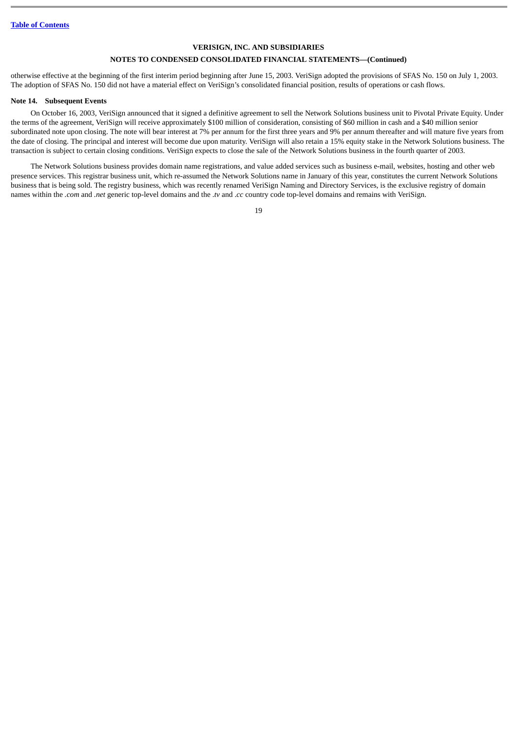otherwise effective at the beginning of the first interim period beginning after June 15, 2003. VeriSign adopted the provisions of SFAS No. 150 on July 1, 2003. The adoption of SFAS No. 150 did not have a material effect on VeriSign's consolidated financial position, results of operations or cash flows.

**Note 14. Subsequent Events**

On October 16, 2003, VeriSign announced that it signed a definitive agreement to sell the Network Solutions business unit to Pivotal Private Equity. Under the terms of the agreement, VeriSign will receive approximately $100 million of consideration, consisting of $60 million in cash and a $40 million senior subordinated note upon closing. The note will bear interest at 7% per annum for the first three years and 9% per annum thereafter and will mature five years from the date of closing. The principal and interest will become due upon maturity. VeriSign will also retain a 15% equity stake in the Network Solutions business. The transaction is subject to certain closing conditions. VeriSign expects to close the sale of the Network Solutions business in the fourth quarter of 2003.

The Network Solutions business provides domain name registrations, and value added services such as business e-mail, websites, hosting and other web presence services. This registrar business unit, which re-assumed the Network Solutions name in January of this year, constitutes the current Network Solutions business that is being sold. The registry business, which was recently renamed VeriSign Naming and Directory Services, is the exclusive registry of domain names within the *.com* and *.net* generic top-level domains and the *.tv* and *.cc* country code top-level domains and remains with VeriSign.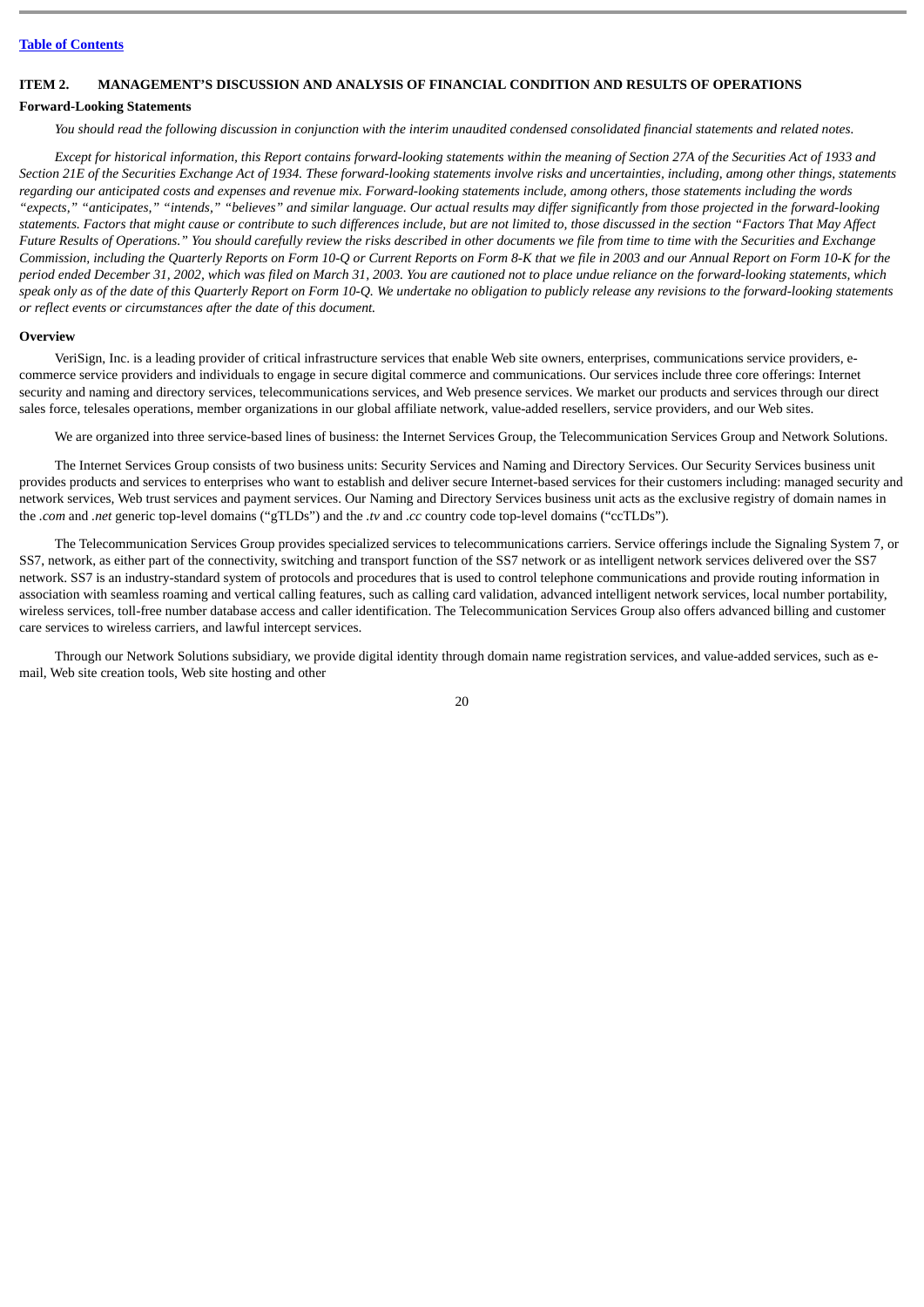## ITEM 2. MANAGEMENT'S DISCUSSION AND ANALYSIS OF FINANCIAL CONDITION AND RESULTS OF OPERATIONS

### Forward-Looking Statements

*You should read the following discussion in conjunction with the interim unaudited condensed consolidated financial statements and related notes.*

*Except for historical information, this Report contains forward-looking statements within the meaning of Section 27A of the Securities Act of 1933 and Section 21E of the Securities Exchange Act of 1934. These forward-looking statements involve risks and uncertainties, including, among other things, statements regarding our anticipated costs and expenses and revenue mix. Forward-looking statements include, among others, those statements including the words "expects," "anticipates," "intends," "believes" and similar language. Our actual results may differ significantly from those projected in the forward-looking statements. Factors that might cause or contribute to such differences include, but are not limited to, those discussed in the section "Factors That May Affect Future Results of Operations." You should carefully review the risks described in other documents we file from time to time with the Securities and Exchange Commission, including the Quarterly Reports on Form 10-Q or Current Reports on Form 8-K that we file in 2003 and our Annual Report on Form 10-K for the period ended December 31, 2002, which was filed on March 31, 2003. You are cautioned not to place undue reliance on the forward-looking statements, which speak only as of the date of this Quarterly Report on Form 10-Q. We undertake no obligation to publicly release any revisions to the forward-looking statements or reflect events or circumstances after the date of this document.*

### Overview

VeriSign, Inc. is a leading provider of critical infrastructure services that enable Web site owners, enterprises, communications service providers, e-commerce service providers and individuals to engage in secure digital commerce and communications. Our services include three core offerings: Internet security and naming and directory services, telecommunications services, and Web presence services. We market our products and services through our direct sales force, telesales operations, member organizations in our global affiliate network, value-added resellers, service providers, and our Web sites.

We are organized into three service-based lines of business: the Internet Services Group, the Telecommunication Services Group and Network Solutions.

The Internet Services Group consists of two business units: Security Services and Naming and Directory Services. Our Security Services business unit provides products and services to enterprises who want to establish and deliver secure Internet-based services for their customers including: managed security and network services, Web trust services and payment services. Our Naming and Directory Services business unit acts as the exclusive registry of domain names in the *.com* and *.net* generic top-level domains ("gTLDs") and the *.tv* and *.cc* country code top-level domains ("ccTLDs").

The Telecommunication Services Group provides specialized services to telecommunications carriers. Service offerings include the Signaling System 7, or SS7, network, as either part of the connectivity, switching and transport function of the SS7 network or as intelligent network services delivered over the SS7 network. SS7 is an industry-standard system of protocols and procedures that is used to control telephone communications and provide routing information in association with seamless roaming and vertical calling features, such as calling card validation, advanced intelligent network services, local number portability, wireless services, toll-free number database access and caller identification. The Telecommunication Services Group also offers advanced billing and customer care services to wireless carriers, and lawful intercept services.

Through our Network Solutions subsidiary, we provide digital identity through domain name registration services, and value-added services, such as e-mail, Web site creation tools, Web site hosting and other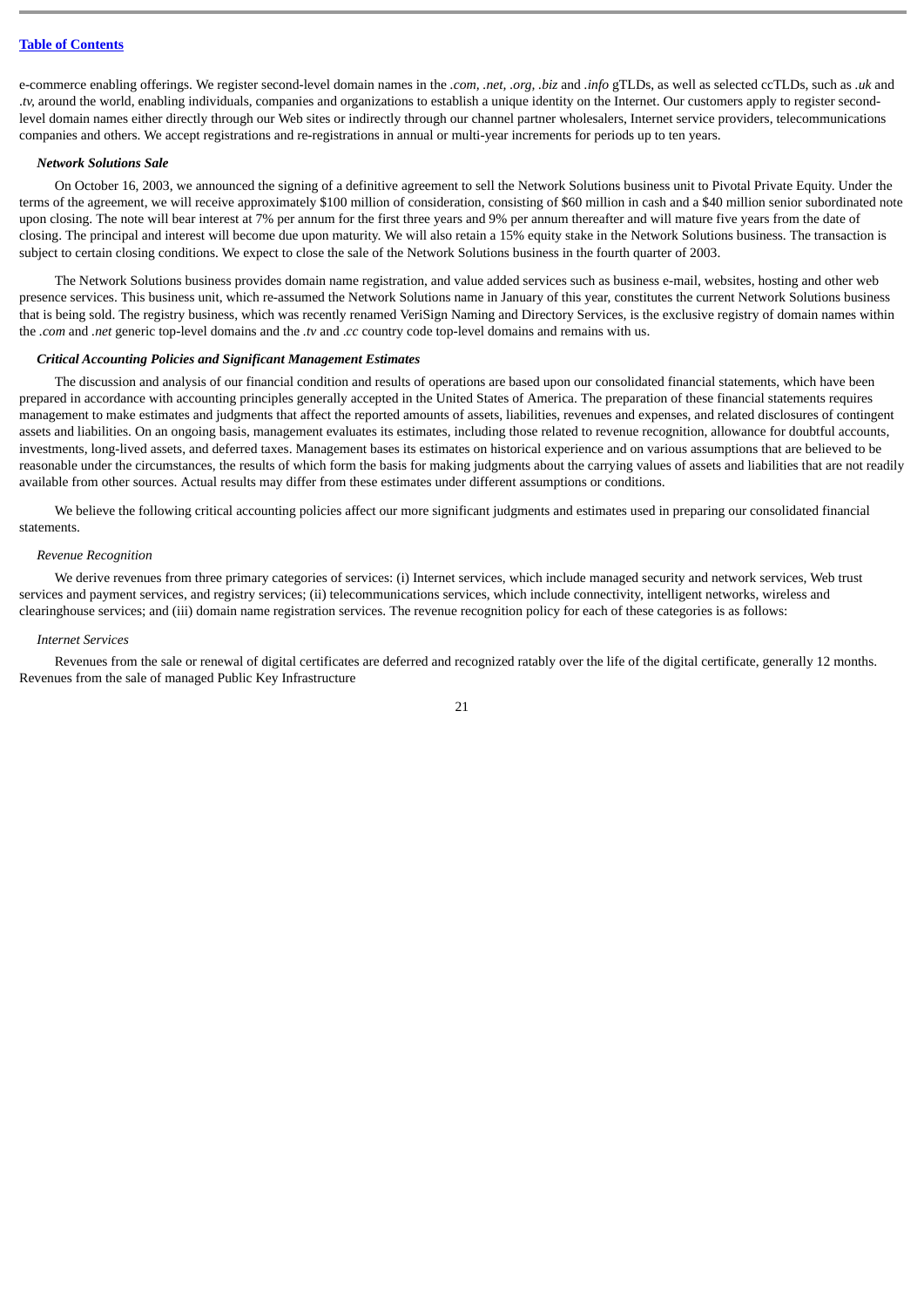e-commerce enabling offerings. We register second-level domain names in the *.com, .net, .org, .biz* and *.info* gTLDs, as well as selected ccTLDs, such as *.uk* and *.tv*, around the world, enabling individuals, companies and organizations to establish a unique identity on the Internet. Our customers apply to register second-level domain names either directly through our Web sites or indirectly through our channel partner wholesalers, Internet service providers, telecommunications companies and others. We accept registrations and re-registrations in annual or multi-year increments for periods up to ten years.

### *Network Solutions Sale*

On October 16, 2003, we announced the signing of a definitive agreement to sell the Network Solutions business unit to Pivotal Private Equity. Under the terms of the agreement, we will receive approximately $100 million of consideration, consisting of $60 million in cash and a $40 million senior subordinated note upon closing. The note will bear interest at 7% per annum for the first three years and 9% per annum thereafter and will mature five years from the date of closing. The principal and interest will become due upon maturity. We will also retain a 15% equity stake in the Network Solutions business. The transaction is subject to certain closing conditions. We expect to close the sale of the Network Solutions business in the fourth quarter of 2003.

The Network Solutions business provides domain name registration, and value added services such as business e-mail, websites, hosting and other web presence services. This business unit, which re-assumed the Network Solutions name in January of this year, constitutes the current Network Solutions business that is being sold. The registry business, which was recently renamed VeriSign Naming and Directory Services, is the exclusive registry of domain names within the *.com* and *.net* generic top-level domains and the *.tv* and *.cc* country code top-level domains and remains with us.

### *Critical Accounting Policies and Significant Management Estimates*

The discussion and analysis of our financial condition and results of operations are based upon our consolidated financial statements, which have been prepared in accordance with accounting principles generally accepted in the United States of America. The preparation of these financial statements requires management to make estimates and judgments that affect the reported amounts of assets, liabilities, revenues and expenses, and related disclosures of contingent assets and liabilities. On an ongoing basis, management evaluates its estimates, including those related to revenue recognition, allowance for doubtful accounts, investments, long-lived assets, and deferred taxes. Management bases its estimates on historical experience and on various assumptions that are believed to be reasonable under the circumstances, the results of which form the basis for making judgments about the carrying values of assets and liabilities that are not readily available from other sources. Actual results may differ from these estimates under different assumptions or conditions.

We believe the following critical accounting policies affect our more significant judgments and estimates used in preparing our consolidated financial statements.

#### *Revenue Recognition*

We derive revenues from three primary categories of services: (i) Internet services, which include managed security and network services, Web trust services and payment services, and registry services; (ii) telecommunications services, which include connectivity, intelligent networks, wireless and clearinghouse services; and (iii) domain name registration services. The revenue recognition policy for each of these categories is as follows:

#### *Internet Services*

Revenues from the sale or renewal of digital certificates are deferred and recognized ratably over the life of the digital certificate, generally 12 months. Revenues from the sale of managed Public Key Infrastructure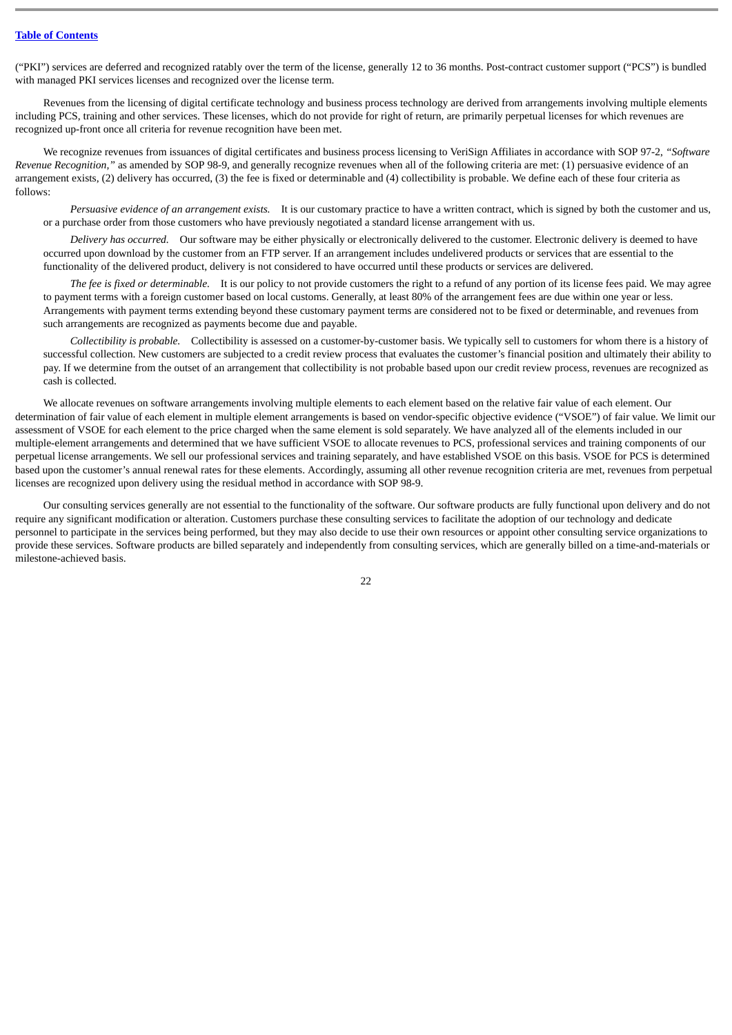("PKI") services are deferred and recognized ratably over the term of the license, generally 12 to 36 months. Post-contract customer support ("PCS") is bundled with managed PKI services licenses and recognized over the license term.

Revenues from the licensing of digital certificate technology and business process technology are derived from arrangements involving multiple elements including PCS, training and other services. These licenses, which do not provide for right of return, are primarily perpetual licenses for which revenues are recognized up-front once all criteria for revenue recognition have been met.

We recognize revenues from issuances of digital certificates and business process licensing to VeriSign Affiliates in accordance with SOP 97-2, *"Software Revenue Recognition,"* as amended by SOP 98-9, and generally recognize revenues when all of the following criteria are met: (1) persuasive evidence of an arrangement exists, (2) delivery has occurred, (3) the fee is fixed or determinable and (4) collectibility is probable. We define each of these four criteria as follows:

*Persuasive evidence of an arrangement exists.* It is our customary practice to have a written contract, which is signed by both the customer and us, or a purchase order from those customers who have previously negotiated a standard license arrangement with us.

*Delivery has occurred.* Our software may be either physically or electronically delivered to the customer. Electronic delivery is deemed to have occurred upon download by the customer from an FTP server. If an arrangement includes undelivered products or services that are essential to the functionality of the delivered product, delivery is not considered to have occurred until these products or services are delivered.

*The fee is fixed or determinable.* It is our policy to not provide customers the right to a refund of any portion of its license fees paid. We may agree to payment terms with a foreign customer based on local customs. Generally, at least 80% of the arrangement fees are due within one year or less. Arrangements with payment terms extending beyond these customary payment terms are considered not to be fixed or determinable, and revenues from such arrangements are recognized as payments become due and payable.

*Collectibility is probable.* Collectibility is assessed on a customer-by-customer basis. We typically sell to customers for whom there is a history of successful collection. New customers are subjected to a credit review process that evaluates the customer's financial position and ultimately their ability to pay. If we determine from the outset of an arrangement that collectibility is not probable based upon our credit review process, revenues are recognized as cash is collected.

We allocate revenues on software arrangements involving multiple elements to each element based on the relative fair value of each element. Our determination of fair value of each element in multiple element arrangements is based on vendor-specific objective evidence ("VSOE") of fair value. We limit our assessment of VSOE for each element to the price charged when the same element is sold separately. We have analyzed all of the elements included in our multiple-element arrangements and determined that we have sufficient VSOE to allocate revenues to PCS, professional services and training components of our perpetual license arrangements. We sell our professional services and training separately, and have established VSOE on this basis. VSOE for PCS is determined based upon the customer's annual renewal rates for these elements. Accordingly, assuming all other revenue recognition criteria are met, revenues from perpetual licenses are recognized upon delivery using the residual method in accordance with SOP 98-9.

Our consulting services generally are not essential to the functionality of the software. Our software products are fully functional upon delivery and do not require any significant modification or alteration. Customers purchase these consulting services to facilitate the adoption of our technology and dedicate personnel to participate in the services being performed, but they may also decide to use their own resources or appoint other consulting service organizations to provide these services. Software products are billed separately and independently from consulting services, which are generally billed on a time-and-materials or milestone-achieved basis.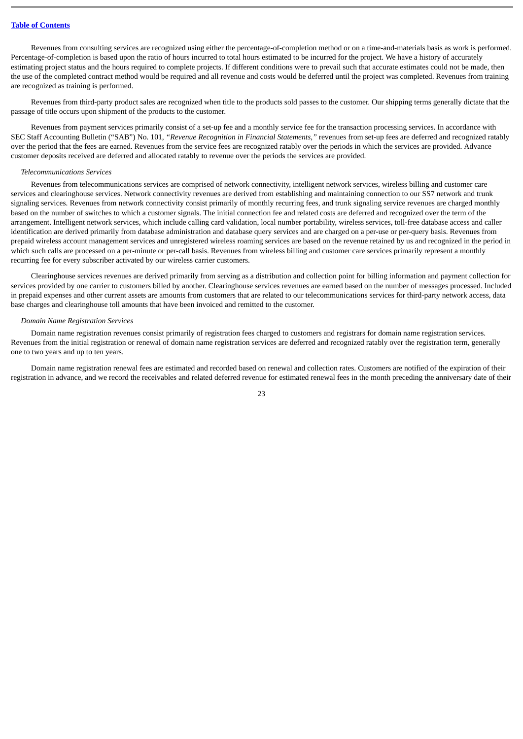Revenues from consulting services are recognized using either the percentage-of-completion method or on a time-and-materials basis as work is performed. Percentage-of-completion is based upon the ratio of hours incurred to total hours estimated to be incurred for the project. We have a history of accurately estimating project status and the hours required to complete projects. If different conditions were to prevail such that accurate estimates could not be made, then the use of the completed contract method would be required and all revenue and costs would be deferred until the project was completed. Revenues from training are recognized as training is performed.

Revenues from third-party product sales are recognized when title to the products sold passes to the customer. Our shipping terms generally dictate that the passage of title occurs upon shipment of the products to the customer.

Revenues from payment services primarily consist of a set-up fee and a monthly service fee for the transaction processing services. In accordance with SEC Staff Accounting Bulletin ("SAB") No. 101, *"Revenue Recognition in Financial Statements,"* revenues from set-up fees are deferred and recognized ratably over the period that the fees are earned. Revenues from the service fees are recognized ratably over the periods in which the services are provided. Advance customer deposits received are deferred and allocated ratably to revenue over the periods the services are provided.

*Telecommunications Services*

Revenues from telecommunications services are comprised of network connectivity, intelligent network services, wireless billing and customer care services and clearinghouse services. Network connectivity revenues are derived from establishing and maintaining connection to our SS7 network and trunk signaling services. Revenues from network connectivity consist primarily of monthly recurring fees, and trunk signaling service revenues are charged monthly based on the number of switches to which a customer signals. The initial connection fee and related costs are deferred and recognized over the term of the arrangement. Intelligent network services, which include calling card validation, local number portability, wireless services, toll-free database access and caller identification are derived primarily from database administration and database query services and are charged on a per-use or per-query basis. Revenues from prepaid wireless account management services and unregistered wireless roaming services are based on the revenue retained by us and recognized in the period in which such calls are processed on a per-minute or per-call basis. Revenues from wireless billing and customer care services primarily represent a monthly recurring fee for every subscriber activated by our wireless carrier customers.

Clearinghouse services revenues are derived primarily from serving as a distribution and collection point for billing information and payment collection for services provided by one carrier to customers billed by another. Clearinghouse services revenues are earned based on the number of messages processed. Included in prepaid expenses and other current assets are amounts from customers that are related to our telecommunications services for third-party network access, data base charges and clearinghouse toll amounts that have been invoiced and remitted to the customer.

*Domain Name Registration Services*

Domain name registration revenues consist primarily of registration fees charged to customers and registrars for domain name registration services. Revenues from the initial registration or renewal of domain name registration services are deferred and recognized ratably over the registration term, generally one to two years and up to ten years.

Domain name registration renewal fees are estimated and recorded based on renewal and collection rates. Customers are notified of the expiration of their registration in advance, and we record the receivables and related deferred revenue for estimated renewal fees in the month preceding the anniversary date of their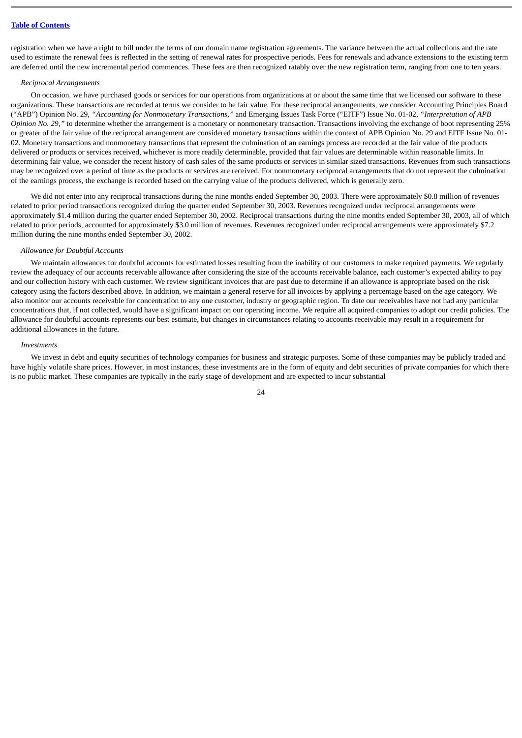registration when we have a right to bill under the terms of our domain name registration agreements. The variance between the actual collections and the rate used to estimate the renewal fees is reflected in the setting of renewal rates for prospective periods. Fees for renewals and advance extensions to the existing term are deferred until the new incremental period commences. These fees are then recognized ratably over the new registration term, ranging from one to ten years.

*Reciprocal Arrangements*

On occasion, we have purchased goods or services for our operations from organizations at or about the same time that we licensed our software to these organizations. These transactions are recorded at terms we consider to be fair value. For these reciprocal arrangements, we consider Accounting Principles Board ("APB") Opinion No. 29, *"Accounting for Nonmonetary Transactions,"* and Emerging Issues Task Force ("EITF") Issue No. 01-02, *"Interpretation of APB Opinion No. 29,"* to determine whether the arrangement is a monetary or nonmonetary transaction. Transactions involving the exchange of boot representing 25% or greater of the fair value of the reciprocal arrangement are considered monetary transactions within the context of APB Opinion No. 29 and EITF Issue No. 01-02. Monetary transactions and nonmonetary transactions that represent the culmination of an earnings process are recorded at the fair value of the products delivered or products or services received, whichever is more readily determinable, provided that fair values are determinable within reasonable limits. In determining fair value, we consider the recent history of cash sales of the same products or services in similar sized transactions. Revenues from such transactions may be recognized over a period of time as the products or services are received. For nonmonetary reciprocal arrangements that do not represent the culmination of the earnings process, the exchange is recorded based on the carrying value of the products delivered, which is generally zero.

We did not enter into any reciprocal transactions during the nine months ended September 30, 2003. There were approximately $0.8 million of revenues related to prior period transactions recognized during the quarter ended September 30, 2003. Revenues recognized under reciprocal arrangements were approximately $1.4 million during the quarter ended September 30, 2002. Reciprocal transactions during the nine months ended September 30, 2003, all of which related to prior periods, accounted for approximately $3.0 million of revenues. Revenues recognized under reciprocal arrangements were approximately $7.2 million during the nine months ended September 30, 2002.

*Allowance for Doubtful Accounts*

We maintain allowances for doubtful accounts for estimated losses resulting from the inability of our customers to make required payments. We regularly review the adequacy of our accounts receivable allowance after considering the size of the accounts receivable balance, each customer's expected ability to pay and our collection history with each customer. We review significant invoices that are past due to determine if an allowance is appropriate based on the risk category using the factors described above. In addition, we maintain a general reserve for all invoices by applying a percentage based on the age category. We also monitor our accounts receivable for concentration to any one customer, industry or geographic region. To date our receivables have not had any particular concentrations that, if not collected, would have a significant impact on our operating income. We require all acquired companies to adopt our credit policies. The allowance for doubtful accounts represents our best estimate, but changes in circumstances relating to accounts receivable may result in a requirement for additional allowances in the future.

*Investments*

We invest in debt and equity securities of technology companies for business and strategic purposes. Some of these companies may be publicly traded and have highly volatile share prices. However, in most instances, these investments are in the form of equity and debt securities of private companies for which there is no public market. These companies are typically in the early stage of development and are expected to incur substantial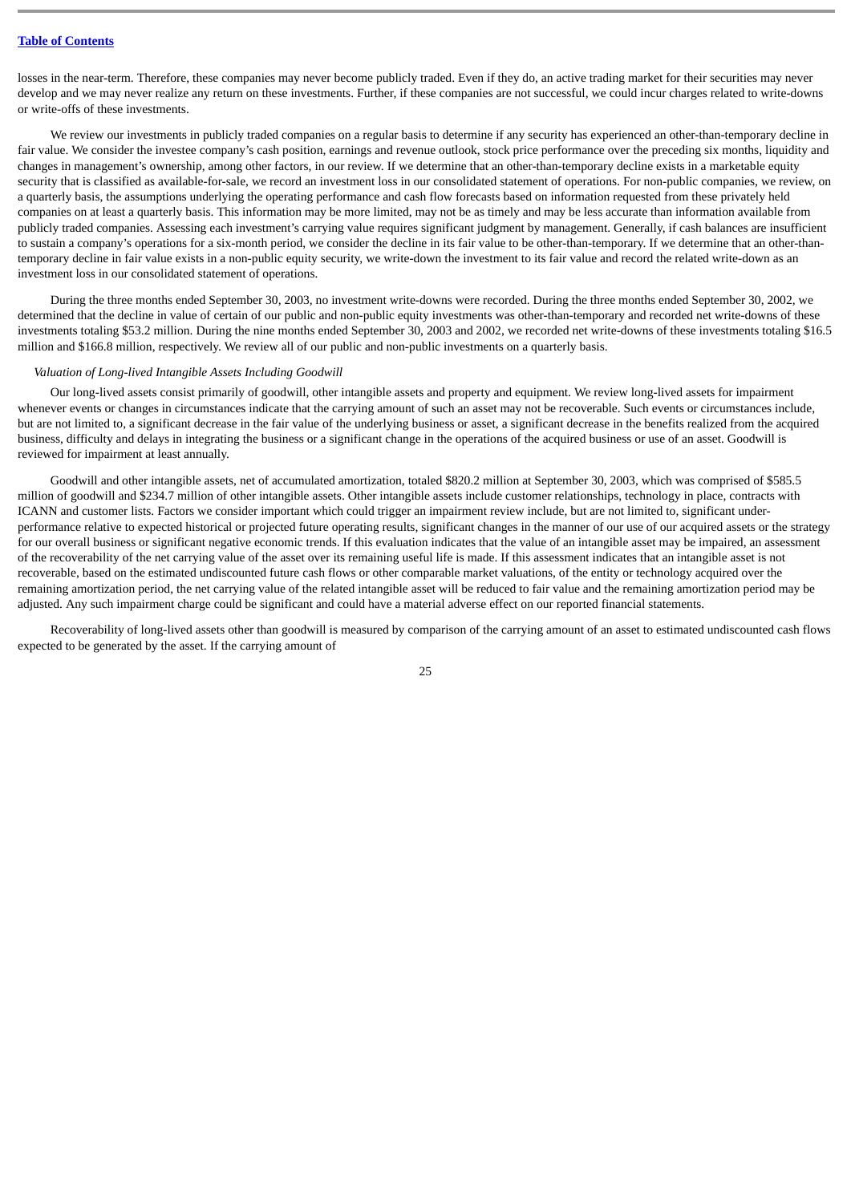losses in the near-term. Therefore, these companies may never become publicly traded. Even if they do, an active trading market for their securities may never develop and we may never realize any return on these investments. Further, if these companies are not successful, we could incur charges related to write-downs or write-offs of these investments.

We review our investments in publicly traded companies on a regular basis to determine if any security has experienced an other-than-temporary decline in fair value. We consider the investee company's cash position, earnings and revenue outlook, stock price performance over the preceding six months, liquidity and changes in management's ownership, among other factors, in our review. If we determine that an other-than-temporary decline exists in a marketable equity security that is classified as available-for-sale, we record an investment loss in our consolidated statement of operations. For non-public companies, we review, on a quarterly basis, the assumptions underlying the operating performance and cash flow forecasts based on information requested from these privately held companies on at least a quarterly basis. This information may be more limited, may not be as timely and may be less accurate than information available from publicly traded companies. Assessing each investment's carrying value requires significant judgment by management. Generally, if cash balances are insufficient to sustain a company's operations for a six-month period, we consider the decline in its fair value to be other-than-temporary. If we determine that an other-than-temporary decline in fair value exists in a non-public equity security, we write-down the investment to its fair value and record the related write-down as an investment loss in our consolidated statement of operations.

During the three months ended September 30, 2003, no investment write-downs were recorded. During the three months ended September 30, 2002, we determined that the decline in value of certain of our public and non-public equity investments was other-than-temporary and recorded net write-downs of these investments totaling $53.2 million. During the nine months ended September 30, 2003 and 2002, we recorded net write-downs of these investments totaling $16.5 million and $166.8 million, respectively. We review all of our public and non-public investments on a quarterly basis.

*Valuation of Long-lived Intangible Assets Including Goodwill*

Our long-lived assets consist primarily of goodwill, other intangible assets and property and equipment. We review long-lived assets for impairment whenever events or changes in circumstances indicate that the carrying amount of such an asset may not be recoverable. Such events or circumstances include, but are not limited to, a significant decrease in the fair value of the underlying business or asset, a significant decrease in the benefits realized from the acquired business, difficulty and delays in integrating the business or a significant change in the operations of the acquired business or use of an asset. Goodwill is reviewed for impairment at least annually.

Goodwill and other intangible assets, net of accumulated amortization, totaled $820.2 million at September 30, 2003, which was comprised of $585.5 million of goodwill and $234.7 million of other intangible assets. Other intangible assets include customer relationships, technology in place, contracts with ICANN and customer lists. Factors we consider important which could trigger an impairment review include, but are not limited to, significant under-performance relative to expected historical or projected future operating results, significant changes in the manner of our use of our acquired assets or the strategy for our overall business or significant negative economic trends. If this evaluation indicates that the value of an intangible asset may be impaired, an assessment of the recoverability of the net carrying value of the asset over its remaining useful life is made. If this assessment indicates that an intangible asset is not recoverable, based on the estimated undiscounted future cash flows or other comparable market valuations, of the entity or technology acquired over the remaining amortization period, the net carrying value of the related intangible asset will be reduced to fair value and the remaining amortization period may be adjusted. Any such impairment charge could be significant and could have a material adverse effect on our reported financial statements.

Recoverability of long-lived assets other than goodwill is measured by comparison of the carrying amount of an asset to estimated undiscounted cash flows expected to be generated by the asset. If the carrying amount of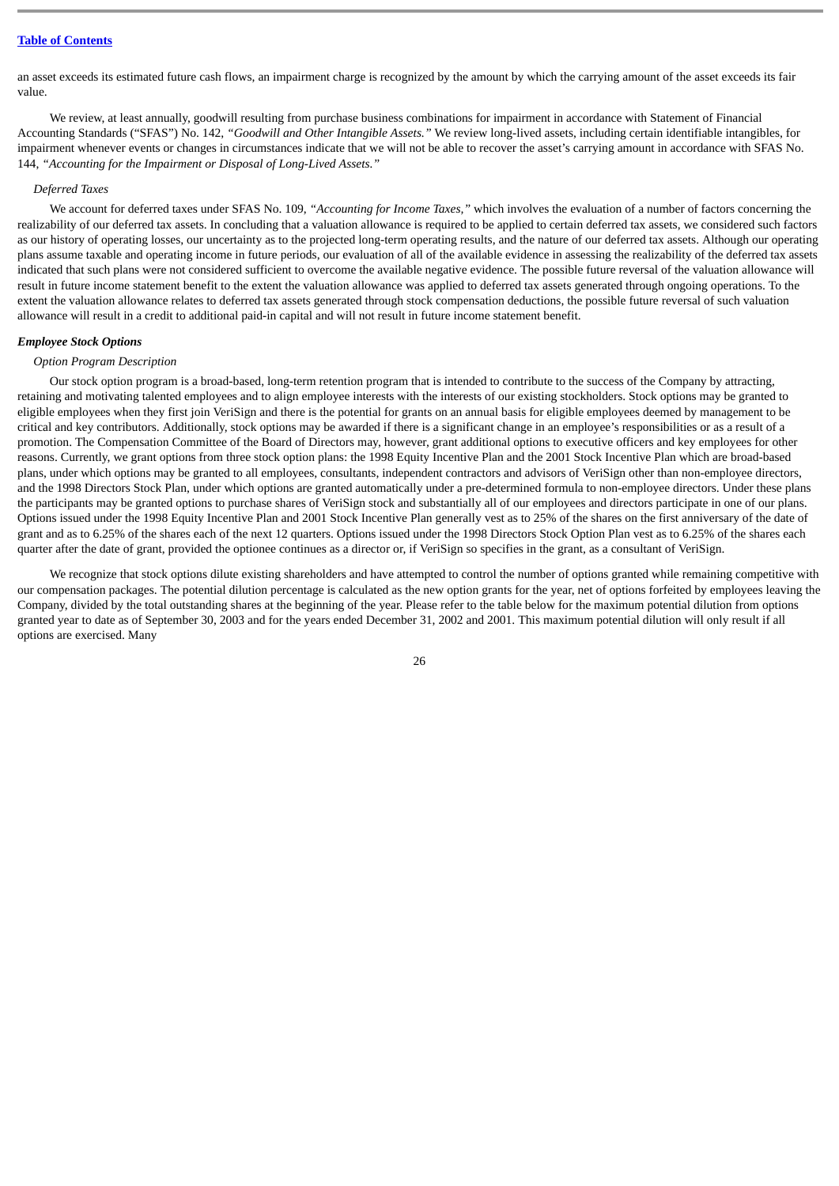an asset exceeds its estimated future cash flows, an impairment charge is recognized by the amount by which the carrying amount of the asset exceeds its fair value.

We review, at least annually, goodwill resulting from purchase business combinations for impairment in accordance with Statement of Financial Accounting Standards ("SFAS") No. 142, *"Goodwill and Other Intangible Assets."* We review long-lived assets, including certain identifiable intangibles, for impairment whenever events or changes in circumstances indicate that we will not be able to recover the asset's carrying amount in accordance with SFAS No. 144, *"Accounting for the Impairment or Disposal of Long-Lived Assets."*

*Deferred Taxes*

We account for deferred taxes under SFAS No. 109, *"Accounting for Income Taxes,"* which involves the evaluation of a number of factors concerning the realizability of our deferred tax assets. In concluding that a valuation allowance is required to be applied to certain deferred tax assets, we considered such factors as our history of operating losses, our uncertainty as to the projected long-term operating results, and the nature of our deferred tax assets. Although our operating plans assume taxable and operating income in future periods, our evaluation of all of the available evidence in assessing the realizability of the deferred tax assets indicated that such plans were not considered sufficient to overcome the available negative evidence. The possible future reversal of the valuation allowance will result in future income statement benefit to the extent the valuation allowance was applied to deferred tax assets generated through ongoing operations. To the extent the valuation allowance relates to deferred tax assets generated through stock compensation deductions, the possible future reversal of such valuation allowance will result in a credit to additional paid-in capital and will not result in future income statement benefit.

***Employee Stock Options***

*Option Program Description*

Our stock option program is a broad-based, long-term retention program that is intended to contribute to the success of the Company by attracting, retaining and motivating talented employees and to align employee interests with the interests of our existing stockholders. Stock options may be granted to eligible employees when they first join VeriSign and there is the potential for grants on an annual basis for eligible employees deemed by management to be critical and key contributors. Additionally, stock options may be awarded if there is a significant change in an employee's responsibilities or as a result of a promotion. The Compensation Committee of the Board of Directors may, however, grant additional options to executive officers and key employees for other reasons. Currently, we grant options from three stock option plans: the 1998 Equity Incentive Plan and the 2001 Stock Incentive Plan which are broad-based plans, under which options may be granted to all employees, consultants, independent contractors and advisors of VeriSign other than non-employee directors, and the 1998 Directors Stock Plan, under which options are granted automatically under a pre-determined formula to non-employee directors. Under these plans the participants may be granted options to purchase shares of VeriSign stock and substantially all of our employees and directors participate in one of our plans. Options issued under the 1998 Equity Incentive Plan and 2001 Stock Incentive Plan generally vest as to 25% of the shares on the first anniversary of the date of grant and as to 6.25% of the shares each of the next 12 quarters. Options issued under the 1998 Directors Stock Option Plan vest as to 6.25% of the shares each quarter after the date of grant, provided the optionee continues as a director or, if VeriSign so specifies in the grant, as a consultant of VeriSign.

We recognize that stock options dilute existing shareholders and have attempted to control the number of options granted while remaining competitive with our compensation packages. The potential dilution percentage is calculated as the new option grants for the year, net of options forfeited by employees leaving the Company, divided by the total outstanding shares at the beginning of the year. Please refer to the table below for the maximum potential dilution from options granted year to date as of September 30, 2003 and for the years ended December 31, 2002 and 2001. This maximum potential dilution will only result if all options are exercised. Many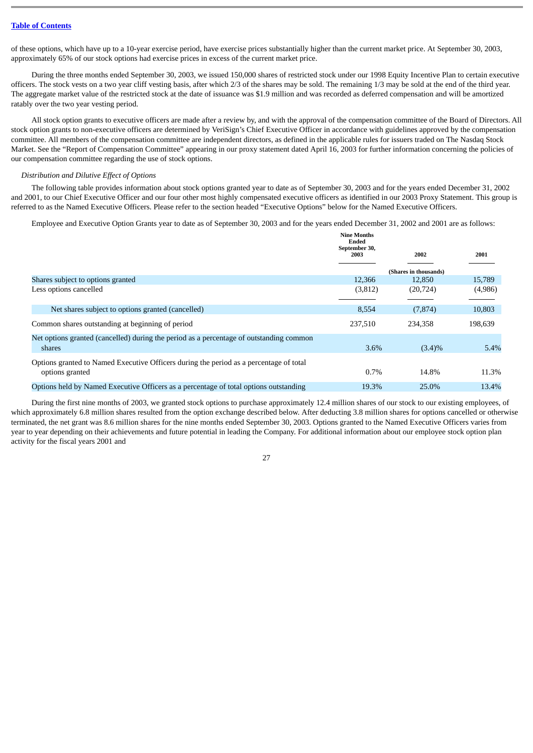of these options, which have up to a 10-year exercise period, have exercise prices substantially higher than the current market price. At September 30, 2003, approximately 65% of our stock options had exercise prices in excess of the current market price.

During the three months ended September 30, 2003, we issued 150,000 shares of restricted stock under our 1998 Equity Incentive Plan to certain executive officers. The stock vests on a two year cliff vesting basis, after which 2/3 of the shares may be sold. The remaining 1/3 may be sold at the end of the third year. The aggregate market value of the restricted stock at the date of issuance was $1.9 million and was recorded as deferred compensation and will be amortized ratably over the two year vesting period.

All stock option grants to executive officers are made after a review by, and with the approval of the compensation committee of the Board of Directors. All stock option grants to non-executive officers are determined by VeriSign's Chief Executive Officer in accordance with guidelines approved by the compensation committee. All members of the compensation committee are independent directors, as defined in the applicable rules for issuers traded on The Nasdaq Stock Market. See the "Report of Compensation Committee" appearing in our proxy statement dated April 16, 2003 for further information concerning the policies of our compensation committee regarding the use of stock options.

*Distribution and Dilutive Effect of Options*

The following table provides information about stock options granted year to date as of September 30, 2003 and for the years ended December 31, 2002 and 2001, to our Chief Executive Officer and our four other most highly compensated executive officers as identified in our 2003 Proxy Statement. This group is referred to as the Named Executive Officers. Please refer to the section headed "Executive Options" below for the Named Executive Officers.

Employee and Executive Option Grants year to date as of September 30, 2003 and for the years ended December 31, 2002 and 2001 are as follows:

| | Nine Months Ended September 30, 2003 | 2002 | 2001 |
|---|---|---|---|
| | | (Shares in thousands) | |
| Shares subject to options granted | 12,366 | 12,850 | 15,789 |
| Less options cancelled | (3,812) | (20,724) | (4,986) |
| Net shares subject to options granted (cancelled) | 8,554 | (7,874) | 10,803 |
| Common shares outstanding at beginning of period | 237,510 | 234,358 | 198,639 |
| Net options granted (cancelled) during the period as a percentage of outstanding common shares | 3.6% | (3.4)% | 5.4% |
| Options granted to Named Executive Officers during the period as a percentage of total options granted | 0.7% | 14.8% | 11.3% |
| Options held by Named Executive Officers as a percentage of total options outstanding | 19.3% | 25.0% | 13.4% |

During the first nine months of 2003, we granted stock options to purchase approximately 12.4 million shares of our stock to our existing employees, of which approximately 6.8 million shares resulted from the option exchange described below. After deducting 3.8 million shares for options cancelled or otherwise terminated, the net grant was 8.6 million shares for the nine months ended September 30, 2003. Options granted to the Named Executive Officers varies from year to year depending on their achievements and future potential in leading the Company. For additional information about our employee stock option plan activity for the fiscal years 2001 and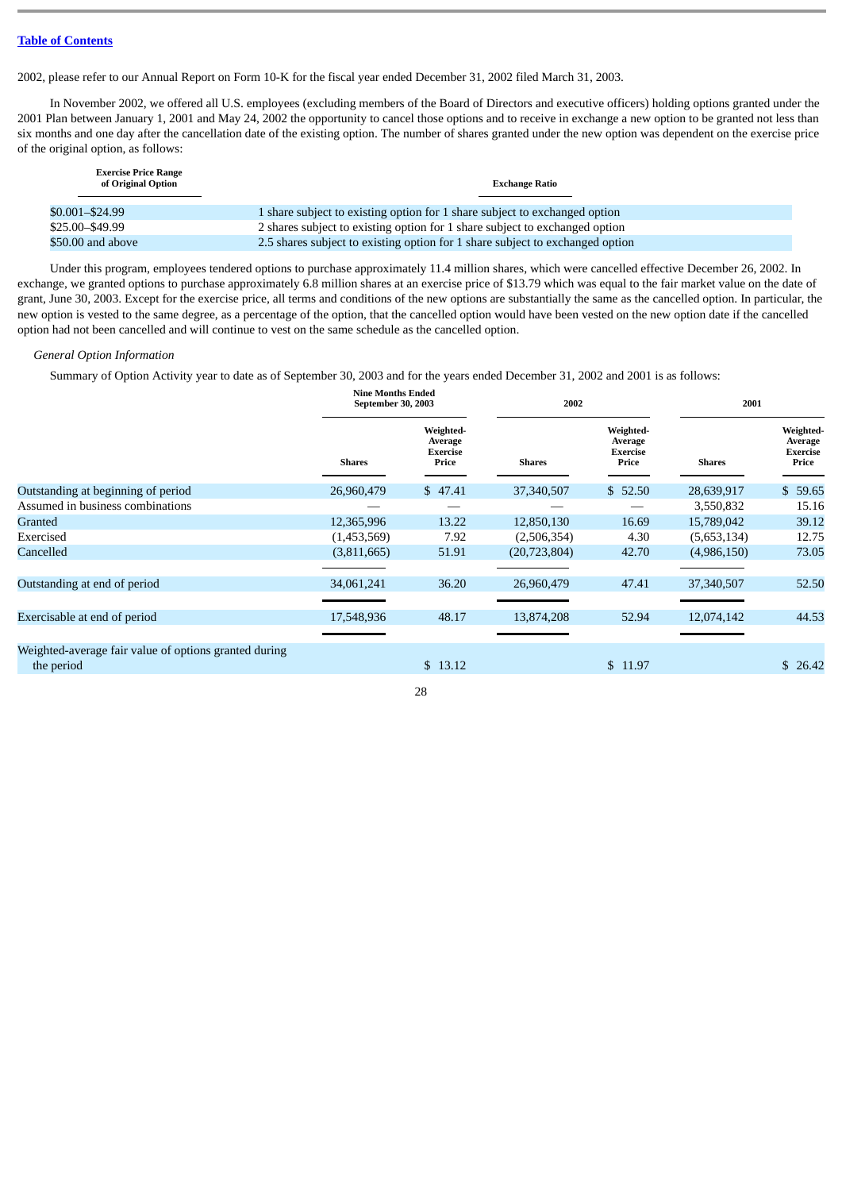[Table of Contents](#)

2002, please refer to our Annual Report on Form 10-K for the fiscal year ended December 31, 2002 filed March 31, 2003.

In November 2002, we offered all U.S. employees (excluding members of the Board of Directors and executive officers) holding options granted under the 2001 Plan between January 1, 2001 and May 24, 2002 the opportunity to cancel those options and to receive in exchange a new option to be granted not less than six months and one day after the cancellation date of the existing option. The number of shares granted under the new option was dependent on the exercise price of the original option, as follows:

| Exercise Price Range of Original Option | Exchange Ratio |
|---|---|
| $0.001–$24.99 | 1 share subject to existing option for 1 share subject to exchanged option |
| $25.00–$49.99 | 2 shares subject to existing option for 1 share subject to exchanged option |
| $50.00 and above | 2.5 shares subject to existing option for 1 share subject to exchanged option |

Under this program, employees tendered options to purchase approximately 11.4 million shares, which were cancelled effective December 26, 2002. In exchange, we granted options to purchase approximately 6.8 million shares at an exercise price of $13.79 which was equal to the fair market value on the date of grant, June 30, 2003. Except for the exercise price, all terms and conditions of the new options are substantially the same as the cancelled option. In particular, the new option is vested to the same degree, as a percentage of the option, that the cancelled option would have been vested on the new option date if the cancelled option had not been cancelled and will continue to vest on the same schedule as the cancelled option.

*General Option Information*

Summary of Option Activity year to date as of September 30, 2003 and for the years ended December 31, 2002 and 2001 is as follows:

| | Nine Months Ended September 30, 2003 | | 2002 | | 2001 | |
|---|---|---|---|---|---|---|
| | Shares | Weighted-Average Exercise Price | Shares | Weighted-Average Exercise Price | Shares | Weighted-Average Exercise Price |
| Outstanding at beginning of period | 26,960,479 | $ 47.41 | 37,340,507 | $ 52.50 | 28,639,917 | $ 59.65 |
| Assumed in business combinations | — | — | — | — | 3,550,832 | 15.16 |
| Granted | 12,365,996 | 13.22 | 12,850,130 | 16.69 | 15,789,042 | 39.12 |
| Exercised | (1,453,569) | 7.92 | (2,506,354) | 4.30 | (5,653,134) | 12.75 |
| Cancelled | (3,811,665) | 51.91 | (20,723,804) | 42.70 | (4,986,150) | 73.05 |
| Outstanding at end of period | 34,061,241 | 36.20 | 26,960,479 | 47.41 | 37,340,507 | 52.50 |
| Exercisable at end of period | 17,548,936 | 48.17 | 13,874,208 | 52.94 | 12,074,142 | 44.53 |
| Weighted-average fair value of options granted during the period | | $ 13.12 | | $ 11.97 | | $ 26.42 |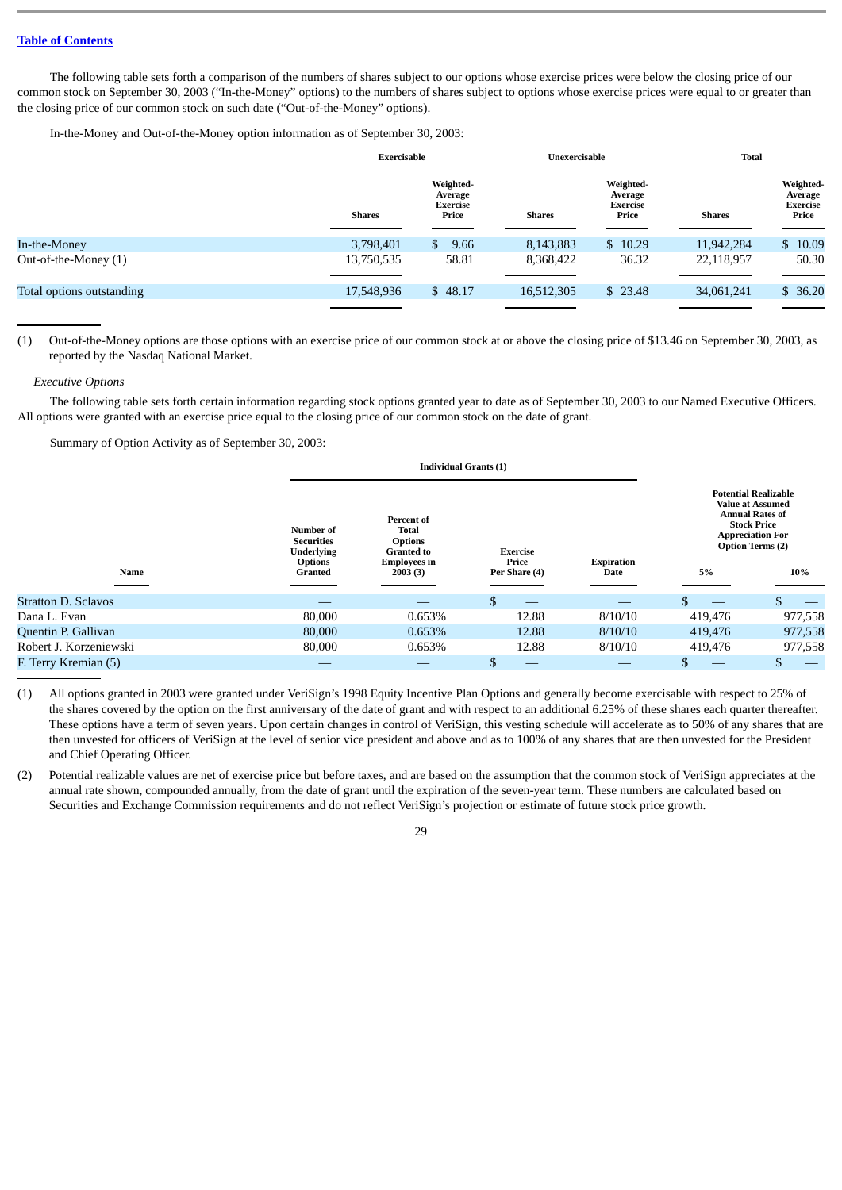[Table of Contents](#)

The following table sets forth a comparison of the numbers of shares subject to our options whose exercise prices were below the closing price of our common stock on September 30, 2003 ("In-the-Money" options) to the numbers of shares subject to options whose exercise prices were equal to or greater than the closing price of our common stock on such date ("Out-of-the-Money" options).

In-the-Money and Out-of-the-Money option information as of September 30, 2003:

| | Exercisable | | Unexercisable | | Total | |
|---|---|---|---|---|---|---|
| | Shares | Weighted-Average Exercise Price | Shares | Weighted-Average Exercise Price | Shares | Weighted-Average Exercise Price |
| In-the-Money | 3,798,401 | $ 9.66 | 8,143,883 | $ 10.29 | 11,942,284 | $ 10.09 |
| Out-of-the-Money (1) | 13,750,535 | 58.81 | 8,368,422 | 36.32 | 22,118,957 | 50.30 |
| Total options outstanding | 17,548,936 | $ 48.17 | 16,512,305 | $ 23.48 | 34,061,241 | $ 36.20 |

(1) Out-of-the-Money options are those options with an exercise price of our common stock at or above the closing price of $13.46 on September 30, 2003, as reported by the Nasdaq National Market.

*Executive Options*

The following table sets forth certain information regarding stock options granted year to date as of September 30, 2003 to our Named Executive Officers. All options were granted with an exercise price equal to the closing price of our common stock on the date of grant.

Summary of Option Activity as of September 30, 2003:

| | Individual Grants (1) | | | | Potential Realizable Value at Assumed Annual Rates of Stock Price Appreciation For Option Terms (2) | |
|---|---|---|---|---|---|---|
| Name | Number of Securities Underlying Options Granted | Percent of Total Options Granted to Employees in 2003 (3) | Exercise Price Per Share (4) | Expiration Date | 5% | 10% |
| Stratton D. Sclavos | — | — | $ — | — | $ — | $ — |
| Dana L. Evan | 80,000 | 0.653% | 12.88 | 8/10/10 | 419,476 | 977,558 |
| Quentin P. Gallivan | 80,000 | 0.653% | 12.88 | 8/10/10 | 419,476 | 977,558 |
| Robert J. Korzeniewski | 80,000 | 0.653% | 12.88 | 8/10/10 | 419,476 | 977,558 |
| F. Terry Kremian (5) | — | — | $ — | — | $ — | $ — |

(1) All options granted in 2003 were granted under VeriSign's 1998 Equity Incentive Plan Options and generally become exercisable with respect to 25% of the shares covered by the option on the first anniversary of the date of grant and with respect to an additional 6.25% of these shares each quarter thereafter. These options have a term of seven years. Upon certain changes in control of VeriSign, this vesting schedule will accelerate as to 50% of any shares that are then unvested for officers of VeriSign at the level of senior vice president and above and as to 100% of any shares that are then unvested for the President and Chief Operating Officer.

(2) Potential realizable values are net of exercise price but before taxes, and are based on the assumption that the common stock of VeriSign appreciates at the annual rate shown, compounded annually, from the date of grant until the expiration of the seven-year term. These numbers are calculated based on Securities and Exchange Commission requirements and do not reflect VeriSign's projection or estimate of future stock price growth.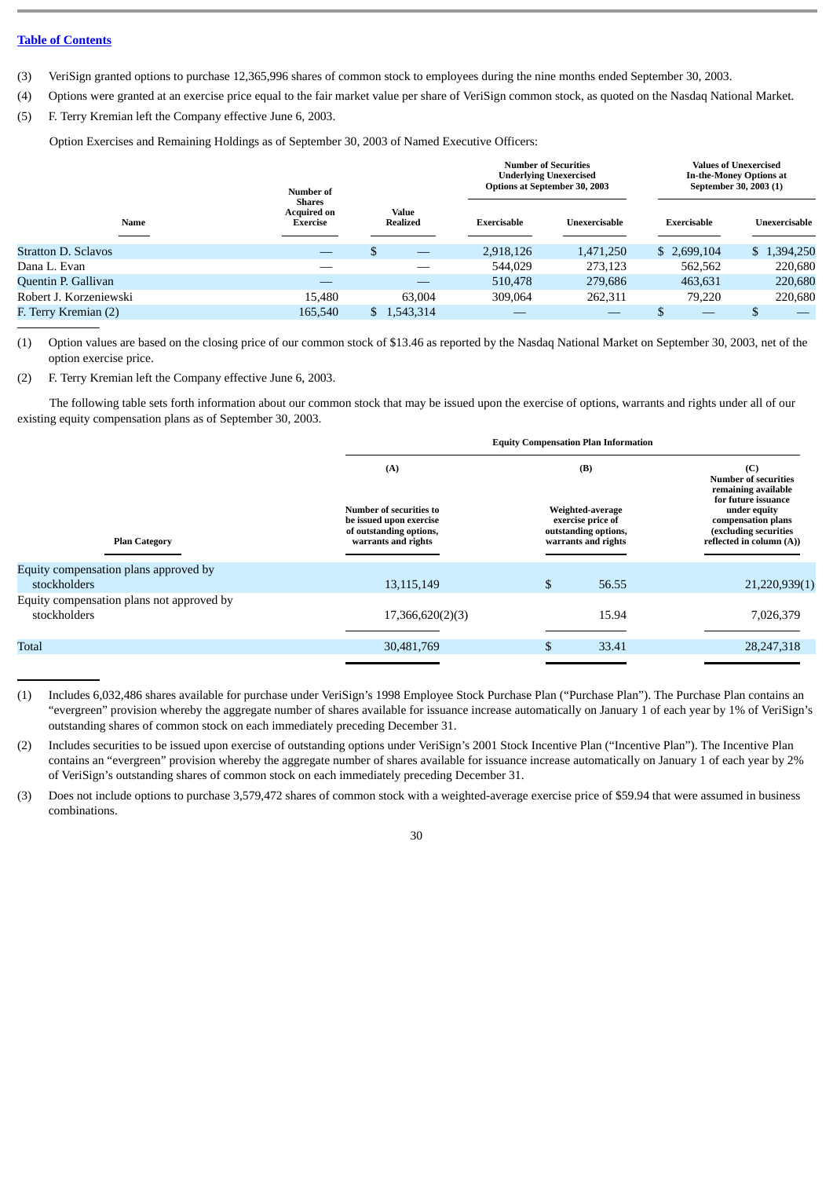[Table of Contents](#)

(3) VeriSign granted options to purchase 12,365,996 shares of common stock to employees during the nine months ended September 30, 2003.

(4) Options were granted at an exercise price equal to the fair market value per share of VeriSign common stock, as quoted on the Nasdaq National Market.

(5) F. Terry Kremian left the Company effective June 6, 2003.

Option Exercises and Remaining Holdings as of September 30, 2003 of Named Executive Officers:

| Name | Number of Shares Acquired on Exercise | Value Realized | Number of Securities Underlying Unexercised Options at September 30, 2003 | | Values of Unexercised In-the-Money Options at September 30, 2003 (1) | |
|---|---|---|---|---|---|---|
| | | | Exercisable | Unexercisable | Exercisable | Unexercisable |
| Stratton D. Sclavos | — | $ — | 2,918,126 | 1,471,250 | $ 2,699,104 | $ 1,394,250 |
| Dana L. Evan | — | — | 544,029 | 273,123 | 562,562 | 220,680 |
| Quentin P. Gallivan | — | — | 510,478 | 279,686 | 463,631 | 220,680 |
| Robert J. Korzeniewski | 15,480 | 63,004 | 309,064 | 262,311 | 79,220 | 220,680 |
| F. Terry Kremian (2) | 165,540 | $ 1,543,314 | — | — | $ — | $ — |

(1) Option values are based on the closing price of our common stock of $13.46 as reported by the Nasdaq National Market on September 30, 2003, net of the option exercise price.

(2) F. Terry Kremian left the Company effective June 6, 2003.

The following table sets forth information about our common stock that may be issued upon the exercise of options, warrants and rights under all of our existing equity compensation plans as of September 30, 2003.

| Plan Category | Equity Compensation Plan Information | | |
|---|---|---|---|
| | (A) Number of securities to be issued upon exercise of outstanding options, warrants and rights | (B) Weighted-average exercise price of outstanding options, warrants and rights | (C) Number of securities remaining available for future issuance under equity compensation plans (excluding securities reflected in column (A)) |
| Equity compensation plans approved by stockholders | 13,115,149 | $ 56.55 | 21,220,939(1) |
| Equity compensation plans not approved by stockholders | 17,366,620(2)(3) | 15.94 | 7,026,379 |
| Total | 30,481,769 | $ 33.41 | 28,247,318 |

(1) Includes 6,032,486 shares available for purchase under VeriSign's 1998 Employee Stock Purchase Plan ("Purchase Plan"). The Purchase Plan contains an "evergreen" provision whereby the aggregate number of shares available for issuance increase automatically on January 1 of each year by 1% of VeriSign's outstanding shares of common stock on each immediately preceding December 31.

(2) Includes securities to be issued upon exercise of outstanding options under VeriSign's 2001 Stock Incentive Plan ("Incentive Plan"). The Incentive Plan contains an "evergreen" provision whereby the aggregate number of shares available for issuance increase automatically on January 1 of each year by 2% of VeriSign's outstanding shares of common stock on each immediately preceding December 31.

(3) Does not include options to purchase 3,579,472 shares of common stock with a weighted-average exercise price of $59.94 that were assumed in business combinations.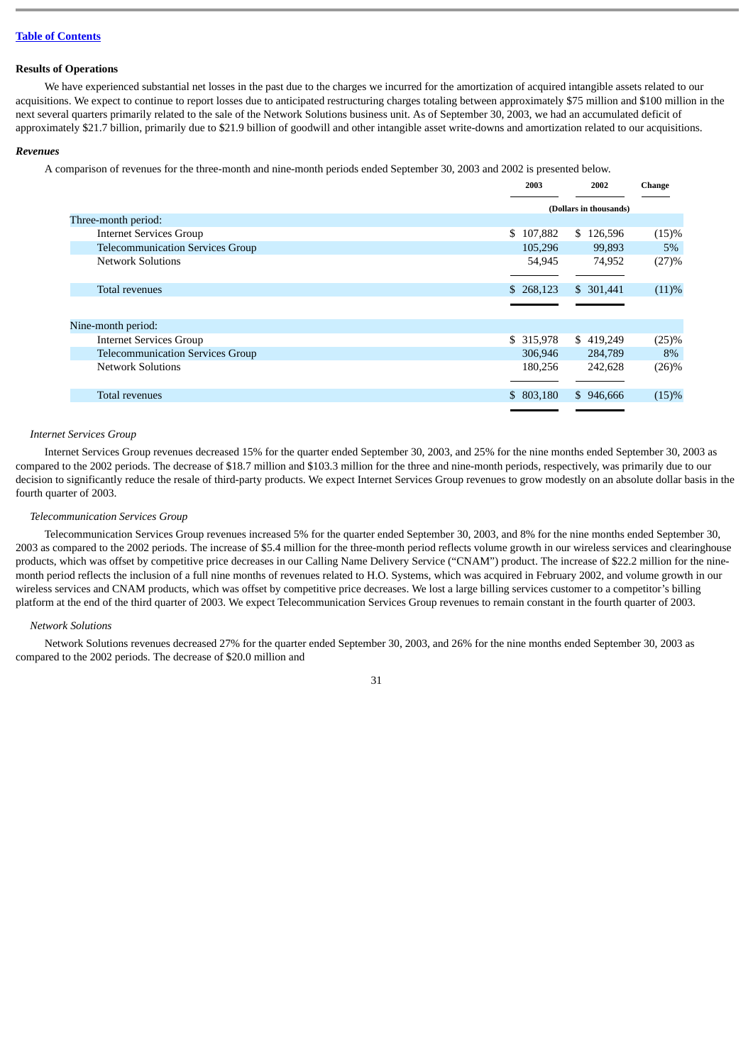[Table of Contents](#)

### Results of Operations

We have experienced substantial net losses in the past due to the charges we incurred for the amortization of acquired intangible assets related to our acquisitions. We expect to continue to report losses due to anticipated restructuring charges totaling between approximately $75 million and $100 million in the next several quarters primarily related to the sale of the Network Solutions business unit. As of September 30, 2003, we had an accumulated deficit of approximately $21.7 billion, primarily due to $21.9 billion of goodwill and other intangible asset write-downs and amortization related to our acquisitions.

#### *Revenues*

A comparison of revenues for the three-month and nine-month periods ended September 30, 2003 and 2002 is presented below.

| | 2003 | 2002 | Change |
|---|---|---|---|
| | (Dollars in thousands) | | |
| Three-month period: | | | |
| Internet Services Group | $ 107,882 | $ 126,596 | (15)% |
| Telecommunication Services Group | 105,296 | 99,893 | 5% |
| Network Solutions | 54,945 | 74,952 | (27)% |
| Total revenues | $ 268,123 | $ 301,441 | (11)% |
| Nine-month period: | | | |
| Internet Services Group | $ 315,978 | $ 419,249 | (25)% |
| Telecommunication Services Group | 306,946 | 284,789 | 8% |
| Network Solutions | 180,256 | 242,628 | (26)% |
| Total revenues | $ 803,180 | $ 946,666 | (15)% |

*Internet Services Group*

Internet Services Group revenues decreased 15% for the quarter ended September 30, 2003, and 25% for the nine months ended September 30, 2003 as compared to the 2002 periods. The decrease of $18.7 million and $103.3 million for the three and nine-month periods, respectively, was primarily due to our decision to significantly reduce the resale of third-party products. We expect Internet Services Group revenues to grow modestly on an absolute dollar basis in the fourth quarter of 2003.

*Telecommunication Services Group*

Telecommunication Services Group revenues increased 5% for the quarter ended September 30, 2003, and 8% for the nine months ended September 30, 2003 as compared to the 2002 periods. The increase of $5.4 million for the three-month period reflects volume growth in our wireless services and clearinghouse products, which was offset by competitive price decreases in our Calling Name Delivery Service ("CNAM") product. The increase of $22.2 million for the nine-month period reflects the inclusion of a full nine months of revenues related to H.O. Systems, which was acquired in February 2002, and volume growth in our wireless services and CNAM products, which was offset by competitive price decreases. We lost a large billing services customer to a competitor's billing platform at the end of the third quarter of 2003. We expect Telecommunication Services Group revenues to remain constant in the fourth quarter of 2003.

*Network Solutions*

Network Solutions revenues decreased 27% for the quarter ended September 30, 2003, and 26% for the nine months ended September 30, 2003 as compared to the 2002 periods. The decrease of $20.0 million and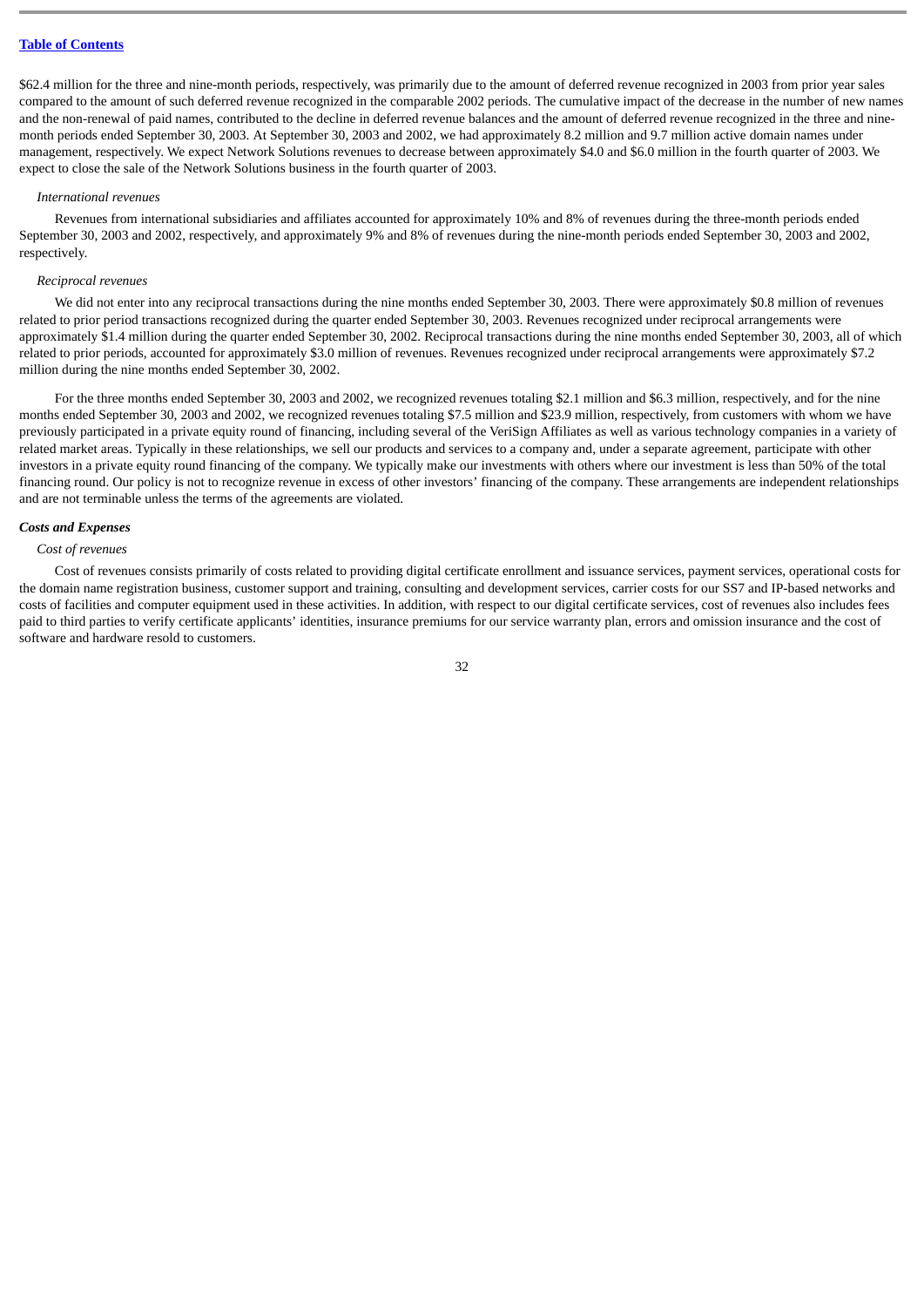$62.4 million for the three and nine-month periods, respectively, was primarily due to the amount of deferred revenue recognized in 2003 from prior year sales compared to the amount of such deferred revenue recognized in the comparable 2002 periods. The cumulative impact of the decrease in the number of new names and the non-renewal of paid names, contributed to the decline in deferred revenue balances and the amount of deferred revenue recognized in the three and nine-month periods ended September 30, 2003. At September 30, 2003 and 2002, we had approximately 8.2 million and 9.7 million active domain names under management, respectively. We expect Network Solutions revenues to decrease between approximately $4.0 and $6.0 million in the fourth quarter of 2003. We expect to close the sale of the Network Solutions business in the fourth quarter of 2003.

*International revenues*

Revenues from international subsidiaries and affiliates accounted for approximately 10% and 8% of revenues during the three-month periods ended September 30, 2003 and 2002, respectively, and approximately 9% and 8% of revenues during the nine-month periods ended September 30, 2003 and 2002, respectively.

*Reciprocal revenues*

We did not enter into any reciprocal transactions during the nine months ended September 30, 2003. There were approximately $0.8 million of revenues related to prior period transactions recognized during the quarter ended September 30, 2003. Revenues recognized under reciprocal arrangements were approximately $1.4 million during the quarter ended September 30, 2002. Reciprocal transactions during the nine months ended September 30, 2003, all of which related to prior periods, accounted for approximately $3.0 million of revenues. Revenues recognized under reciprocal arrangements were approximately $7.2 million during the nine months ended September 30, 2002.

For the three months ended September 30, 2003 and 2002, we recognized revenues totaling $2.1 million and $6.3 million, respectively, and for the nine months ended September 30, 2003 and 2002, we recognized revenues totaling $7.5 million and $23.9 million, respectively, from customers with whom we have previously participated in a private equity round of financing, including several of the VeriSign Affiliates as well as various technology companies in a variety of related market areas. Typically in these relationships, we sell our products and services to a company and, under a separate agreement, participate with other investors in a private equity round financing of the company. We typically make our investments with others where our investment is less than 50% of the total financing round. Our policy is not to recognize revenue in excess of other investors' financing of the company. These arrangements are independent relationships and are not terminable unless the terms of the agreements are violated.

***Costs and Expenses***

*Cost of revenues*

Cost of revenues consists primarily of costs related to providing digital certificate enrollment and issuance services, payment services, operational costs for the domain name registration business, customer support and training, consulting and development services, carrier costs for our SS7 and IP-based networks and costs of facilities and computer equipment used in these activities. In addition, with respect to our digital certificate services, cost of revenues also includes fees paid to third parties to verify certificate applicants' identities, insurance premiums for our service warranty plan, errors and omission insurance and the cost of software and hardware resold to customers.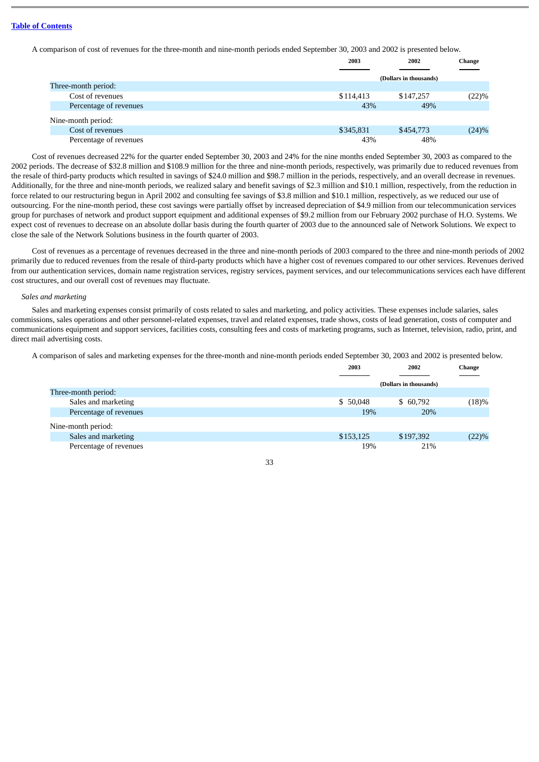[Table of Contents](#)

A comparison of cost of revenues for the three-month and nine-month periods ended September 30, 2003 and 2002 is presented below.

| | 2003 | 2002 | Change |
|---|---|---|---|
| | (Dollars in thousands) | | |
| Three-month period: | | | |
| Cost of revenues | $114,413 | $147,257 | (22)% |
| Percentage of revenues | 43% | 49% | |
| Nine-month period: | | | |
| Cost of revenues | $345,831 | $454,773 | (24)% |
| Percentage of revenues | 43% | 48% | |

Cost of revenues decreased 22% for the quarter ended September 30, 2003 and 24% for the nine months ended September 30, 2003 as compared to the 2002 periods. The decrease of $32.8 million and $108.9 million for the three and nine-month periods, respectively, was primarily due to reduced revenues from the resale of third-party products which resulted in savings of $24.0 million and $98.7 million in the periods, respectively, and an overall decrease in revenues. Additionally, for the three and nine-month periods, we realized salary and benefit savings of $2.3 million and $10.1 million, respectively, from the reduction in force related to our restructuring begun in April 2002 and consulting fee savings of $3.8 million and $10.1 million, respectively, as we reduced our use of outsourcing. For the nine-month period, these cost savings were partially offset by increased depreciation of $4.9 million from our telecommunication services group for purchases of network and product support equipment and additional expenses of $9.2 million from our February 2002 purchase of H.O. Systems. We expect cost of revenues to decrease on an absolute dollar basis during the fourth quarter of 2003 due to the announced sale of Network Solutions. We expect to close the sale of the Network Solutions business in the fourth quarter of 2003.

Cost of revenues as a percentage of revenues decreased in the three and nine-month periods of 2003 compared to the three and nine-month periods of 2002 primarily due to reduced revenues from the resale of third-party products which have a higher cost of revenues compared to our other services. Revenues derived from our authentication services, domain name registration services, registry services, payment services, and our telecommunications services each have different cost structures, and our overall cost of revenues may fluctuate.

*Sales and marketing*

Sales and marketing expenses consist primarily of costs related to sales and marketing, and policy activities. These expenses include salaries, sales commissions, sales operations and other personnel-related expenses, travel and related expenses, trade shows, costs of lead generation, costs of computer and communications equipment and support services, facilities costs, consulting fees and costs of marketing programs, such as Internet, television, radio, print, and direct mail advertising costs.

A comparison of sales and marketing expenses for the three-month and nine-month periods ended September 30, 2003 and 2002 is presented below.

| | 2003 | 2002 | Change |
|---|---|---|---|
| | (Dollars in thousands) | | |
| Three-month period: | | | |
| Sales and marketing | $ 50,048 | $ 60,792 | (18)% |
| Percentage of revenues | 19% | 20% | |
| Nine-month period: | | | |
| Sales and marketing | $153,125 | $197,392 | (22)% |
| Percentage of revenues | 19% | 21% | |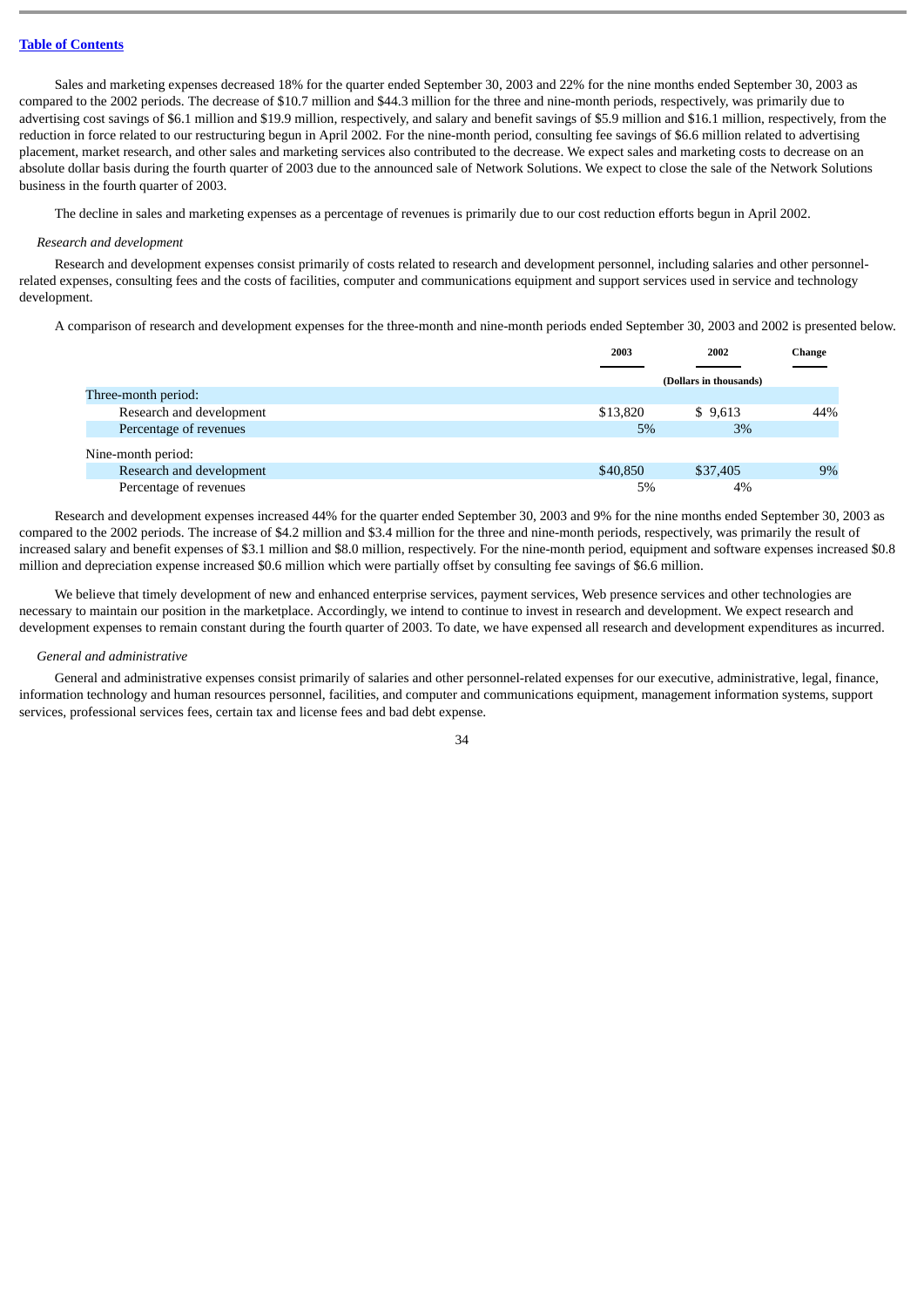Sales and marketing expenses decreased 18% for the quarter ended September 30, 2003 and 22% for the nine months ended September 30, 2003 as compared to the 2002 periods. The decrease of $10.7 million and $44.3 million for the three and nine-month periods, respectively, was primarily due to advertising cost savings of $6.1 million and $19.9 million, respectively, and salary and benefit savings of $5.9 million and $16.1 million, respectively, from the reduction in force related to our restructuring begun in April 2002. For the nine-month period, consulting fee savings of $6.6 million related to advertising placement, market research, and other sales and marketing services also contributed to the decrease. We expect sales and marketing costs to decrease on an absolute dollar basis during the fourth quarter of 2003 due to the announced sale of Network Solutions. We expect to close the sale of the Network Solutions business in the fourth quarter of 2003.

The decline in sales and marketing expenses as a percentage of revenues is primarily due to our cost reduction efforts begun in April 2002.

*Research and development*

Research and development expenses consist primarily of costs related to research and development personnel, including salaries and other personnel-related expenses, consulting fees and the costs of facilities, computer and communications equipment and support services used in service and technology development.

A comparison of research and development expenses for the three-month and nine-month periods ended September 30, 2003 and 2002 is presented below.

| | 2003 | 2002 | Change |
|---|---|---|---|
| | (Dollars in thousands) | | |
| Three-month period: | | | |
| Research and development | $13,820 | $ 9,613 | 44% |
| Percentage of revenues | 5% | 3% | |
| Nine-month period: | | | |
| Research and development | $40,850 | $37,405 | 9% |
| Percentage of revenues | 5% | 4% | |

Research and development expenses increased 44% for the quarter ended September 30, 2003 and 9% for the nine months ended September 30, 2003 as compared to the 2002 periods. The increase of $4.2 million and $3.4 million for the three and nine-month periods, respectively, was primarily the result of increased salary and benefit expenses of $3.1 million and $8.0 million, respectively. For the nine-month period, equipment and software expenses increased $0.8 million and depreciation expense increased $0.6 million which were partially offset by consulting fee savings of $6.6 million.

We believe that timely development of new and enhanced enterprise services, payment services, Web presence services and other technologies are necessary to maintain our position in the marketplace. Accordingly, we intend to continue to invest in research and development. We expect research and development expenses to remain constant during the fourth quarter of 2003. To date, we have expensed all research and development expenditures as incurred.

*General and administrative*

General and administrative expenses consist primarily of salaries and other personnel-related expenses for our executive, administrative, legal, finance, information technology and human resources personnel, facilities, and computer and communications equipment, management information systems, support services, professional services fees, certain tax and license fees and bad debt expense.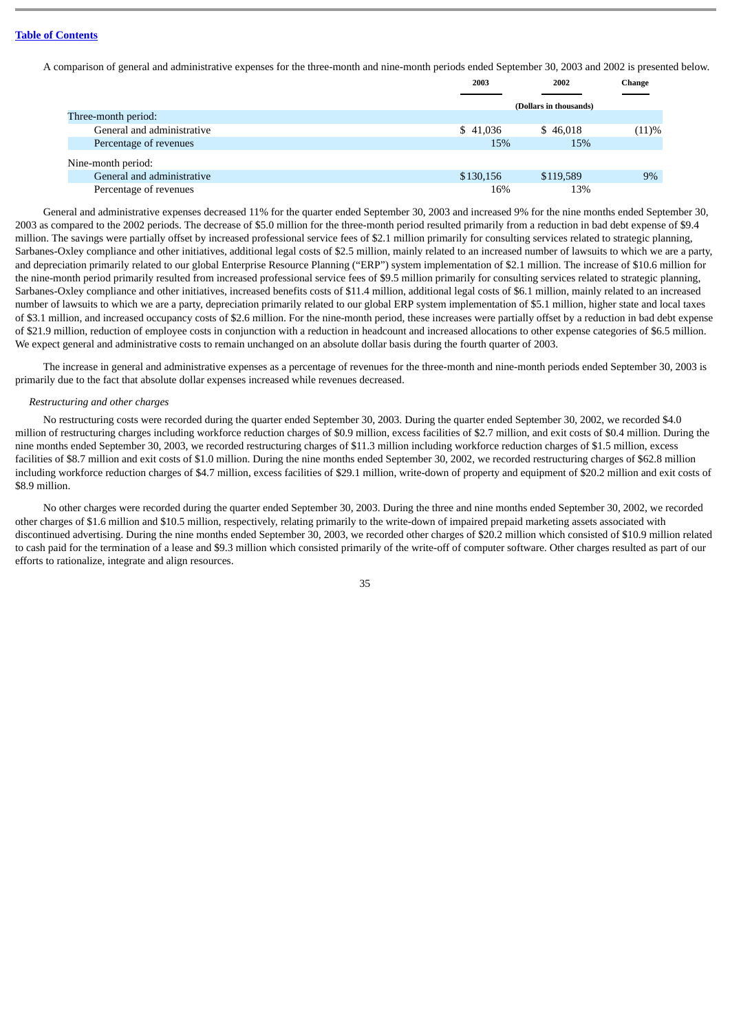A comparison of general and administrative expenses for the three-month and nine-month periods ended September 30, 2003 and 2002 is presented below.

| | 2003 | 2002 | Change |
|---|---|---|---|
| | (Dollars in thousands) | | |
| Three-month period: | | | |
| General and administrative | $ 41,036 | $ 46,018 | (11)% |
| Percentage of revenues | 15% | 15% | |
| Nine-month period: | | | |
| General and administrative | $130,156 | $119,589 | 9% |
| Percentage of revenues | 16% | 13% | |

General and administrative expenses decreased 11% for the quarter ended September 30, 2003 and increased 9% for the nine months ended September 30, 2003 as compared to the 2002 periods. The decrease of $5.0 million for the three-month period resulted primarily from a reduction in bad debt expense of $9.4 million. The savings were partially offset by increased professional service fees of $2.1 million primarily for consulting services related to strategic planning, Sarbanes-Oxley compliance and other initiatives, additional legal costs of $2.5 million, mainly related to an increased number of lawsuits to which we are a party, and depreciation primarily related to our global Enterprise Resource Planning ("ERP") system implementation of $2.1 million. The increase of $10.6 million for the nine-month period primarily resulted from increased professional service fees of $9.5 million primarily for consulting services related to strategic planning, Sarbanes-Oxley compliance and other initiatives, increased benefits costs of $11.4 million, additional legal costs of $6.1 million, mainly related to an increased number of lawsuits to which we are a party, depreciation primarily related to our global ERP system implementation of $5.1 million, higher state and local taxes of $3.1 million, and increased occupancy costs of $2.6 million. For the nine-month period, these increases were partially offset by a reduction in bad debt expense of $21.9 million, reduction of employee costs in conjunction with a reduction in headcount and increased allocations to other expense categories of $6.5 million. We expect general and administrative costs to remain unchanged on an absolute dollar basis during the fourth quarter of 2003.

The increase in general and administrative expenses as a percentage of revenues for the three-month and nine-month periods ended September 30, 2003 is primarily due to the fact that absolute dollar expenses increased while revenues decreased.

*Restructuring and other charges*

No restructuring costs were recorded during the quarter ended September 30, 2003. During the quarter ended September 30, 2002, we recorded $4.0 million of restructuring charges including workforce reduction charges of $0.9 million, excess facilities of $2.7 million, and exit costs of $0.4 million. During the nine months ended September 30, 2003, we recorded restructuring charges of $11.3 million including workforce reduction charges of $1.5 million, excess facilities of $8.7 million and exit costs of $1.0 million. During the nine months ended September 30, 2002, we recorded restructuring charges of $62.8 million including workforce reduction charges of $4.7 million, excess facilities of $29.1 million, write-down of property and equipment of $20.2 million and exit costs of $8.9 million.

No other charges were recorded during the quarter ended September 30, 2003. During the three and nine months ended September 30, 2002, we recorded other charges of $1.6 million and $10.5 million, respectively, relating primarily to the write-down of impaired prepaid marketing assets associated with discontinued advertising. During the nine months ended September 30, 2003, we recorded other charges of $20.2 million which consisted of $10.9 million related to cash paid for the termination of a lease and $9.3 million which consisted primarily of the write-off of computer software. Other charges resulted as part of our efforts to rationalize, integrate and align resources.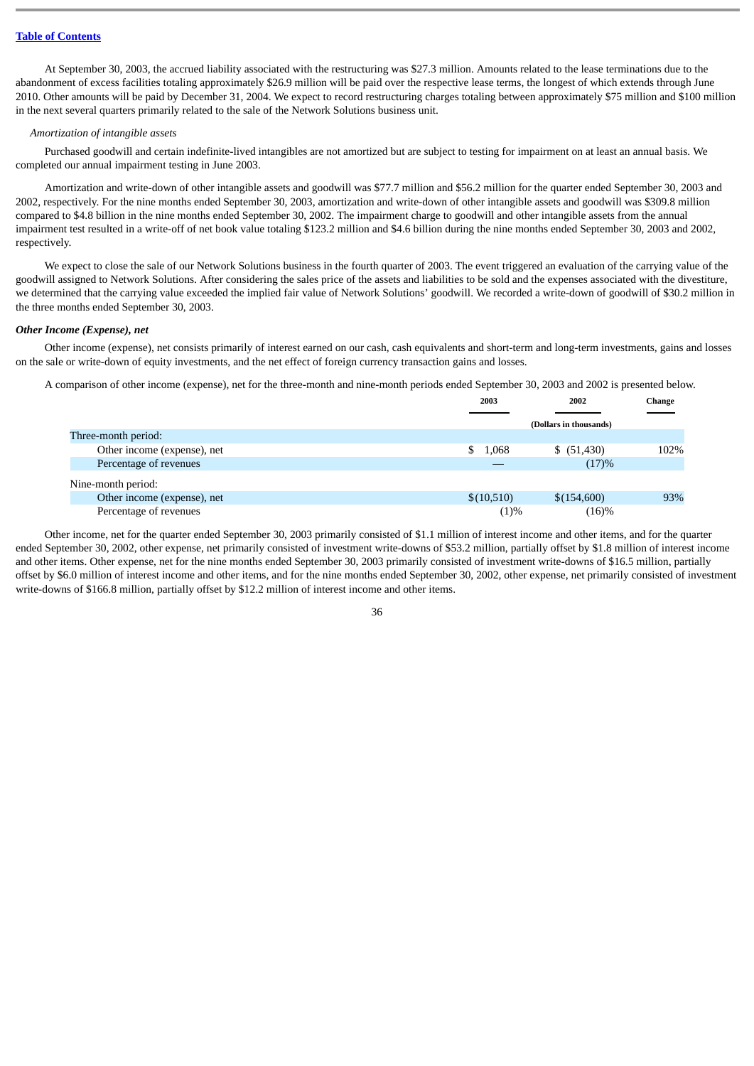[Table of Contents](#)

At September 30, 2003, the accrued liability associated with the restructuring was $27.3 million. Amounts related to the lease terminations due to the abandonment of excess facilities totaling approximately $26.9 million will be paid over the respective lease terms, the longest of which extends through June 2010. Other amounts will be paid by December 31, 2004. We expect to record restructuring charges totaling between approximately $75 million and $100 million in the next several quarters primarily related to the sale of the Network Solutions business unit.

*Amortization of intangible assets*

Purchased goodwill and certain indefinite-lived intangibles are not amortized but are subject to testing for impairment on at least an annual basis. We completed our annual impairment testing in June 2003.

Amortization and write-down of other intangible assets and goodwill was $77.7 million and $56.2 million for the quarter ended September 30, 2003 and 2002, respectively. For the nine months ended September 30, 2003, amortization and write-down of other intangible assets and goodwill was $309.8 million compared to $4.8 billion in the nine months ended September 30, 2002. The impairment charge to goodwill and other intangible assets from the annual impairment test resulted in a write-off of net book value totaling $123.2 million and $4.6 billion during the nine months ended September 30, 2003 and 2002, respectively.

We expect to close the sale of our Network Solutions business in the fourth quarter of 2003. The event triggered an evaluation of the carrying value of the goodwill assigned to Network Solutions. After considering the sales price of the assets and liabilities to be sold and the expenses associated with the divestiture, we determined that the carrying value exceeded the implied fair value of Network Solutions' goodwill. We recorded a write-down of goodwill of $30.2 million in the three months ended September 30, 2003.

***Other Income (Expense), net***

Other income (expense), net consists primarily of interest earned on our cash, cash equivalents and short-term and long-term investments, gains and losses on the sale or write-down of equity investments, and the net effect of foreign currency transaction gains and losses.

A comparison of other income (expense), net for the three-month and nine-month periods ended September 30, 2003 and 2002 is presented below.

| | 2003 | 2002 | Change |
|---|---|---|---|
| | (Dollars in thousands) | | |
| Three-month period: | | | |
| Other income (expense), net | $ 1,068 | $ (51,430) | 102% |
| Percentage of revenues | — | (17)% | |
| Nine-month period: | | | |
| Other income (expense), net | $(10,510) | $(154,600) | 93% |
| Percentage of revenues | (1)% | (16)% | |

Other income, net for the quarter ended September 30, 2003 primarily consisted of $1.1 million of interest income and other items, and for the quarter ended September 30, 2002, other expense, net primarily consisted of investment write-downs of $53.2 million, partially offset by $1.8 million of interest income and other items. Other expense, net for the nine months ended September 30, 2003 primarily consisted of investment write-downs of $16.5 million, partially offset by $6.0 million of interest income and other items, and for the nine months ended September 30, 2002, other expense, net primarily consisted of investment write-downs of $166.8 million, partially offset by $12.2 million of interest income and other items.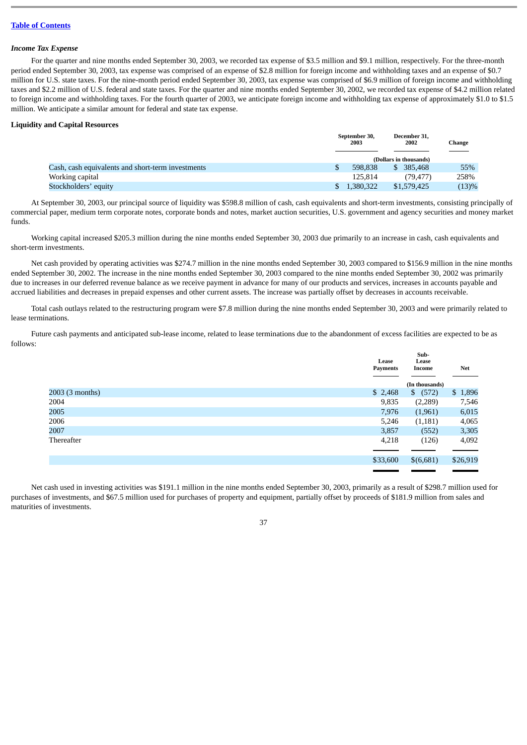[Table of Contents](#)

***Income Tax Expense***

For the quarter and nine months ended September 30, 2003, we recorded tax expense of $3.5 million and $9.1 million, respectively. For the three-month period ended September 30, 2003, tax expense was comprised of an expense of $2.8 million for foreign income and withholding taxes and an expense of $0.7 million for U.S. state taxes. For the nine-month period ended September 30, 2003, tax expense was comprised of $6.9 million of foreign income and withholding taxes and $2.2 million of U.S. federal and state taxes. For the quarter and nine months ended September 30, 2002, we recorded tax expense of $4.2 million related to foreign income and withholding taxes. For the fourth quarter of 2003, we anticipate foreign income and withholding tax expense of approximately $1.0 to $1.5 million. We anticipate a similar amount for federal and state tax expense.

**Liquidity and Capital Resources**

| | September 30, 2003 | December 31, 2002 | Change |
|---|---|---|---|
| | (Dollars in thousands) | | |
| Cash, cash equivalents and short-term investments | $ 598,838 | $ 385,468 | 55% |
| Working capital | 125,814 | (79,477) | 258% |
| Stockholders' equity | $ 1,380,322 | $1,579,425 | (13)% |

At September 30, 2003, our principal source of liquidity was $598.8 million of cash, cash equivalents and short-term investments, consisting principally of commercial paper, medium term corporate notes, corporate bonds and notes, market auction securities, U.S. government and agency securities and money market funds.

Working capital increased $205.3 million during the nine months ended September 30, 2003 due primarily to an increase in cash, cash equivalents and short-term investments.

Net cash provided by operating activities was $274.7 million in the nine months ended September 30, 2003 compared to $156.9 million in the nine months ended September 30, 2002. The increase in the nine months ended September 30, 2003 compared to the nine months ended September 30, 2002 was primarily due to increases in our deferred revenue balance as we receive payment in advance for many of our products and services, increases in accounts payable and accrued liabilities and decreases in prepaid expenses and other current assets. The increase was partially offset by decreases in accounts receivable.

Total cash outlays related to the restructuring program were $7.8 million during the nine months ended September 30, 2003 and were primarily related to lease terminations.

Future cash payments and anticipated sub-lease income, related to lease terminations due to the abandonment of excess facilities are expected to be as follows:

| | Lease Payments | Sub-Lease Income | Net |
|---|---|---|---|
| | | (In thousands) | |
| 2003 (3 months) | $ 2,468 | $ (572) | $ 1,896 |
| 2004 | 9,835 | (2,289) | 7,546 |
| 2005 | 7,976 | (1,961) | 6,015 |
| 2006 | 5,246 | (1,181) | 4,065 |
| 2007 | 3,857 | (552) | 3,305 |
| Thereafter | 4,218 | (126) | 4,092 |
| | $33,600 | $(6,681) | $26,919 |

Net cash used in investing activities was $191.1 million in the nine months ended September 30, 2003, primarily as a result of $298.7 million used for purchases of investments, and $67.5 million used for purchases of property and equipment, partially offset by proceeds of $181.9 million from sales and maturities of investments.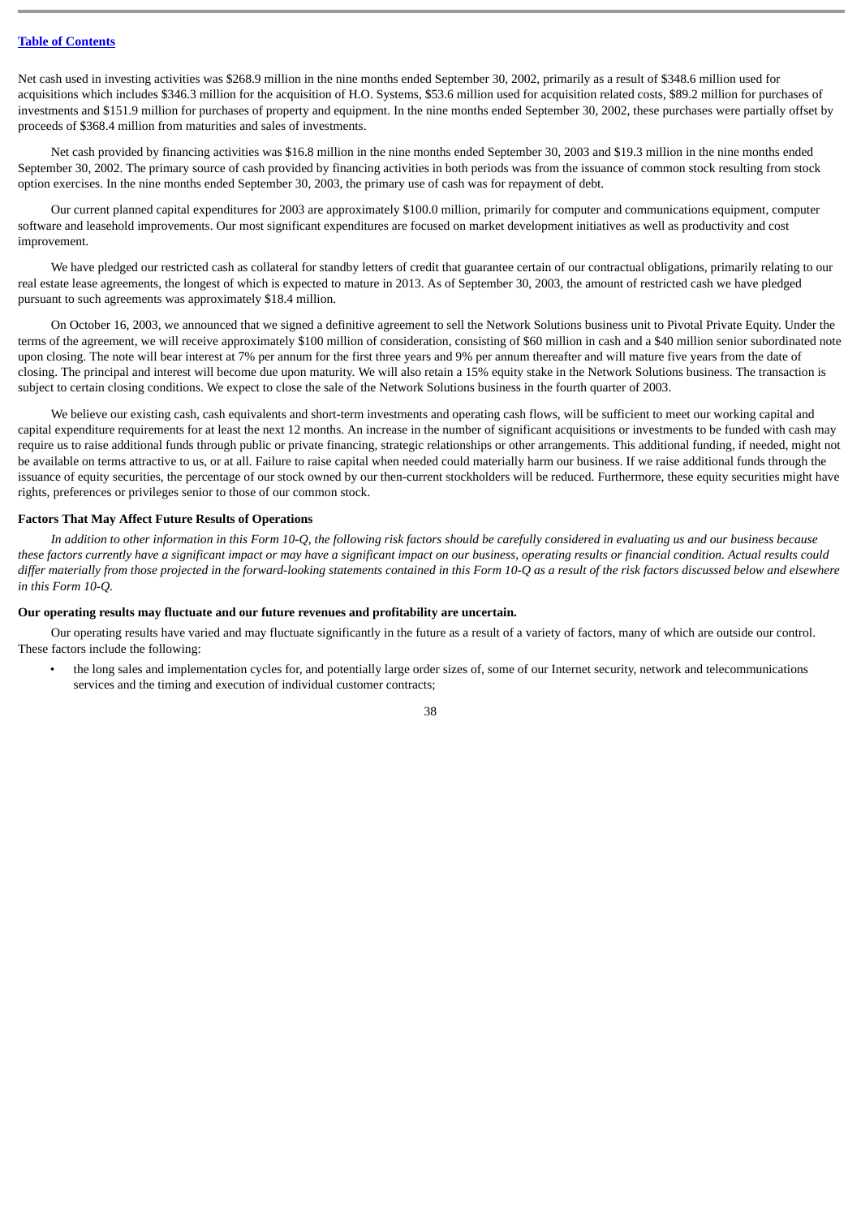Net cash used in investing activities was $268.9 million in the nine months ended September 30, 2002, primarily as a result of $348.6 million used for acquisitions which includes $346.3 million for the acquisition of H.O. Systems, $53.6 million used for acquisition related costs, $89.2 million for purchases of investments and $151.9 million for purchases of property and equipment. In the nine months ended September 30, 2002, these purchases were partially offset by proceeds of $368.4 million from maturities and sales of investments.

Net cash provided by financing activities was $16.8 million in the nine months ended September 30, 2003 and $19.3 million in the nine months ended September 30, 2002. The primary source of cash provided by financing activities in both periods was from the issuance of common stock resulting from stock option exercises. In the nine months ended September 30, 2003, the primary use of cash was for repayment of debt.

Our current planned capital expenditures for 2003 are approximately $100.0 million, primarily for computer and communications equipment, computer software and leasehold improvements. Our most significant expenditures are focused on market development initiatives as well as productivity and cost improvement.

We have pledged our restricted cash as collateral for standby letters of credit that guarantee certain of our contractual obligations, primarily relating to our real estate lease agreements, the longest of which is expected to mature in 2013. As of September 30, 2003, the amount of restricted cash we have pledged pursuant to such agreements was approximately $18.4 million.

On October 16, 2003, we announced that we signed a definitive agreement to sell the Network Solutions business unit to Pivotal Private Equity. Under the terms of the agreement, we will receive approximately $100 million of consideration, consisting of $60 million in cash and a $40 million senior subordinated note upon closing. The note will bear interest at 7% per annum for the first three years and 9% per annum thereafter and will mature five years from the date of closing. The principal and interest will become due upon maturity. We will also retain a 15% equity stake in the Network Solutions business. The transaction is subject to certain closing conditions. We expect to close the sale of the Network Solutions business in the fourth quarter of 2003.

We believe our existing cash, cash equivalents and short-term investments and operating cash flows, will be sufficient to meet our working capital and capital expenditure requirements for at least the next 12 months. An increase in the number of significant acquisitions or investments to be funded with cash may require us to raise additional funds through public or private financing, strategic relationships or other arrangements. This additional funding, if needed, might not be available on terms attractive to us, or at all. Failure to raise capital when needed could materially harm our business. If we raise additional funds through the issuance of equity securities, the percentage of our stock owned by our then-current stockholders will be reduced. Furthermore, these equity securities might have rights, preferences or privileges senior to those of our common stock.

### Factors That May Affect Future Results of Operations

*In addition to other information in this Form 10-Q, the following risk factors should be carefully considered in evaluating us and our business because these factors currently have a significant impact or may have a significant impact on our business, operating results or financial condition. Actual results could differ materially from those projected in the forward-looking statements contained in this Form 10-Q as a result of the risk factors discussed below and elsewhere in this Form 10-Q.*

#### Our operating results may fluctuate and our future revenues and profitability are uncertain.

Our operating results have varied and may fluctuate significantly in the future as a result of a variety of factors, many of which are outside our control. These factors include the following:

- the long sales and implementation cycles for, and potentially large order sizes of, some of our Internet security, network and telecommunications services and the timing and execution of individual customer contracts;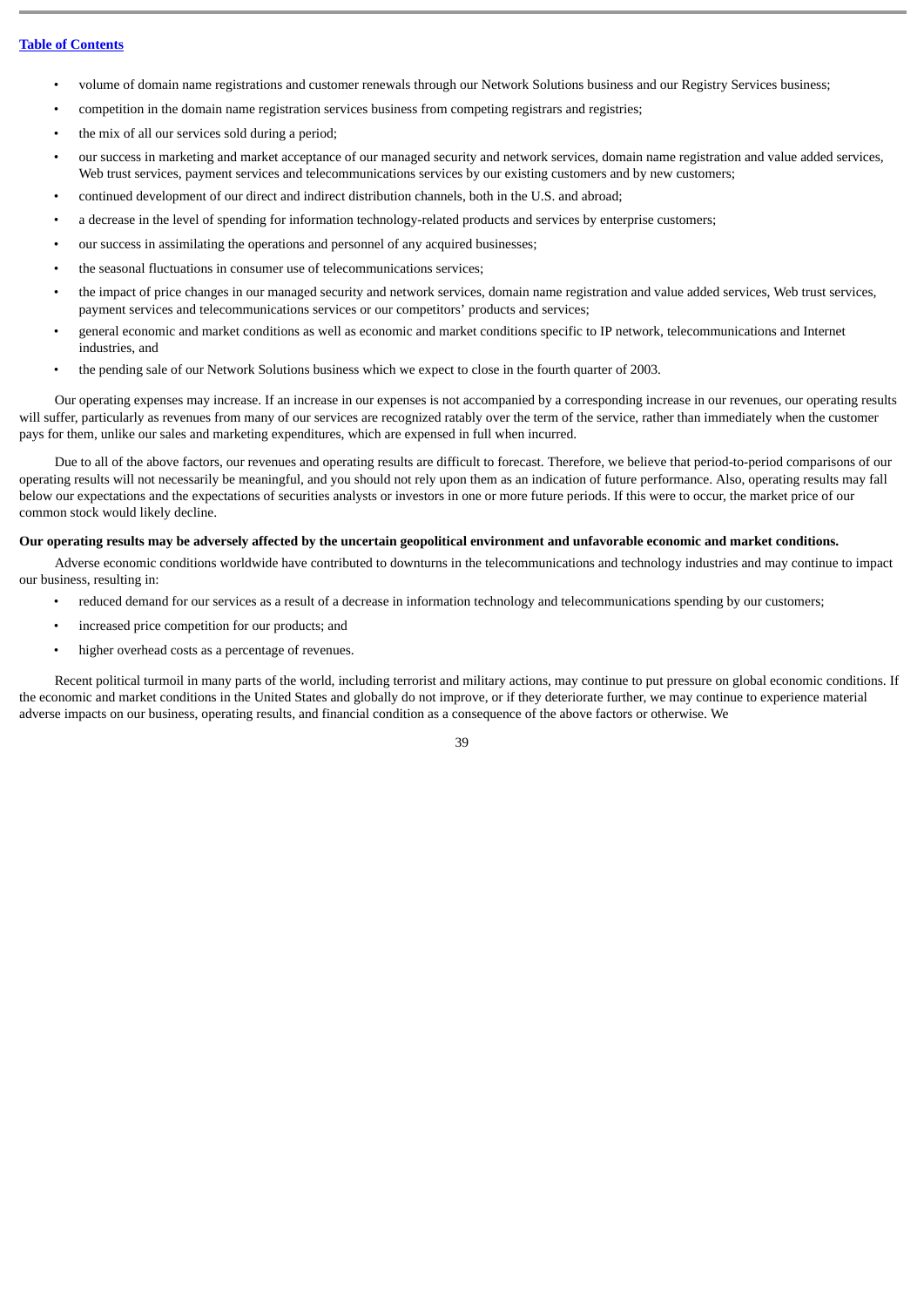- volume of domain name registrations and customer renewals through our Network Solutions business and our Registry Services business;
- competition in the domain name registration services business from competing registrars and registries;
- the mix of all our services sold during a period;
- our success in marketing and market acceptance of our managed security and network services, domain name registration and value added services, Web trust services, payment services and telecommunications services by our existing customers and by new customers;
- continued development of our direct and indirect distribution channels, both in the U.S. and abroad;
- a decrease in the level of spending for information technology-related products and services by enterprise customers;
- our success in assimilating the operations and personnel of any acquired businesses;
- the seasonal fluctuations in consumer use of telecommunications services;
- the impact of price changes in our managed security and network services, domain name registration and value added services, Web trust services, payment services and telecommunications services or our competitors' products and services;
- general economic and market conditions as well as economic and market conditions specific to IP network, telecommunications and Internet industries, and
- the pending sale of our Network Solutions business which we expect to close in the fourth quarter of 2003.

Our operating expenses may increase. If an increase in our expenses is not accompanied by a corresponding increase in our revenues, our operating results will suffer, particularly as revenues from many of our services are recognized ratably over the term of the service, rather than immediately when the customer pays for them, unlike our sales and marketing expenditures, which are expensed in full when incurred.

Due to all of the above factors, our revenues and operating results are difficult to forecast. Therefore, we believe that period-to-period comparisons of our operating results will not necessarily be meaningful, and you should not rely upon them as an indication of future performance. Also, operating results may fall below our expectations and the expectations of securities analysts or investors in one or more future periods. If this were to occur, the market price of our common stock would likely decline.

**Our operating results may be adversely affected by the uncertain geopolitical environment and unfavorable economic and market conditions.**

Adverse economic conditions worldwide have contributed to downturns in the telecommunications and technology industries and may continue to impact our business, resulting in:

- reduced demand for our services as a result of a decrease in information technology and telecommunications spending by our customers;
- increased price competition for our products; and
- higher overhead costs as a percentage of revenues.

Recent political turmoil in many parts of the world, including terrorist and military actions, may continue to put pressure on global economic conditions. If the economic and market conditions in the United States and globally do not improve, or if they deteriorate further, we may continue to experience material adverse impacts on our business, operating results, and financial condition as a consequence of the above factors or otherwise. We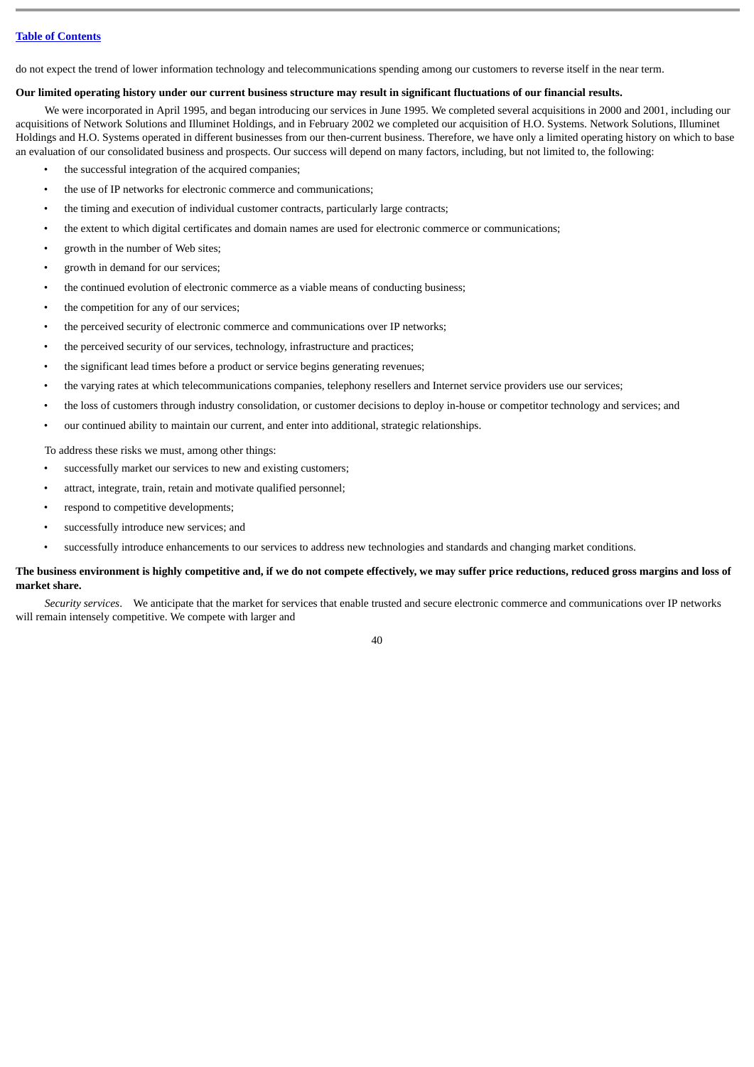do not expect the trend of lower information technology and telecommunications spending among our customers to reverse itself in the near term.

**Our limited operating history under our current business structure may result in significant fluctuations of our financial results.**

We were incorporated in April 1995, and began introducing our services in June 1995. We completed several acquisitions in 2000 and 2001, including our acquisitions of Network Solutions and Illuminet Holdings, and in February 2002 we completed our acquisition of H.O. Systems. Network Solutions, Illuminet Holdings and H.O. Systems operated in different businesses from our then-current business. Therefore, we have only a limited operating history on which to base an evaluation of our consolidated business and prospects. Our success will depend on many factors, including, but not limited to, the following:

- the successful integration of the acquired companies;
- the use of IP networks for electronic commerce and communications;
- the timing and execution of individual customer contracts, particularly large contracts;
- the extent to which digital certificates and domain names are used for electronic commerce or communications;
- growth in the number of Web sites;
- growth in demand for our services;
- the continued evolution of electronic commerce as a viable means of conducting business;
- the competition for any of our services;
- the perceived security of electronic commerce and communications over IP networks;
- the perceived security of our services, technology, infrastructure and practices;
- the significant lead times before a product or service begins generating revenues;
- the varying rates at which telecommunications companies, telephony resellers and Internet service providers use our services;
- the loss of customers through industry consolidation, or customer decisions to deploy in-house or competitor technology and services; and
- our continued ability to maintain our current, and enter into additional, strategic relationships.

To address these risks we must, among other things:

- successfully market our services to new and existing customers;
- attract, integrate, train, retain and motivate qualified personnel;
- respond to competitive developments;
- successfully introduce new services; and
- successfully introduce enhancements to our services to address new technologies and standards and changing market conditions.

**The business environment is highly competitive and, if we do not compete effectively, we may suffer price reductions, reduced gross margins and loss of market share.**

*Security services*. We anticipate that the market for services that enable trusted and secure electronic commerce and communications over IP networks will remain intensely competitive. We compete with larger and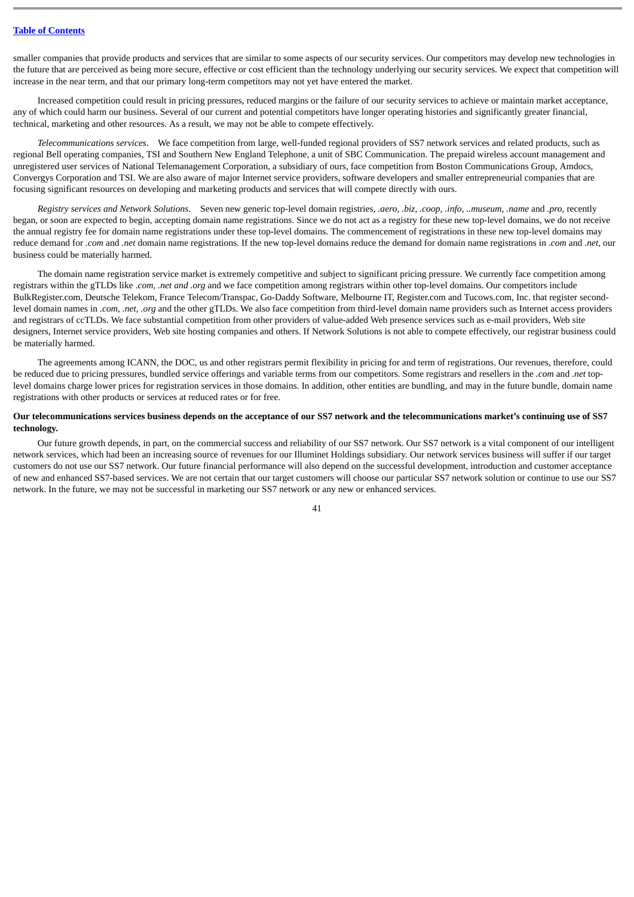smaller companies that provide products and services that are similar to some aspects of our security services. Our competitors may develop new technologies in the future that are perceived as being more secure, effective or cost efficient than the technology underlying our security services. We expect that competition will increase in the near term, and that our primary long-term competitors may not yet have entered the market.

Increased competition could result in pricing pressures, reduced margins or the failure of our security services to achieve or maintain market acceptance, any of which could harm our business. Several of our current and potential competitors have longer operating histories and significantly greater financial, technical, marketing and other resources. As a result, we may not be able to compete effectively.

*Telecommunications services*. We face competition from large, well-funded regional providers of SS7 network services and related products, such as regional Bell operating companies, TSI and Southern New England Telephone, a unit of SBC Communication. The prepaid wireless account management and unregistered user services of National Telemanagement Corporation, a subsidiary of ours, face competition from Boston Communications Group, Amdocs, Convergys Corporation and TSI. We are also aware of major Internet service providers, software developers and smaller entrepreneurial companies that are focusing significant resources on developing and marketing products and services that will compete directly with ours.

*Registry services and Network Solutions*. Seven new generic top-level domain registries, *.aero, .biz, .coop, .info, ..museum, .name* and *.pro*, recently began, or soon are expected to begin, accepting domain name registrations. Since we do not act as a registry for these new top-level domains, we do not receive the annual registry fee for domain name registrations under these top-level domains. The commencement of registrations in these new top-level domains may reduce demand for *.com* and *.net* domain name registrations. If the new top-level domains reduce the demand for domain name registrations in *.com* and *.net*, our business could be materially harmed.

The domain name registration service market is extremely competitive and subject to significant pricing pressure. We currently face competition among registrars within the gTLDs like *.com, .net and .org* and we face competition among registrars within other top-level domains. Our competitors include BulkRegister.com, Deutsche Telekom, France Telecom/Transpac, Go-Daddy Software, Melbourne IT, Register.com and Tucows.com, Inc. that register second-level domain names in *.com, .net, .org* and the other gTLDs. We also face competition from third-level domain name providers such as Internet access providers and registrars of ccTLDs. We face substantial competition from other providers of value-added Web presence services such as e-mail providers, Web site designers, Internet service providers, Web site hosting companies and others. If Network Solutions is not able to compete effectively, our registrar business could be materially harmed.

The agreements among ICANN, the DOC, us and other registrars permit flexibility in pricing for and term of registrations. Our revenues, therefore, could be reduced due to pricing pressures, bundled service offerings and variable terms from our competitors. Some registrars and resellers in the *.com* and *.net* top-level domains charge lower prices for registration services in those domains. In addition, other entities are bundling, and may in the future bundle, domain name registrations with other products or services at reduced rates or for free.

**Our telecommunications services business depends on the acceptance of our SS7 network and the telecommunications market's continuing use of SS7 technology.**

Our future growth depends, in part, on the commercial success and reliability of our SS7 network. Our SS7 network is a vital component of our intelligent network services, which had been an increasing source of revenues for our Illuminet Holdings subsidiary. Our network services business will suffer if our target customers do not use our SS7 network. Our future financial performance will also depend on the successful development, introduction and customer acceptance of new and enhanced SS7-based services. We are not certain that our target customers will choose our particular SS7 network solution or continue to use our SS7 network. In the future, we may not be successful in marketing our SS7 network or any new or enhanced services.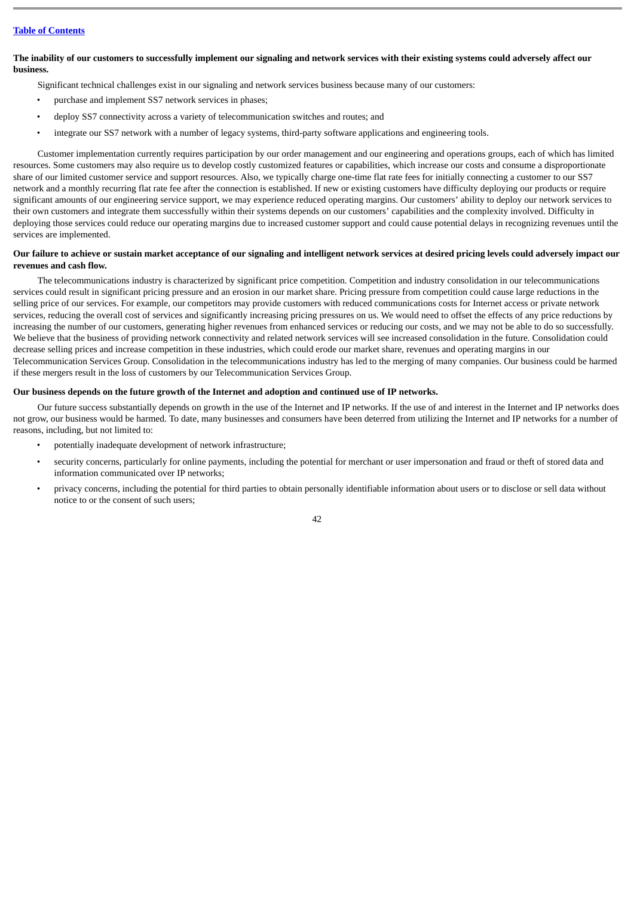**The inability of our customers to successfully implement our signaling and network services with their existing systems could adversely affect our business.**

Significant technical challenges exist in our signaling and network services business because many of our customers:

- purchase and implement SS7 network services in phases;
- deploy SS7 connectivity across a variety of telecommunication switches and routes; and
- integrate our SS7 network with a number of legacy systems, third-party software applications and engineering tools.

Customer implementation currently requires participation by our order management and our engineering and operations groups, each of which has limited resources. Some customers may also require us to develop costly customized features or capabilities, which increase our costs and consume a disproportionate share of our limited customer service and support resources. Also, we typically charge one-time flat rate fees for initially connecting a customer to our SS7 network and a monthly recurring flat rate fee after the connection is established. If new or existing customers have difficulty deploying our products or require significant amounts of our engineering service support, we may experience reduced operating margins. Our customers' ability to deploy our network services to their own customers and integrate them successfully within their systems depends on our customers' capabilities and the complexity involved. Difficulty in deploying those services could reduce our operating margins due to increased customer support and could cause potential delays in recognizing revenues until the services are implemented.

**Our failure to achieve or sustain market acceptance of our signaling and intelligent network services at desired pricing levels could adversely impact our revenues and cash flow.**

The telecommunications industry is characterized by significant price competition. Competition and industry consolidation in our telecommunications services could result in significant pricing pressure and an erosion in our market share. Pricing pressure from competition could cause large reductions in the selling price of our services. For example, our competitors may provide customers with reduced communications costs for Internet access or private network services, reducing the overall cost of services and significantly increasing pricing pressures on us. We would need to offset the effects of any price reductions by increasing the number of our customers, generating higher revenues from enhanced services or reducing our costs, and we may not be able to do so successfully. We believe that the business of providing network connectivity and related network services will see increased consolidation in the future. Consolidation could decrease selling prices and increase competition in these industries, which could erode our market share, revenues and operating margins in our Telecommunication Services Group. Consolidation in the telecommunications industry has led to the merging of many companies. Our business could be harmed if these mergers result in the loss of customers by our Telecommunication Services Group.

**Our business depends on the future growth of the Internet and adoption and continued use of IP networks.**

Our future success substantially depends on growth in the use of the Internet and IP networks. If the use of and interest in the Internet and IP networks does not grow, our business would be harmed. To date, many businesses and consumers have been deterred from utilizing the Internet and IP networks for a number of reasons, including, but not limited to:

- potentially inadequate development of network infrastructure;
- security concerns, particularly for online payments, including the potential for merchant or user impersonation and fraud or theft of stored data and information communicated over IP networks;
- privacy concerns, including the potential for third parties to obtain personally identifiable information about users or to disclose or sell data without notice to or the consent of such users;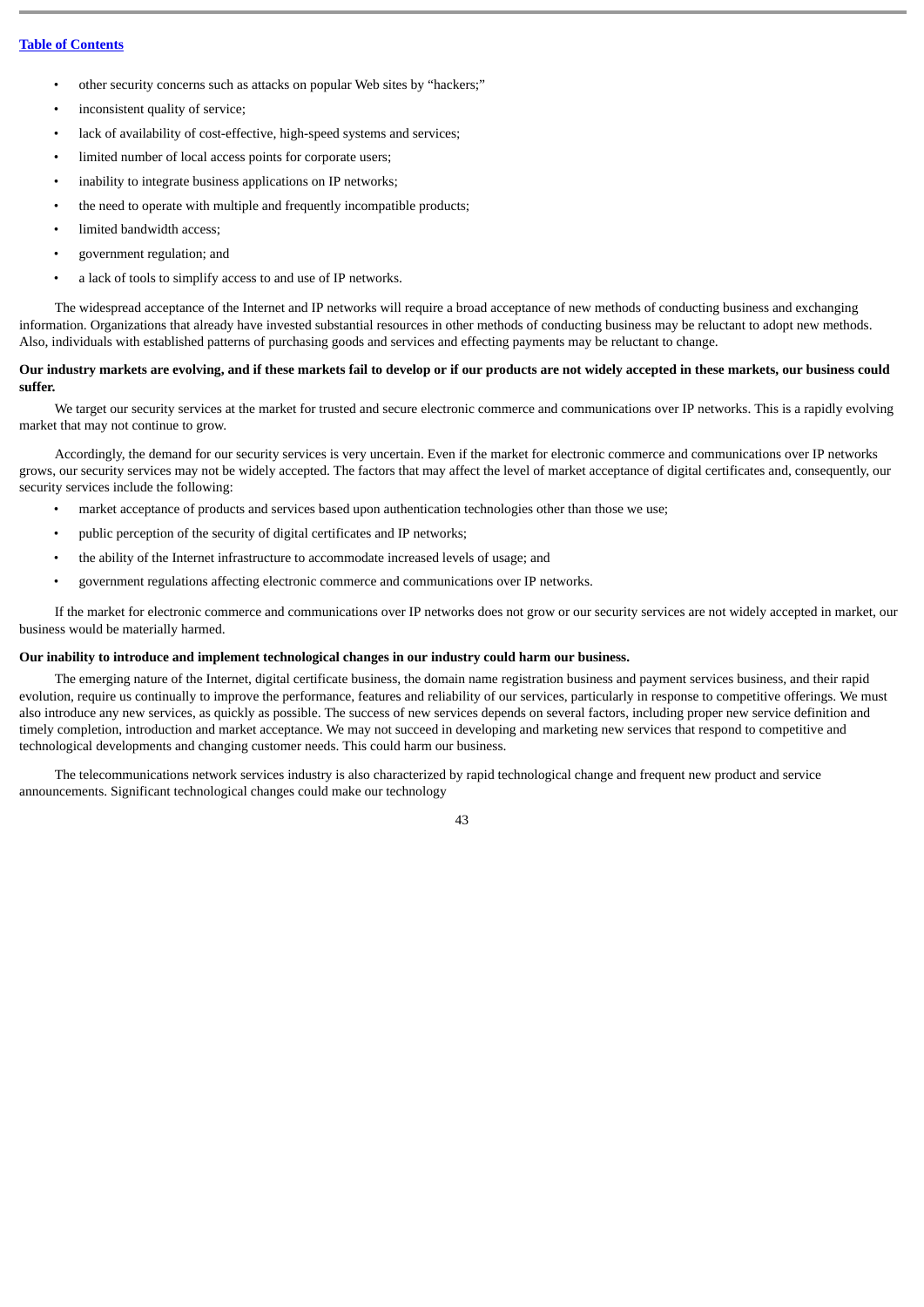- other security concerns such as attacks on popular Web sites by "hackers;"
- inconsistent quality of service;
- lack of availability of cost-effective, high-speed systems and services;
- limited number of local access points for corporate users;
- inability to integrate business applications on IP networks;
- the need to operate with multiple and frequently incompatible products;
- limited bandwidth access;
- government regulation; and
- a lack of tools to simplify access to and use of IP networks.

The widespread acceptance of the Internet and IP networks will require a broad acceptance of new methods of conducting business and exchanging information. Organizations that already have invested substantial resources in other methods of conducting business may be reluctant to adopt new methods. Also, individuals with established patterns of purchasing goods and services and effecting payments may be reluctant to change.

**Our industry markets are evolving, and if these markets fail to develop or if our products are not widely accepted in these markets, our business could suffer.**

We target our security services at the market for trusted and secure electronic commerce and communications over IP networks. This is a rapidly evolving market that may not continue to grow.

Accordingly, the demand for our security services is very uncertain. Even if the market for electronic commerce and communications over IP networks grows, our security services may not be widely accepted. The factors that may affect the level of market acceptance of digital certificates and, consequently, our security services include the following:

- market acceptance of products and services based upon authentication technologies other than those we use;
- public perception of the security of digital certificates and IP networks;
- the ability of the Internet infrastructure to accommodate increased levels of usage; and
- government regulations affecting electronic commerce and communications over IP networks.

If the market for electronic commerce and communications over IP networks does not grow or our security services are not widely accepted in market, our business would be materially harmed.

**Our inability to introduce and implement technological changes in our industry could harm our business.**

The emerging nature of the Internet, digital certificate business, the domain name registration business and payment services business, and their rapid evolution, require us continually to improve the performance, features and reliability of our services, particularly in response to competitive offerings. We must also introduce any new services, as quickly as possible. The success of new services depends on several factors, including proper new service definition and timely completion, introduction and market acceptance. We may not succeed in developing and marketing new services that respond to competitive and technological developments and changing customer needs. This could harm our business.

The telecommunications network services industry is also characterized by rapid technological change and frequent new product and service announcements. Significant technological changes could make our technology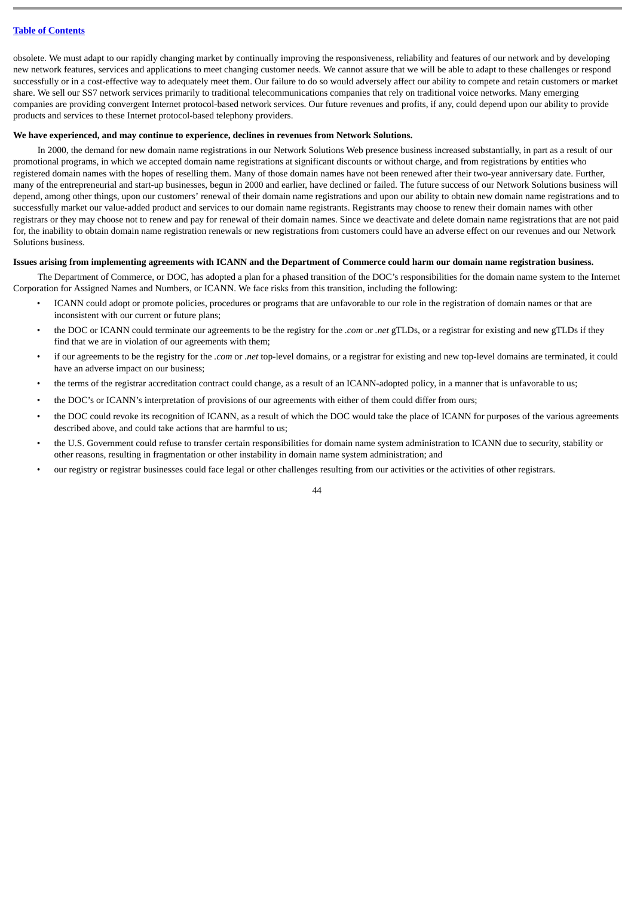obsolete. We must adapt to our rapidly changing market by continually improving the responsiveness, reliability and features of our network and by developing new network features, services and applications to meet changing customer needs. We cannot assure that we will be able to adapt to these challenges or respond successfully or in a cost-effective way to adequately meet them. Our failure to do so would adversely affect our ability to compete and retain customers or market share. We sell our SS7 network services primarily to traditional telecommunications companies that rely on traditional voice networks. Many emerging companies are providing convergent Internet protocol-based network services. Our future revenues and profits, if any, could depend upon our ability to provide products and services to these Internet protocol-based telephony providers.

**We have experienced, and may continue to experience, declines in revenues from Network Solutions.**

In 2000, the demand for new domain name registrations in our Network Solutions Web presence business increased substantially, in part as a result of our promotional programs, in which we accepted domain name registrations at significant discounts or without charge, and from registrations by entities who registered domain names with the hopes of reselling them. Many of those domain names have not been renewed after their two-year anniversary date. Further, many of the entrepreneurial and start-up businesses, begun in 2000 and earlier, have declined or failed. The future success of our Network Solutions business will depend, among other things, upon our customers' renewal of their domain name registrations and upon our ability to obtain new domain name registrations and to successfully market our value-added product and services to our domain name registrants. Registrants may choose to renew their domain names with other registrars or they may choose not to renew and pay for renewal of their domain names. Since we deactivate and delete domain name registrations that are not paid for, the inability to obtain domain name registration renewals or new registrations from customers could have an adverse effect on our revenues and our Network Solutions business.

**Issues arising from implementing agreements with ICANN and the Department of Commerce could harm our domain name registration business.**

The Department of Commerce, or DOC, has adopted a plan for a phased transition of the DOC's responsibilities for the domain name system to the Internet Corporation for Assigned Names and Numbers, or ICANN. We face risks from this transition, including the following:

- ICANN could adopt or promote policies, procedures or programs that are unfavorable to our role in the registration of domain names or that are inconsistent with our current or future plans;
- the DOC or ICANN could terminate our agreements to be the registry for the *.com* or *.net* gTLDs, or a registrar for existing and new gTLDs if they find that we are in violation of our agreements with them;
- if our agreements to be the registry for the *.com* or *.net* top-level domains, or a registrar for existing and new top-level domains are terminated, it could have an adverse impact on our business;
- the terms of the registrar accreditation contract could change, as a result of an ICANN-adopted policy, in a manner that is unfavorable to us;
- the DOC's or ICANN's interpretation of provisions of our agreements with either of them could differ from ours;
- the DOC could revoke its recognition of ICANN, as a result of which the DOC would take the place of ICANN for purposes of the various agreements described above, and could take actions that are harmful to us;
- the U.S. Government could refuse to transfer certain responsibilities for domain name system administration to ICANN due to security, stability or other reasons, resulting in fragmentation or other instability in domain name system administration; and
- our registry or registrar businesses could face legal or other challenges resulting from our activities or the activities of other registrars.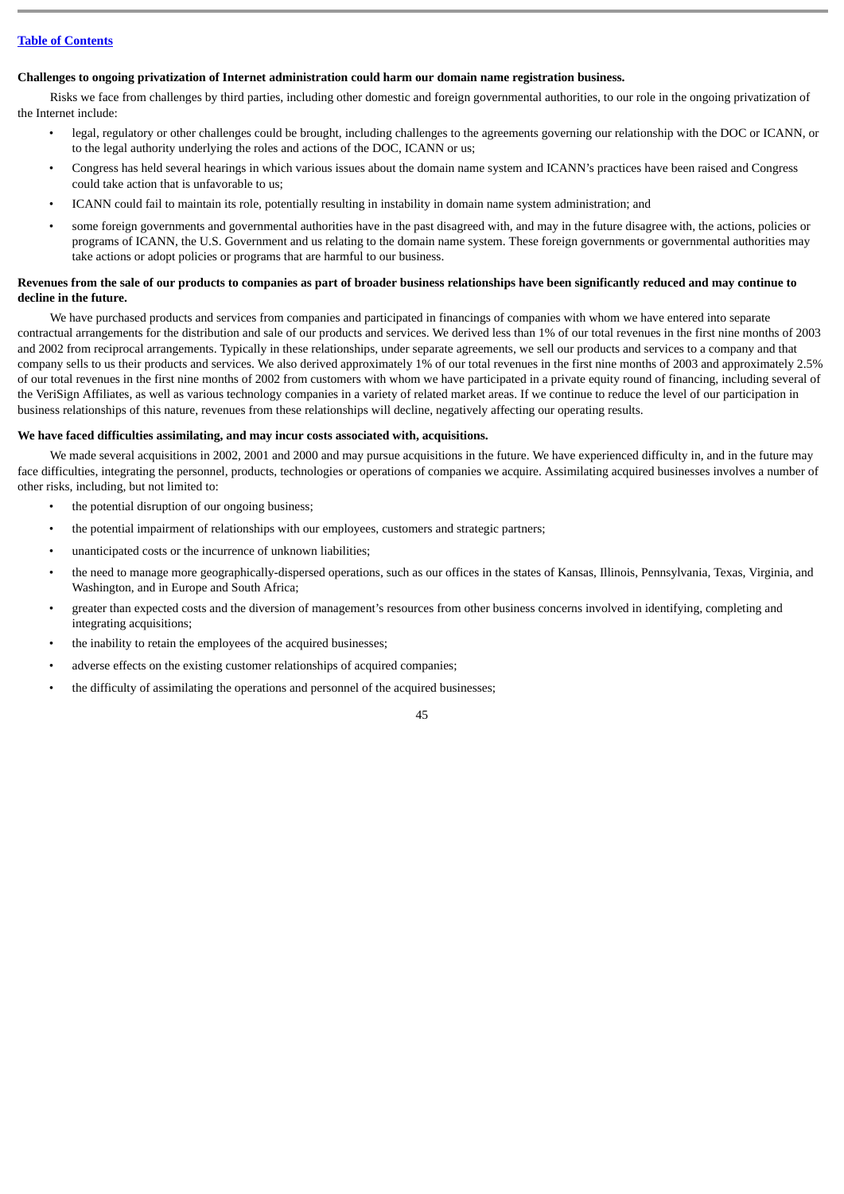**Challenges to ongoing privatization of Internet administration could harm our domain name registration business.**

Risks we face from challenges by third parties, including other domestic and foreign governmental authorities, to our role in the ongoing privatization of the Internet include:

- legal, regulatory or other challenges could be brought, including challenges to the agreements governing our relationship with the DOC or ICANN, or to the legal authority underlying the roles and actions of the DOC, ICANN or us;
- Congress has held several hearings in which various issues about the domain name system and ICANN's practices have been raised and Congress could take action that is unfavorable to us;
- ICANN could fail to maintain its role, potentially resulting in instability in domain name system administration; and
- some foreign governments and governmental authorities have in the past disagreed with, and may in the future disagree with, the actions, policies or programs of ICANN, the U.S. Government and us relating to the domain name system. These foreign governments or governmental authorities may take actions or adopt policies or programs that are harmful to our business.

**Revenues from the sale of our products to companies as part of broader business relationships have been significantly reduced and may continue to decline in the future.**

We have purchased products and services from companies and participated in financings of companies with whom we have entered into separate contractual arrangements for the distribution and sale of our products and services. We derived less than 1% of our total revenues in the first nine months of 2003 and 2002 from reciprocal arrangements. Typically in these relationships, under separate agreements, we sell our products and services to a company and that company sells to us their products and services. We also derived approximately 1% of our total revenues in the first nine months of 2003 and approximately 2.5% of our total revenues in the first nine months of 2002 from customers with whom we have participated in a private equity round of financing, including several of the VeriSign Affiliates, as well as various technology companies in a variety of related market areas. If we continue to reduce the level of our participation in business relationships of this nature, revenues from these relationships will decline, negatively affecting our operating results.

**We have faced difficulties assimilating, and may incur costs associated with, acquisitions.**

We made several acquisitions in 2002, 2001 and 2000 and may pursue acquisitions in the future. We have experienced difficulty in, and in the future may face difficulties, integrating the personnel, products, technologies or operations of companies we acquire. Assimilating acquired businesses involves a number of other risks, including, but not limited to:

- the potential disruption of our ongoing business;
- the potential impairment of relationships with our employees, customers and strategic partners;
- unanticipated costs or the incurrence of unknown liabilities;
- the need to manage more geographically-dispersed operations, such as our offices in the states of Kansas, Illinois, Pennsylvania, Texas, Virginia, and Washington, and in Europe and South Africa;
- greater than expected costs and the diversion of management's resources from other business concerns involved in identifying, completing and integrating acquisitions;
- the inability to retain the employees of the acquired businesses;
- adverse effects on the existing customer relationships of acquired companies;
- the difficulty of assimilating the operations and personnel of the acquired businesses;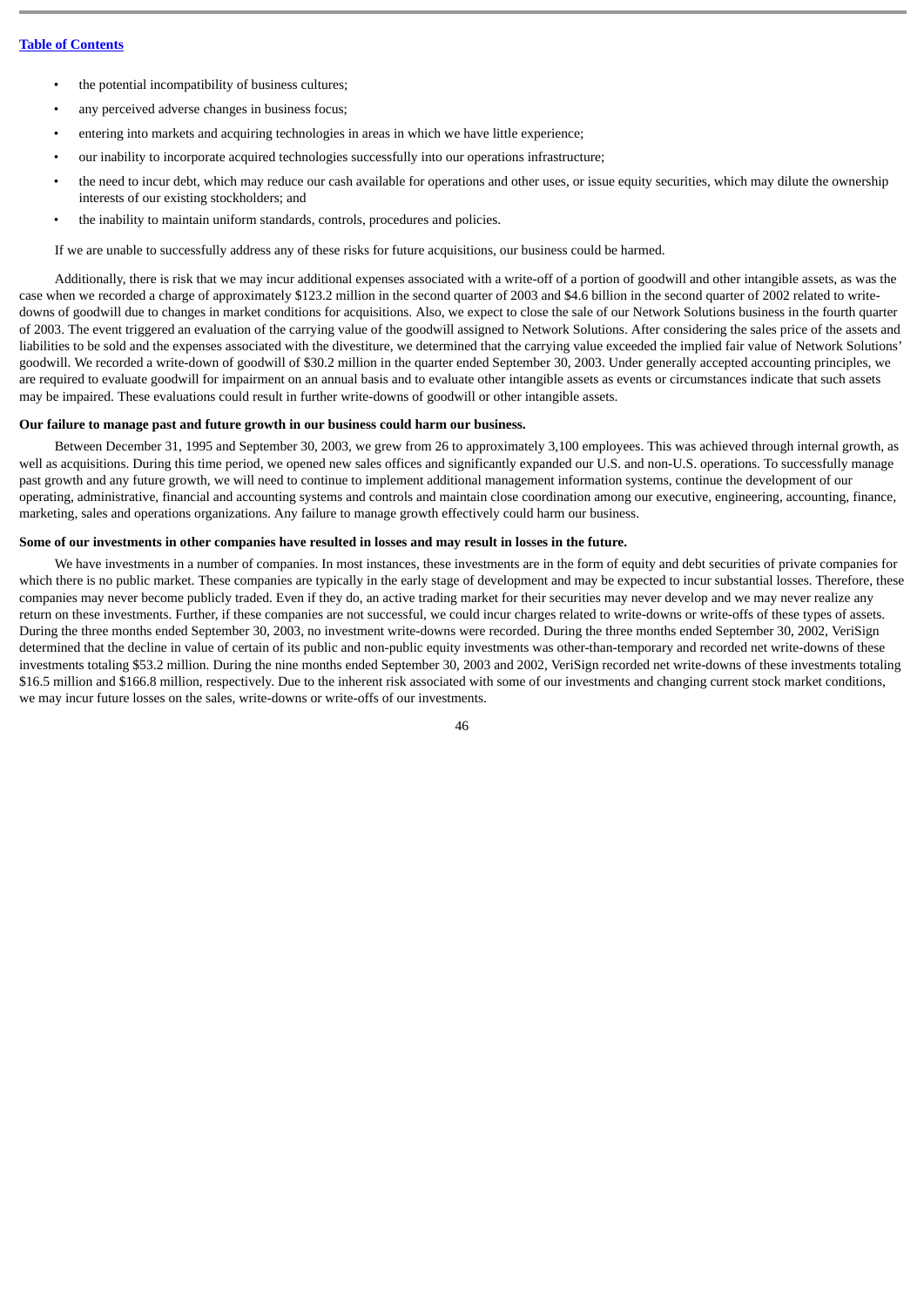- the potential incompatibility of business cultures;
- any perceived adverse changes in business focus;
- entering into markets and acquiring technologies in areas in which we have little experience;
- our inability to incorporate acquired technologies successfully into our operations infrastructure;
- the need to incur debt, which may reduce our cash available for operations and other uses, or issue equity securities, which may dilute the ownership interests of our existing stockholders; and
- the inability to maintain uniform standards, controls, procedures and policies.

If we are unable to successfully address any of these risks for future acquisitions, our business could be harmed.

Additionally, there is risk that we may incur additional expenses associated with a write-off of a portion of goodwill and other intangible assets, as was the case when we recorded a charge of approximately $123.2 million in the second quarter of 2003 and $4.6 billion in the second quarter of 2002 related to write-downs of goodwill due to changes in market conditions for acquisitions. Also, we expect to close the sale of our Network Solutions business in the fourth quarter of 2003. The event triggered an evaluation of the carrying value of the goodwill assigned to Network Solutions. After considering the sales price of the assets and liabilities to be sold and the expenses associated with the divestiture, we determined that the carrying value exceeded the implied fair value of Network Solutions' goodwill. We recorded a write-down of goodwill of $30.2 million in the quarter ended September 30, 2003. Under generally accepted accounting principles, we are required to evaluate goodwill for impairment on an annual basis and to evaluate other intangible assets as events or circumstances indicate that such assets may be impaired. These evaluations could result in further write-downs of goodwill or other intangible assets.

**Our failure to manage past and future growth in our business could harm our business.**

Between December 31, 1995 and September 30, 2003, we grew from 26 to approximately 3,100 employees. This was achieved through internal growth, as well as acquisitions. During this time period, we opened new sales offices and significantly expanded our U.S. and non-U.S. operations. To successfully manage past growth and any future growth, we will need to continue to implement additional management information systems, continue the development of our operating, administrative, financial and accounting systems and controls and maintain close coordination among our executive, engineering, accounting, finance, marketing, sales and operations organizations. Any failure to manage growth effectively could harm our business.

**Some of our investments in other companies have resulted in losses and may result in losses in the future.**

We have investments in a number of companies. In most instances, these investments are in the form of equity and debt securities of private companies for which there is no public market. These companies are typically in the early stage of development and may be expected to incur substantial losses. Therefore, these companies may never become publicly traded. Even if they do, an active trading market for their securities may never develop and we may never realize any return on these investments. Further, if these companies are not successful, we could incur charges related to write-downs or write-offs of these types of assets. During the three months ended September 30, 2003, no investment write-downs were recorded. During the three months ended September 30, 2002, VeriSign determined that the decline in value of certain of its public and non-public equity investments was other-than-temporary and recorded net write-downs of these investments totaling $53.2 million. During the nine months ended September 30, 2003 and 2002, VeriSign recorded net write-downs of these investments totaling $16.5 million and $166.8 million, respectively. Due to the inherent risk associated with some of our investments and changing current stock market conditions, we may incur future losses on the sales, write-downs or write-offs of our investments.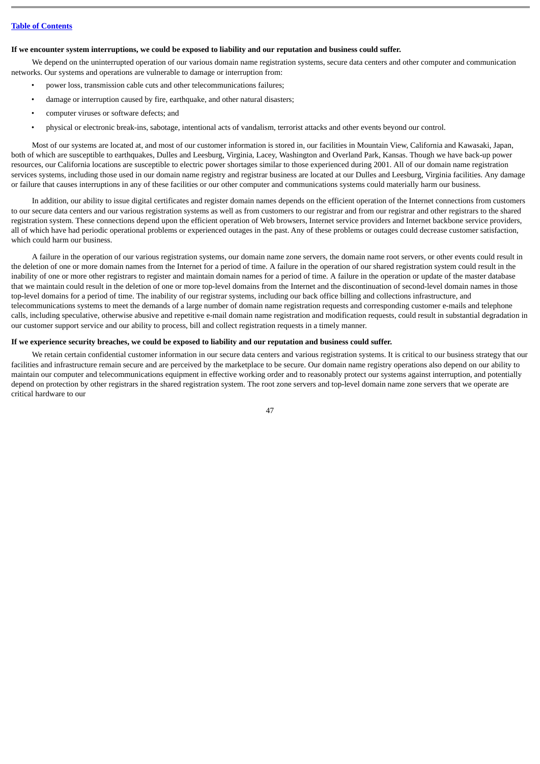**If we encounter system interruptions, we could be exposed to liability and our reputation and business could suffer.**

We depend on the uninterrupted operation of our various domain name registration systems, secure data centers and other computer and communication networks. Our systems and operations are vulnerable to damage or interruption from:

- power loss, transmission cable cuts and other telecommunications failures;
- damage or interruption caused by fire, earthquake, and other natural disasters;
- computer viruses or software defects; and
- physical or electronic break-ins, sabotage, intentional acts of vandalism, terrorist attacks and other events beyond our control.

Most of our systems are located at, and most of our customer information is stored in, our facilities in Mountain View, California and Kawasaki, Japan, both of which are susceptible to earthquakes, Dulles and Leesburg, Virginia, Lacey, Washington and Overland Park, Kansas. Though we have back-up power resources, our California locations are susceptible to electric power shortages similar to those experienced during 2001. All of our domain name registration services systems, including those used in our domain name registry and registrar business are located at our Dulles and Leesburg, Virginia facilities. Any damage or failure that causes interruptions in any of these facilities or our other computer and communications systems could materially harm our business.

In addition, our ability to issue digital certificates and register domain names depends on the efficient operation of the Internet connections from customers to our secure data centers and our various registration systems as well as from customers to our registrar and from our registrar and other registrars to the shared registration system. These connections depend upon the efficient operation of Web browsers, Internet service providers and Internet backbone service providers, all of which have had periodic operational problems or experienced outages in the past. Any of these problems or outages could decrease customer satisfaction, which could harm our business.

A failure in the operation of our various registration systems, our domain name zone servers, the domain name root servers, or other events could result in the deletion of one or more domain names from the Internet for a period of time. A failure in the operation of our shared registration system could result in the inability of one or more other registrars to register and maintain domain names for a period of time. A failure in the operation or update of the master database that we maintain could result in the deletion of one or more top-level domains from the Internet and the discontinuation of second-level domain names in those top-level domains for a period of time. The inability of our registrar systems, including our back office billing and collections infrastructure, and telecommunications systems to meet the demands of a large number of domain name registration requests and corresponding customer e-mails and telephone calls, including speculative, otherwise abusive and repetitive e-mail domain name registration and modification requests, could result in substantial degradation in our customer support service and our ability to process, bill and collect registration requests in a timely manner.

**If we experience security breaches, we could be exposed to liability and our reputation and business could suffer.**

We retain certain confidential customer information in our secure data centers and various registration systems. It is critical to our business strategy that our facilities and infrastructure remain secure and are perceived by the marketplace to be secure. Our domain name registry operations also depend on our ability to maintain our computer and telecommunications equipment in effective working order and to reasonably protect our systems against interruption, and potentially depend on protection by other registrars in the shared registration system. The root zone servers and top-level domain name zone servers that we operate are critical hardware to our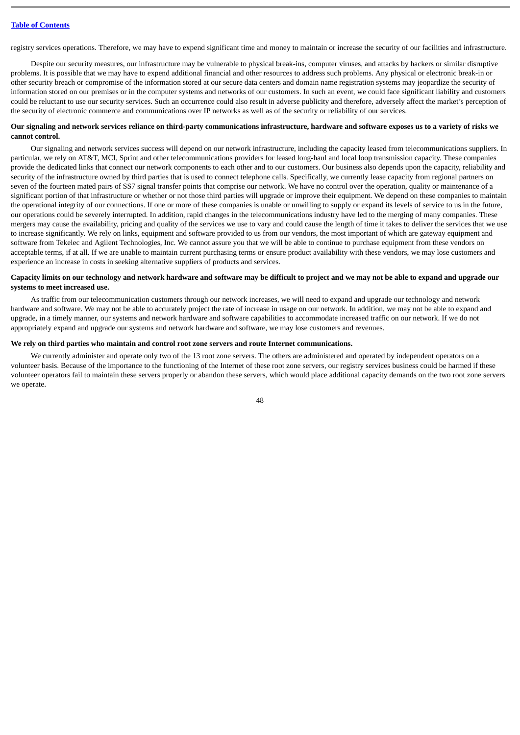registry services operations. Therefore, we may have to expend significant time and money to maintain or increase the security of our facilities and infrastructure.

Despite our security measures, our infrastructure may be vulnerable to physical break-ins, computer viruses, and attacks by hackers or similar disruptive problems. It is possible that we may have to expend additional financial and other resources to address such problems. Any physical or electronic break-in or other security breach or compromise of the information stored at our secure data centers and domain name registration systems may jeopardize the security of information stored on our premises or in the computer systems and networks of our customers. In such an event, we could face significant liability and customers could be reluctant to use our security services. Such an occurrence could also result in adverse publicity and therefore, adversely affect the market's perception of the security of electronic commerce and communications over IP networks as well as of the security or reliability of our services.

**Our signaling and network services reliance on third-party communications infrastructure, hardware and software exposes us to a variety of risks we cannot control.**

Our signaling and network services success will depend on our network infrastructure, including the capacity leased from telecommunications suppliers. In particular, we rely on AT&T, MCI, Sprint and other telecommunications providers for leased long-haul and local loop transmission capacity. These companies provide the dedicated links that connect our network components to each other and to our customers. Our business also depends upon the capacity, reliability and security of the infrastructure owned by third parties that is used to connect telephone calls. Specifically, we currently lease capacity from regional partners on seven of the fourteen mated pairs of SS7 signal transfer points that comprise our network. We have no control over the operation, quality or maintenance of a significant portion of that infrastructure or whether or not those third parties will upgrade or improve their equipment. We depend on these companies to maintain the operational integrity of our connections. If one or more of these companies is unable or unwilling to supply or expand its levels of service to us in the future, our operations could be severely interrupted. In addition, rapid changes in the telecommunications industry have led to the merging of many companies. These mergers may cause the availability, pricing and quality of the services we use to vary and could cause the length of time it takes to deliver the services that we use to increase significantly. We rely on links, equipment and software provided to us from our vendors, the most important of which are gateway equipment and software from Tekelec and Agilent Technologies, Inc. We cannot assure you that we will be able to continue to purchase equipment from these vendors on acceptable terms, if at all. If we are unable to maintain current purchasing terms or ensure product availability with these vendors, we may lose customers and experience an increase in costs in seeking alternative suppliers of products and services.

**Capacity limits on our technology and network hardware and software may be difficult to project and we may not be able to expand and upgrade our systems to meet increased use.**

As traffic from our telecommunication customers through our network increases, we will need to expand and upgrade our technology and network hardware and software. We may not be able to accurately project the rate of increase in usage on our network. In addition, we may not be able to expand and upgrade, in a timely manner, our systems and network hardware and software capabilities to accommodate increased traffic on our network. If we do not appropriately expand and upgrade our systems and network hardware and software, we may lose customers and revenues.

**We rely on third parties who maintain and control root zone servers and route Internet communications.**

We currently administer and operate only two of the 13 root zone servers. The others are administered and operated by independent operators on a volunteer basis. Because of the importance to the functioning of the Internet of these root zone servers, our registry services business could be harmed if these volunteer operators fail to maintain these servers properly or abandon these servers, which would place additional capacity demands on the two root zone servers we operate.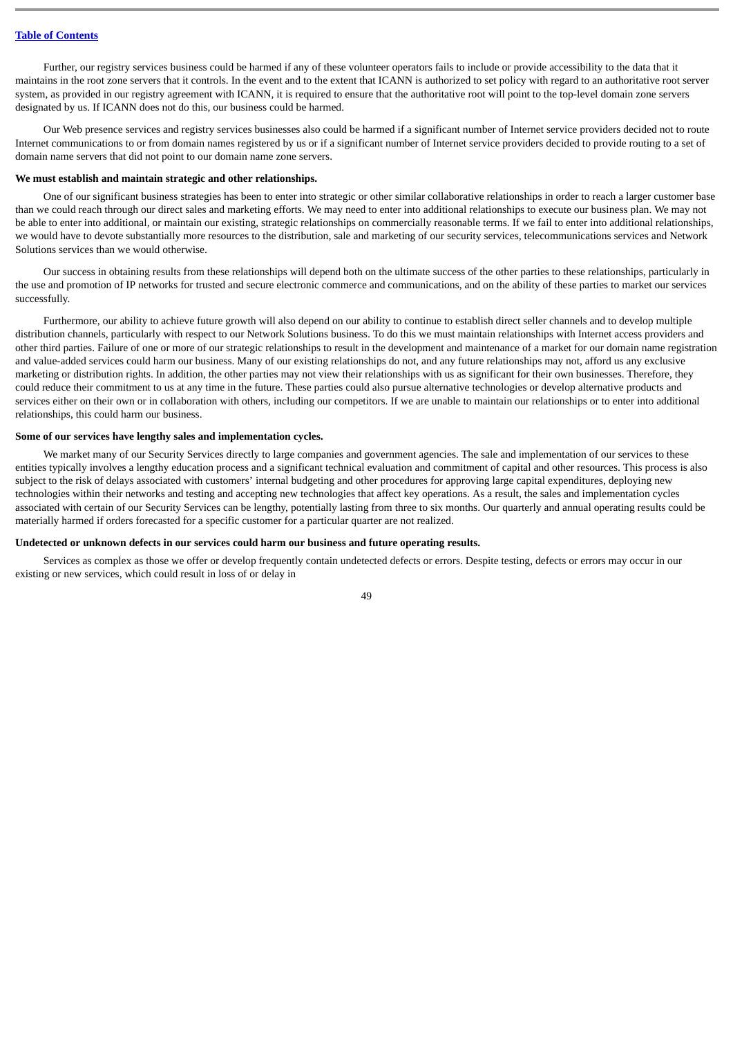Further, our registry services business could be harmed if any of these volunteer operators fails to include or provide accessibility to the data that it maintains in the root zone servers that it controls. In the event and to the extent that ICANN is authorized to set policy with regard to an authoritative root server system, as provided in our registry agreement with ICANN, it is required to ensure that the authoritative root will point to the top-level domain zone servers designated by us. If ICANN does not do this, our business could be harmed.

Our Web presence services and registry services businesses also could be harmed if a significant number of Internet service providers decided not to route Internet communications to or from domain names registered by us or if a significant number of Internet service providers decided to provide routing to a set of domain name servers that did not point to our domain name zone servers.

**We must establish and maintain strategic and other relationships.**

One of our significant business strategies has been to enter into strategic or other similar collaborative relationships in order to reach a larger customer base than we could reach through our direct sales and marketing efforts. We may need to enter into additional relationships to execute our business plan. We may not be able to enter into additional, or maintain our existing, strategic relationships on commercially reasonable terms. If we fail to enter into additional relationships, we would have to devote substantially more resources to the distribution, sale and marketing of our security services, telecommunications services and Network Solutions services than we would otherwise.

Our success in obtaining results from these relationships will depend both on the ultimate success of the other parties to these relationships, particularly in the use and promotion of IP networks for trusted and secure electronic commerce and communications, and on the ability of these parties to market our services successfully.

Furthermore, our ability to achieve future growth will also depend on our ability to continue to establish direct seller channels and to develop multiple distribution channels, particularly with respect to our Network Solutions business. To do this we must maintain relationships with Internet access providers and other third parties. Failure of one or more of our strategic relationships to result in the development and maintenance of a market for our domain name registration and value-added services could harm our business. Many of our existing relationships do not, and any future relationships may not, afford us any exclusive marketing or distribution rights. In addition, the other parties may not view their relationships with us as significant for their own businesses. Therefore, they could reduce their commitment to us at any time in the future. These parties could also pursue alternative technologies or develop alternative products and services either on their own or in collaboration with others, including our competitors. If we are unable to maintain our relationships or to enter into additional relationships, this could harm our business.

**Some of our services have lengthy sales and implementation cycles.**

We market many of our Security Services directly to large companies and government agencies. The sale and implementation of our services to these entities typically involves a lengthy education process and a significant technical evaluation and commitment of capital and other resources. This process is also subject to the risk of delays associated with customers' internal budgeting and other procedures for approving large capital expenditures, deploying new technologies within their networks and testing and accepting new technologies that affect key operations. As a result, the sales and implementation cycles associated with certain of our Security Services can be lengthy, potentially lasting from three to six months. Our quarterly and annual operating results could be materially harmed if orders forecasted for a specific customer for a particular quarter are not realized.

**Undetected or unknown defects in our services could harm our business and future operating results.**

Services as complex as those we offer or develop frequently contain undetected defects or errors. Despite testing, defects or errors may occur in our existing or new services, which could result in loss of or delay in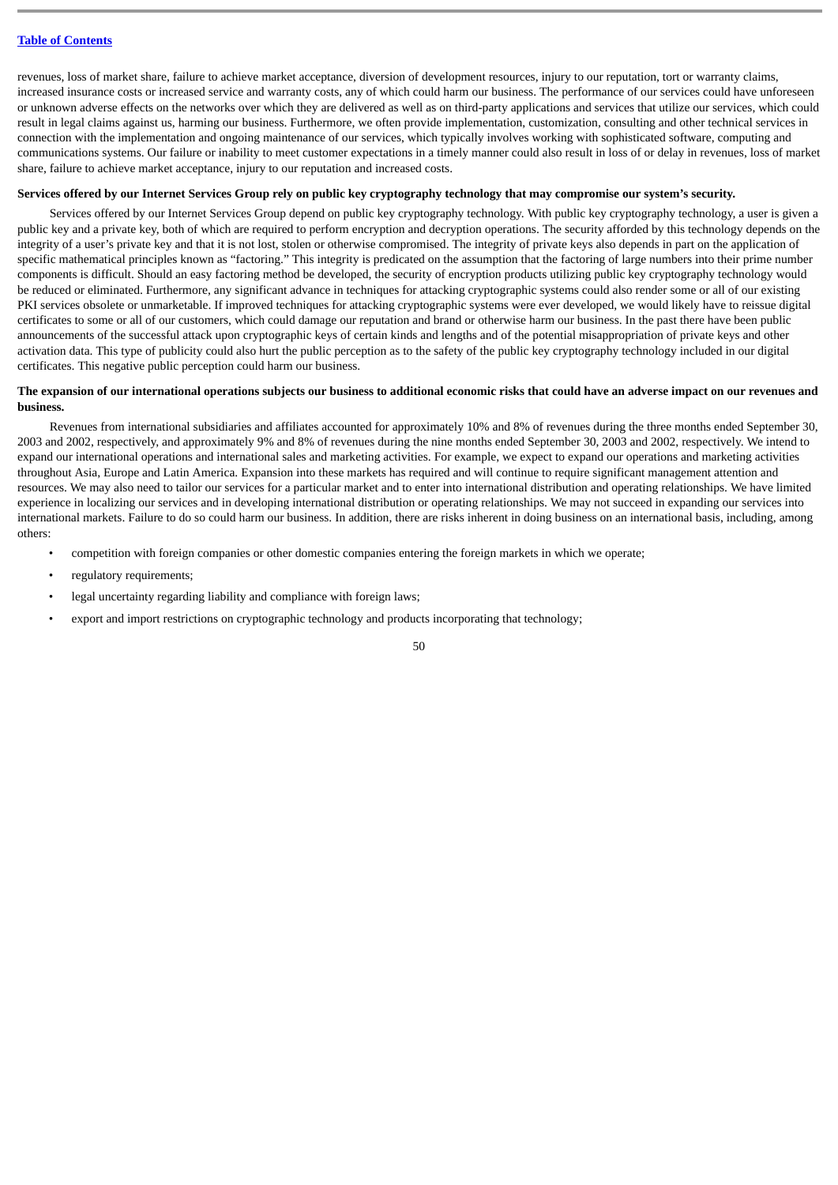revenues, loss of market share, failure to achieve market acceptance, diversion of development resources, injury to our reputation, tort or warranty claims, increased insurance costs or increased service and warranty costs, any of which could harm our business. The performance of our services could have unforeseen or unknown adverse effects on the networks over which they are delivered as well as on third-party applications and services that utilize our services, which could result in legal claims against us, harming our business. Furthermore, we often provide implementation, customization, consulting and other technical services in connection with the implementation and ongoing maintenance of our services, which typically involves working with sophisticated software, computing and communications systems. Our failure or inability to meet customer expectations in a timely manner could also result in loss of or delay in revenues, loss of market share, failure to achieve market acceptance, injury to our reputation and increased costs.

**Services offered by our Internet Services Group rely on public key cryptography technology that may compromise our system's security.**

Services offered by our Internet Services Group depend on public key cryptography technology. With public key cryptography technology, a user is given a public key and a private key, both of which are required to perform encryption and decryption operations. The security afforded by this technology depends on the integrity of a user's private key and that it is not lost, stolen or otherwise compromised. The integrity of private keys also depends in part on the application of specific mathematical principles known as "factoring." This integrity is predicated on the assumption that the factoring of large numbers into their prime number components is difficult. Should an easy factoring method be developed, the security of encryption products utilizing public key cryptography technology would be reduced or eliminated. Furthermore, any significant advance in techniques for attacking cryptographic systems could also render some or all of our existing PKI services obsolete or unmarketable. If improved techniques for attacking cryptographic systems were ever developed, we would likely have to reissue digital certificates to some or all of our customers, which could damage our reputation and brand or otherwise harm our business. In the past there have been public announcements of the successful attack upon cryptographic keys of certain kinds and lengths and of the potential misappropriation of private keys and other activation data. This type of publicity could also hurt the public perception as to the safety of the public key cryptography technology included in our digital certificates. This negative public perception could harm our business.

**The expansion of our international operations subjects our business to additional economic risks that could have an adverse impact on our revenues and business.**

Revenues from international subsidiaries and affiliates accounted for approximately 10% and 8% of revenues during the three months ended September 30, 2003 and 2002, respectively, and approximately 9% and 8% of revenues during the nine months ended September 30, 2003 and 2002, respectively. We intend to expand our international operations and international sales and marketing activities. For example, we expect to expand our operations and marketing activities throughout Asia, Europe and Latin America. Expansion into these markets has required and will continue to require significant management attention and resources. We may also need to tailor our services for a particular market and to enter into international distribution and operating relationships. We have limited experience in localizing our services and in developing international distribution or operating relationships. We may not succeed in expanding our services into international markets. Failure to do so could harm our business. In addition, there are risks inherent in doing business on an international basis, including, among others:

- competition with foreign companies or other domestic companies entering the foreign markets in which we operate;
- regulatory requirements;
- legal uncertainty regarding liability and compliance with foreign laws;
- export and import restrictions on cryptographic technology and products incorporating that technology;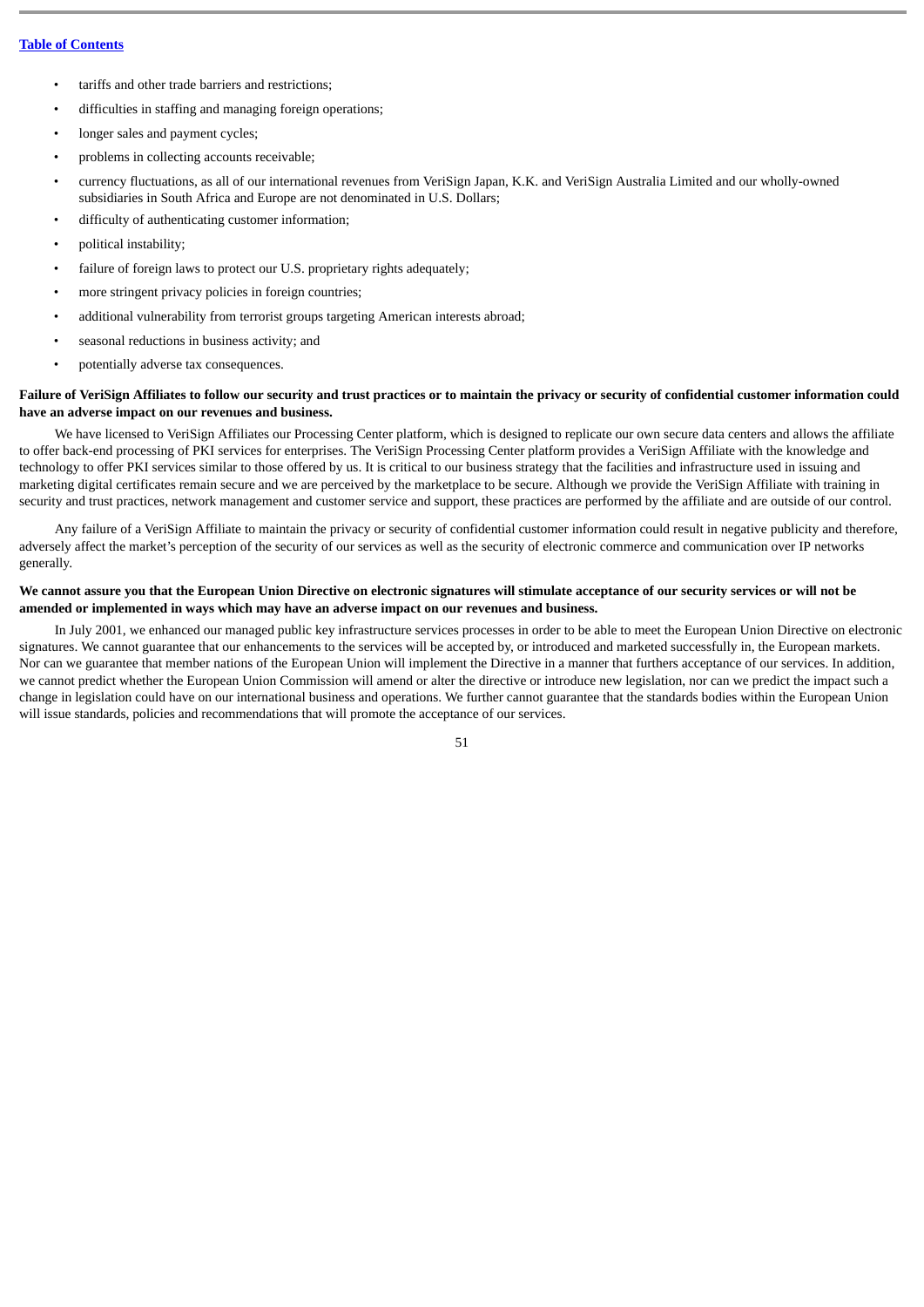- tariffs and other trade barriers and restrictions;
- difficulties in staffing and managing foreign operations;
- longer sales and payment cycles;
- problems in collecting accounts receivable;
- currency fluctuations, as all of our international revenues from VeriSign Japan, K.K. and VeriSign Australia Limited and our wholly-owned subsidiaries in South Africa and Europe are not denominated in U.S. Dollars;
- difficulty of authenticating customer information;
- political instability;
- failure of foreign laws to protect our U.S. proprietary rights adequately;
- more stringent privacy policies in foreign countries;
- additional vulnerability from terrorist groups targeting American interests abroad;
- seasonal reductions in business activity; and
- potentially adverse tax consequences.

**Failure of VeriSign Affiliates to follow our security and trust practices or to maintain the privacy or security of confidential customer information could have an adverse impact on our revenues and business.**

We have licensed to VeriSign Affiliates our Processing Center platform, which is designed to replicate our own secure data centers and allows the affiliate to offer back-end processing of PKI services for enterprises. The VeriSign Processing Center platform provides a VeriSign Affiliate with the knowledge and technology to offer PKI services similar to those offered by us. It is critical to our business strategy that the facilities and infrastructure used in issuing and marketing digital certificates remain secure and we are perceived by the marketplace to be secure. Although we provide the VeriSign Affiliate with training in security and trust practices, network management and customer service and support, these practices are performed by the affiliate and are outside of our control.

Any failure of a VeriSign Affiliate to maintain the privacy or security of confidential customer information could result in negative publicity and therefore, adversely affect the market's perception of the security of our services as well as the security of electronic commerce and communication over IP networks generally.

**We cannot assure you that the European Union Directive on electronic signatures will stimulate acceptance of our security services or will not be amended or implemented in ways which may have an adverse impact on our revenues and business.**

In July 2001, we enhanced our managed public key infrastructure services processes in order to be able to meet the European Union Directive on electronic signatures. We cannot guarantee that our enhancements to the services will be accepted by, or introduced and marketed successfully in, the European markets. Nor can we guarantee that member nations of the European Union will implement the Directive in a manner that furthers acceptance of our services. In addition, we cannot predict whether the European Union Commission will amend or alter the directive or introduce new legislation, nor can we predict the impact such a change in legislation could have on our international business and operations. We further cannot guarantee that the standards bodies within the European Union will issue standards, policies and recommendations that will promote the acceptance of our services.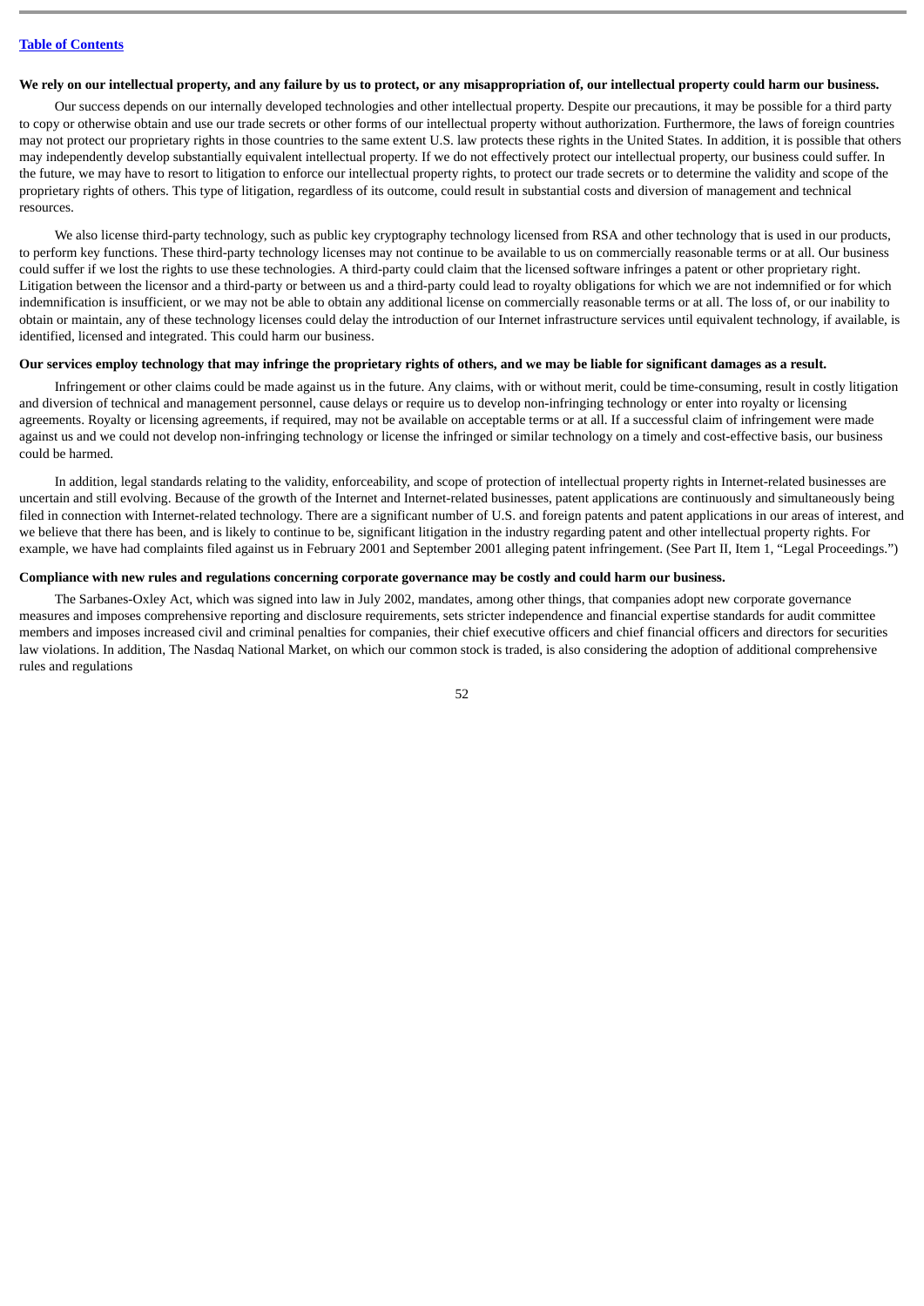**We rely on our intellectual property, and any failure by us to protect, or any misappropriation of, our intellectual property could harm our business.**

Our success depends on our internally developed technologies and other intellectual property. Despite our precautions, it may be possible for a third party to copy or otherwise obtain and use our trade secrets or other forms of our intellectual property without authorization. Furthermore, the laws of foreign countries may not protect our proprietary rights in those countries to the same extent U.S. law protects these rights in the United States. In addition, it is possible that others may independently develop substantially equivalent intellectual property. If we do not effectively protect our intellectual property, our business could suffer. In the future, we may have to resort to litigation to enforce our intellectual property rights, to protect our trade secrets or to determine the validity and scope of the proprietary rights of others. This type of litigation, regardless of its outcome, could result in substantial costs and diversion of management and technical resources.

We also license third-party technology, such as public key cryptography technology licensed from RSA and other technology that is used in our products, to perform key functions. These third-party technology licenses may not continue to be available to us on commercially reasonable terms or at all. Our business could suffer if we lost the rights to use these technologies. A third-party could claim that the licensed software infringes a patent or other proprietary right. Litigation between the licensor and a third-party or between us and a third-party could lead to royalty obligations for which we are not indemnified or for which indemnification is insufficient, or we may not be able to obtain any additional license on commercially reasonable terms or at all. The loss of, or our inability to obtain or maintain, any of these technology licenses could delay the introduction of our Internet infrastructure services until equivalent technology, if available, is identified, licensed and integrated. This could harm our business.

**Our services employ technology that may infringe the proprietary rights of others, and we may be liable for significant damages as a result.**

Infringement or other claims could be made against us in the future. Any claims, with or without merit, could be time-consuming, result in costly litigation and diversion of technical and management personnel, cause delays or require us to develop non-infringing technology or enter into royalty or licensing agreements. Royalty or licensing agreements, if required, may not be available on acceptable terms or at all. If a successful claim of infringement were made against us and we could not develop non-infringing technology or license the infringed or similar technology on a timely and cost-effective basis, our business could be harmed.

In addition, legal standards relating to the validity, enforceability, and scope of protection of intellectual property rights in Internet-related businesses are uncertain and still evolving. Because of the growth of the Internet and Internet-related businesses, patent applications are continuously and simultaneously being filed in connection with Internet-related technology. There are a significant number of U.S. and foreign patents and patent applications in our areas of interest, and we believe that there has been, and is likely to continue to be, significant litigation in the industry regarding patent and other intellectual property rights. For example, we have had complaints filed against us in February 2001 and September 2001 alleging patent infringement. (See Part II, Item 1, "Legal Proceedings.")

**Compliance with new rules and regulations concerning corporate governance may be costly and could harm our business.**

The Sarbanes-Oxley Act, which was signed into law in July 2002, mandates, among other things, that companies adopt new corporate governance measures and imposes comprehensive reporting and disclosure requirements, sets stricter independence and financial expertise standards for audit committee members and imposes increased civil and criminal penalties for companies, their chief executive officers and chief financial officers and directors for securities law violations. In addition, The Nasdaq National Market, on which our common stock is traded, is also considering the adoption of additional comprehensive rules and regulations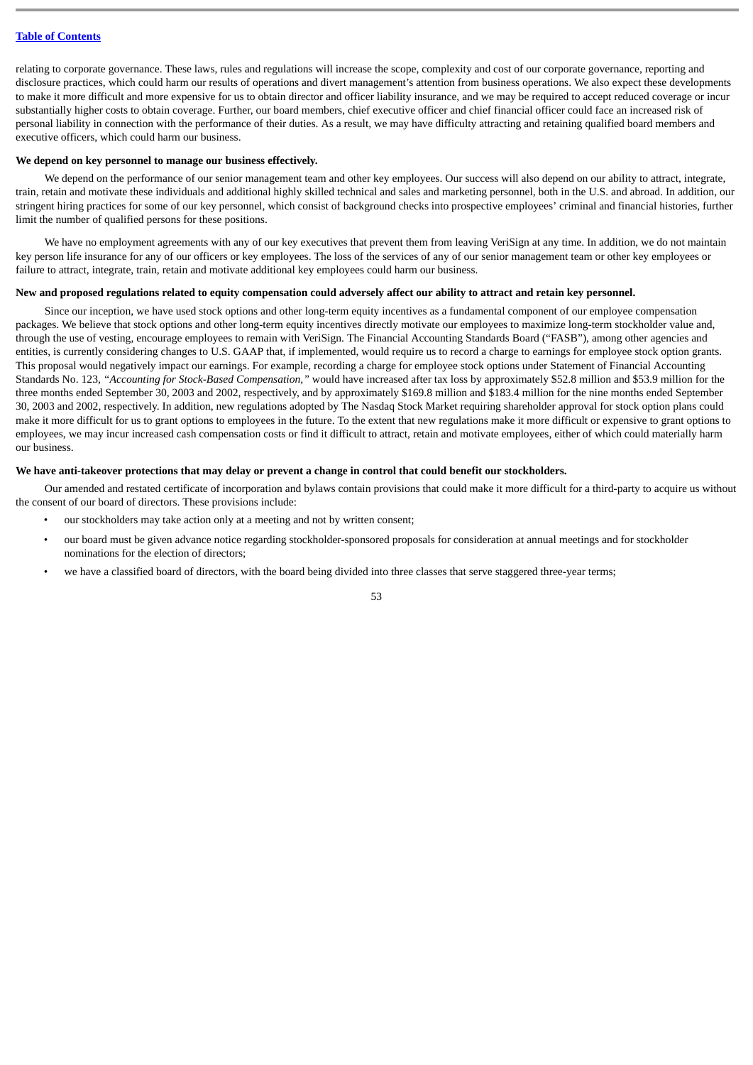relating to corporate governance. These laws, rules and regulations will increase the scope, complexity and cost of our corporate governance, reporting and disclosure practices, which could harm our results of operations and divert management's attention from business operations. We also expect these developments to make it more difficult and more expensive for us to obtain director and officer liability insurance, and we may be required to accept reduced coverage or incur substantially higher costs to obtain coverage. Further, our board members, chief executive officer and chief financial officer could face an increased risk of personal liability in connection with the performance of their duties. As a result, we may have difficulty attracting and retaining qualified board members and executive officers, which could harm our business.

**We depend on key personnel to manage our business effectively.**

We depend on the performance of our senior management team and other key employees. Our success will also depend on our ability to attract, integrate, train, retain and motivate these individuals and additional highly skilled technical and sales and marketing personnel, both in the U.S. and abroad. In addition, our stringent hiring practices for some of our key personnel, which consist of background checks into prospective employees' criminal and financial histories, further limit the number of qualified persons for these positions.

We have no employment agreements with any of our key executives that prevent them from leaving VeriSign at any time. In addition, we do not maintain key person life insurance for any of our officers or key employees. The loss of the services of any of our senior management team or other key employees or failure to attract, integrate, train, retain and motivate additional key employees could harm our business.

**New and proposed regulations related to equity compensation could adversely affect our ability to attract and retain key personnel.**

Since our inception, we have used stock options and other long-term equity incentives as a fundamental component of our employee compensation packages. We believe that stock options and other long-term equity incentives directly motivate our employees to maximize long-term stockholder value and, through the use of vesting, encourage employees to remain with VeriSign. The Financial Accounting Standards Board ("FASB"), among other agencies and entities, is currently considering changes to U.S. GAAP that, if implemented, would require us to record a charge to earnings for employee stock option grants. This proposal would negatively impact our earnings. For example, recording a charge for employee stock options under Statement of Financial Accounting Standards No. 123, *"Accounting for Stock-Based Compensation,"* would have increased after tax loss by approximately $52.8 million and $53.9 million for the three months ended September 30, 2003 and 2002, respectively, and by approximately $169.8 million and $183.4 million for the nine months ended September 30, 2003 and 2002, respectively. In addition, new regulations adopted by The Nasdaq Stock Market requiring shareholder approval for stock option plans could make it more difficult for us to grant options to employees in the future. To the extent that new regulations make it more difficult or expensive to grant options to employees, we may incur increased cash compensation costs or find it difficult to attract, retain and motivate employees, either of which could materially harm our business.

**We have anti-takeover protections that may delay or prevent a change in control that could benefit our stockholders.**

Our amended and restated certificate of incorporation and bylaws contain provisions that could make it more difficult for a third-party to acquire us without the consent of our board of directors. These provisions include:

- our stockholders may take action only at a meeting and not by written consent;
- our board must be given advance notice regarding stockholder-sponsored proposals for consideration at annual meetings and for stockholder nominations for the election of directors;
- we have a classified board of directors, with the board being divided into three classes that serve staggered three-year terms;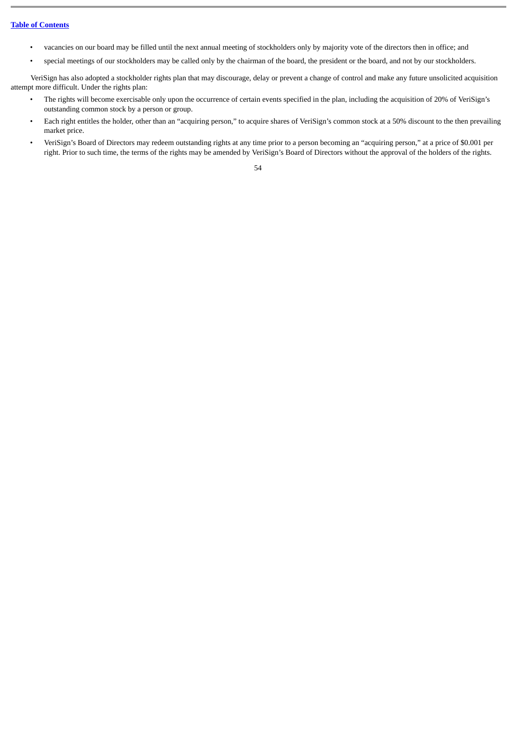- vacancies on our board may be filled until the next annual meeting of stockholders only by majority vote of the directors then in office; and
- special meetings of our stockholders may be called only by the chairman of the board, the president or the board, and not by our stockholders.

VeriSign has also adopted a stockholder rights plan that may discourage, delay or prevent a change of control and make any future unsolicited acquisition attempt more difficult. Under the rights plan:

- The rights will become exercisable only upon the occurrence of certain events specified in the plan, including the acquisition of 20% of VeriSign's outstanding common stock by a person or group.
- Each right entitles the holder, other than an "acquiring person," to acquire shares of VeriSign's common stock at a 50% discount to the then prevailing market price.
- VeriSign's Board of Directors may redeem outstanding rights at any time prior to a person becoming an "acquiring person," at a price of $0.001 per right. Prior to such time, the terms of the rights may be amended by VeriSign's Board of Directors without the approval of the holders of the rights.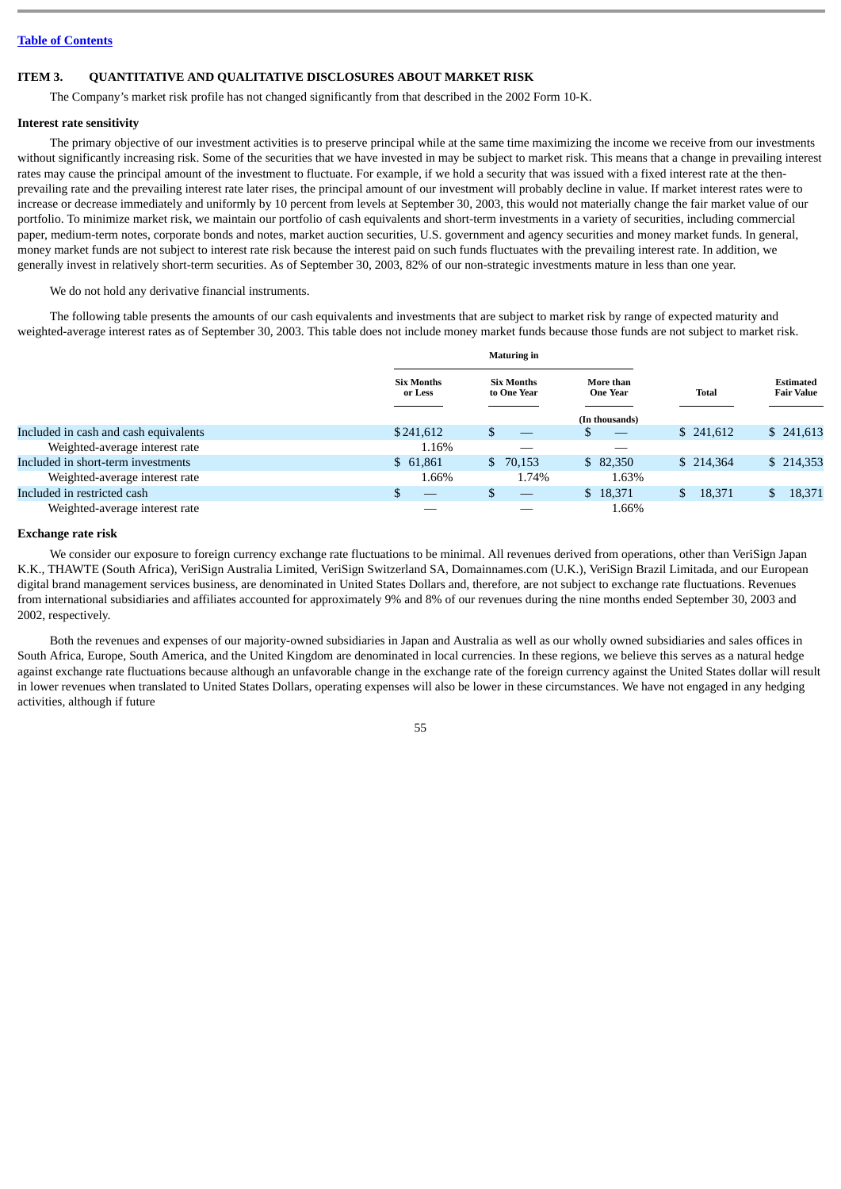[Table of Contents](#)

## ITEM 3. QUANTITATIVE AND QUALITATIVE DISCLOSURES ABOUT MARKET RISK

The Company's market risk profile has not changed significantly from that described in the 2002 Form 10-K.

### Interest rate sensitivity

The primary objective of our investment activities is to preserve principal while at the same time maximizing the income we receive from our investments without significantly increasing risk. Some of the securities that we have invested in may be subject to market risk. This means that a change in prevailing interest rates may cause the principal amount of the investment to fluctuate. For example, if we hold a security that was issued with a fixed interest rate at the then-prevailing rate and the prevailing interest rate later rises, the principal amount of our investment will probably decline in value. If market interest rates were to increase or decrease immediately and uniformly by 10 percent from levels at September 30, 2003, this would not materially change the fair market value of our portfolio. To minimize market risk, we maintain our portfolio of cash equivalents and short-term investments in a variety of securities, including commercial paper, medium-term notes, corporate bonds and notes, market auction securities, U.S. government and agency securities and money market funds. In general, money market funds are not subject to interest rate risk because the interest paid on such funds fluctuates with the prevailing interest rate. In addition, we generally invest in relatively short-term securities. As of September 30, 2003, 82% of our non-strategic investments mature in less than one year.

We do not hold any derivative financial instruments.

The following table presents the amounts of our cash equivalents and investments that are subject to market risk by range of expected maturity and weighted-average interest rates as of September 30, 2003. This table does not include money market funds because those funds are not subject to market risk.

| | Maturing in | | | | |
|---|---|---|---|---|---|
| | Six Months or Less | Six Months to One Year | More than One Year | Total | Estimated Fair Value |
| | | | (In thousands) | | |
| Included in cash and cash equivalents | $241,612 | $ — | $ — | $ 241,612 | $ 241,613 |
| Weighted-average interest rate | 1.16% | — | — | | |
| Included in short-term investments | $ 61,861 | $ 70,153 | $ 82,350 | $ 214,364 | $ 214,353 |
| Weighted-average interest rate | 1.66% | 1.74% | 1.63% | | |
| Included in restricted cash | $ — | $ — | $ 18,371 | $ 18,371 | $ 18,371 |
| Weighted-average interest rate | — | — | 1.66% | | |

### Exchange rate risk

We consider our exposure to foreign currency exchange rate fluctuations to be minimal. All revenues derived from operations, other than VeriSign Japan K.K., THAWTE (South Africa), VeriSign Australia Limited, VeriSign Switzerland SA, Domainnames.com (U.K.), VeriSign Brazil Limitada, and our European digital brand management services business, are denominated in United States Dollars and, therefore, are not subject to exchange rate fluctuations. Revenues from international subsidiaries and affiliates accounted for approximately 9% and 8% of our revenues during the nine months ended September 30, 2003 and 2002, respectively.

Both the revenues and expenses of our majority-owned subsidiaries in Japan and Australia as well as our wholly owned subsidiaries and sales offices in South Africa, Europe, South America, and the United Kingdom are denominated in local currencies. In these regions, we believe this serves as a natural hedge against exchange rate fluctuations because although an unfavorable change in the exchange rate of the foreign currency against the United States dollar will result in lower revenues when translated to United States Dollars, operating expenses will also be lower in these circumstances. We have not engaged in any hedging activities, although if future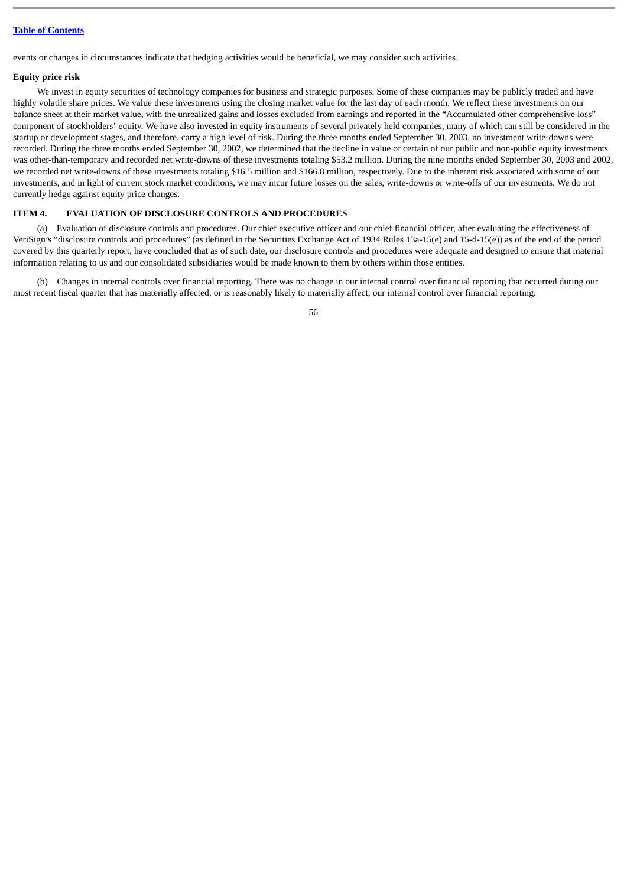events or changes in circumstances indicate that hedging activities would be beneficial, we may consider such activities.

**Equity price risk**

We invest in equity securities of technology companies for business and strategic purposes. Some of these companies may be publicly traded and have highly volatile share prices. We value these investments using the closing market value for the last day of each month. We reflect these investments on our balance sheet at their market value, with the unrealized gains and losses excluded from earnings and reported in the "Accumulated other comprehensive loss" component of stockholders' equity. We have also invested in equity instruments of several privately held companies, many of which can still be considered in the startup or development stages, and therefore, carry a high level of risk. During the three months ended September 30, 2003, no investment write-downs were recorded. During the three months ended September 30, 2002, we determined that the decline in value of certain of our public and non-public equity investments was other-than-temporary and recorded net write-downs of these investments totaling $53.2 million. During the nine months ended September 30, 2003 and 2002, we recorded net write-downs of these investments totaling $16.5 million and $166.8 million, respectively. Due to the inherent risk associated with some of our investments, and in light of current stock market conditions, we may incur future losses on the sales, write-downs or write-offs of our investments. We do not currently hedge against equity price changes.

## ITEM 4. EVALUATION OF DISCLOSURE CONTROLS AND PROCEDURES

(a) Evaluation of disclosure controls and procedures. Our chief executive officer and our chief financial officer, after evaluating the effectiveness of VeriSign's "disclosure controls and procedures" (as defined in the Securities Exchange Act of 1934 Rules 13a-15(e) and 15-d-15(e)) as of the end of the period covered by this quarterly report, have concluded that as of such date, our disclosure controls and procedures were adequate and designed to ensure that material information relating to us and our consolidated subsidiaries would be made known to them by others within those entities.

(b) Changes in internal controls over financial reporting. There was no change in our internal control over financial reporting that occurred during our most recent fiscal quarter that has materially affected, or is reasonably likely to materially affect, our internal control over financial reporting.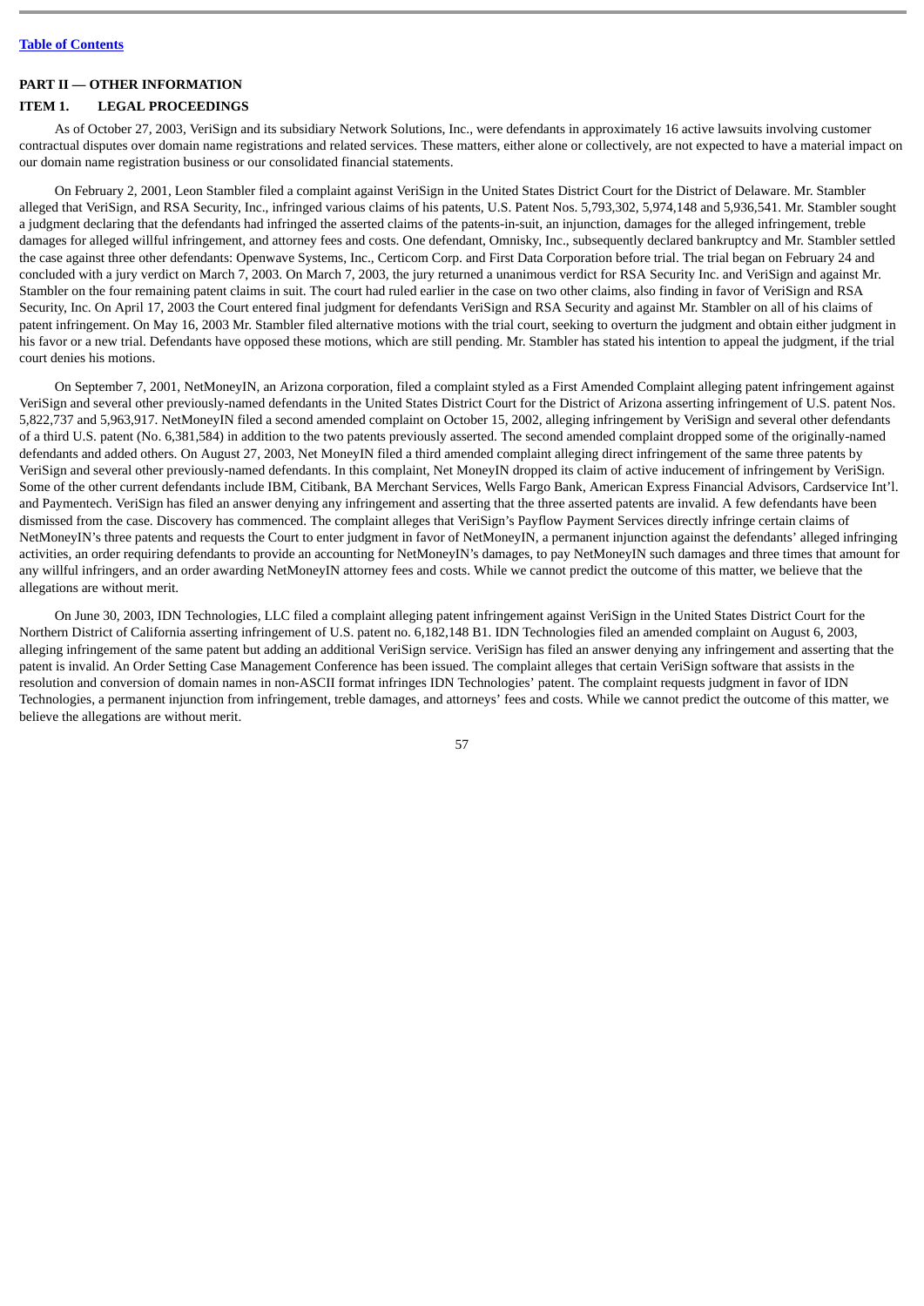[Table of Contents](#)

## PART II — OTHER INFORMATION

### ITEM 1. LEGAL PROCEEDINGS

As of October 27, 2003, VeriSign and its subsidiary Network Solutions, Inc., were defendants in approximately 16 active lawsuits involving customer contractual disputes over domain name registrations and related services. These matters, either alone or collectively, are not expected to have a material impact on our domain name registration business or our consolidated financial statements.

On February 2, 2001, Leon Stambler filed a complaint against VeriSign in the United States District Court for the District of Delaware. Mr. Stambler alleged that VeriSign, and RSA Security, Inc., infringed various claims of his patents, U.S. Patent Nos. 5,793,302, 5,974,148 and 5,936,541. Mr. Stambler sought a judgment declaring that the defendants had infringed the asserted claims of the patents-in-suit, an injunction, damages for the alleged infringement, treble damages for alleged willful infringement, and attorney fees and costs. One defendant, Omnisky, Inc., subsequently declared bankruptcy and Mr. Stambler settled the case against three other defendants: Openwave Systems, Inc., Certicom Corp. and First Data Corporation before trial. The trial began on February 24 and concluded with a jury verdict on March 7, 2003. On March 7, 2003, the jury returned a unanimous verdict for RSA Security Inc. and VeriSign and against Mr. Stambler on the four remaining patent claims in suit. The court had ruled earlier in the case on two other claims, also finding in favor of VeriSign and RSA Security, Inc. On April 17, 2003 the Court entered final judgment for defendants VeriSign and RSA Security and against Mr. Stambler on all of his claims of patent infringement. On May 16, 2003 Mr. Stambler filed alternative motions with the trial court, seeking to overturn the judgment and obtain either judgment in his favor or a new trial. Defendants have opposed these motions, which are still pending. Mr. Stambler has stated his intention to appeal the judgment, if the trial court denies his motions.

On September 7, 2001, NetMoneyIN, an Arizona corporation, filed a complaint styled as a First Amended Complaint alleging patent infringement against VeriSign and several other previously-named defendants in the United States District Court for the District of Arizona asserting infringement of U.S. patent Nos. 5,822,737 and 5,963,917. NetMoneyIN filed a second amended complaint on October 15, 2002, alleging infringement by VeriSign and several other defendants of a third U.S. patent (No. 6,381,584) in addition to the two patents previously asserted. The second amended complaint dropped some of the originally-named defendants and added others. On August 27, 2003, Net MoneyIN filed a third amended complaint alleging direct infringement of the same three patents by VeriSign and several other previously-named defendants. In this complaint, Net MoneyIN dropped its claim of active inducement of infringement by VeriSign. Some of the other current defendants include IBM, Citibank, BA Merchant Services, Wells Fargo Bank, American Express Financial Advisors, Cardservice Int'l. and Paymentech. VeriSign has filed an answer denying any infringement and asserting that the three asserted patents are invalid. A few defendants have been dismissed from the case. Discovery has commenced. The complaint alleges that VeriSign's Payflow Payment Services directly infringe certain claims of NetMoneyIN's three patents and requests the Court to enter judgment in favor of NetMoneyIN, a permanent injunction against the defendants' alleged infringing activities, an order requiring defendants to provide an accounting for NetMoneyIN's damages, to pay NetMoneyIN such damages and three times that amount for any willful infringers, and an order awarding NetMoneyIN attorney fees and costs. While we cannot predict the outcome of this matter, we believe that the allegations are without merit.

On June 30, 2003, IDN Technologies, LLC filed a complaint alleging patent infringement against VeriSign in the United States District Court for the Northern District of California asserting infringement of U.S. patent no. 6,182,148 B1. IDN Technologies filed an amended complaint on August 6, 2003, alleging infringement of the same patent but adding an additional VeriSign service. VeriSign has filed an answer denying any infringement and asserting that the patent is invalid. An Order Setting Case Management Conference has been issued. The complaint alleges that certain VeriSign software that assists in the resolution and conversion of domain names in non-ASCII format infringes IDN Technologies' patent. The complaint requests judgment in favor of IDN Technologies, a permanent injunction from infringement, treble damages, and attorneys' fees and costs. While we cannot predict the outcome of this matter, we believe the allegations are without merit.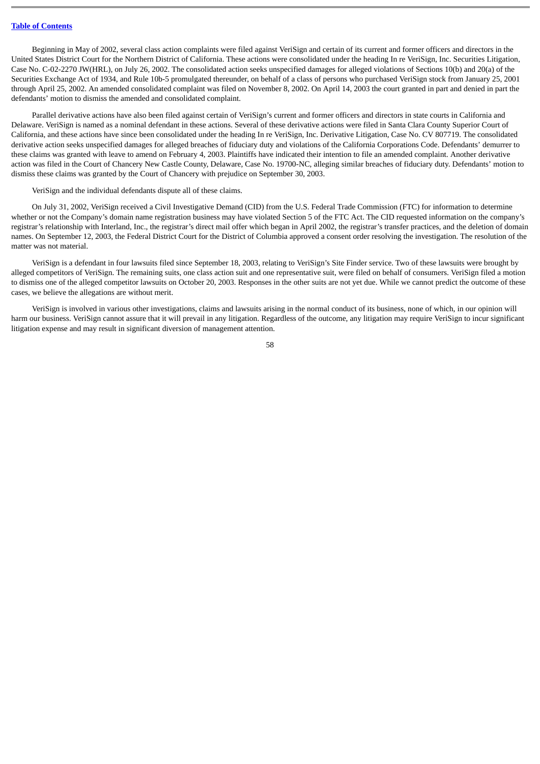Beginning in May of 2002, several class action complaints were filed against VeriSign and certain of its current and former officers and directors in the United States District Court for the Northern District of California. These actions were consolidated under the heading In re VeriSign, Inc. Securities Litigation, Case No. C-02-2270 JW(HRL), on July 26, 2002. The consolidated action seeks unspecified damages for alleged violations of Sections 10(b) and 20(a) of the Securities Exchange Act of 1934, and Rule 10b-5 promulgated thereunder, on behalf of a class of persons who purchased VeriSign stock from January 25, 2001 through April 25, 2002. An amended consolidated complaint was filed on November 8, 2002. On April 14, 2003 the court granted in part and denied in part the defendants' motion to dismiss the amended and consolidated complaint.

Parallel derivative actions have also been filed against certain of VeriSign's current and former officers and directors in state courts in California and Delaware. VeriSign is named as a nominal defendant in these actions. Several of these derivative actions were filed in Santa Clara County Superior Court of California, and these actions have since been consolidated under the heading In re VeriSign, Inc. Derivative Litigation, Case No. CV 807719. The consolidated derivative action seeks unspecified damages for alleged breaches of fiduciary duty and violations of the California Corporations Code. Defendants' demurrer to these claims was granted with leave to amend on February 4, 2003. Plaintiffs have indicated their intention to file an amended complaint. Another derivative action was filed in the Court of Chancery New Castle County, Delaware, Case No. 19700-NC, alleging similar breaches of fiduciary duty. Defendants' motion to dismiss these claims was granted by the Court of Chancery with prejudice on September 30, 2003.

VeriSign and the individual defendants dispute all of these claims.

On July 31, 2002, VeriSign received a Civil Investigative Demand (CID) from the U.S. Federal Trade Commission (FTC) for information to determine whether or not the Company's domain name registration business may have violated Section 5 of the FTC Act. The CID requested information on the company's registrar's relationship with Interland, Inc., the registrar's direct mail offer which began in April 2002, the registrar's transfer practices, and the deletion of domain names. On September 12, 2003, the Federal District Court for the District of Columbia approved a consent order resolving the investigation. The resolution of the matter was not material.

VeriSign is a defendant in four lawsuits filed since September 18, 2003, relating to VeriSign's Site Finder service. Two of these lawsuits were brought by alleged competitors of VeriSign. The remaining suits, one class action suit and one representative suit, were filed on behalf of consumers. VeriSign filed a motion to dismiss one of the alleged competitor lawsuits on October 20, 2003. Responses in the other suits are not yet due. While we cannot predict the outcome of these cases, we believe the allegations are without merit.

VeriSign is involved in various other investigations, claims and lawsuits arising in the normal conduct of its business, none of which, in our opinion will harm our business. VeriSign cannot assure that it will prevail in any litigation. Regardless of the outcome, any litigation may require VeriSign to incur significant litigation expense and may result in significant diversion of management attention.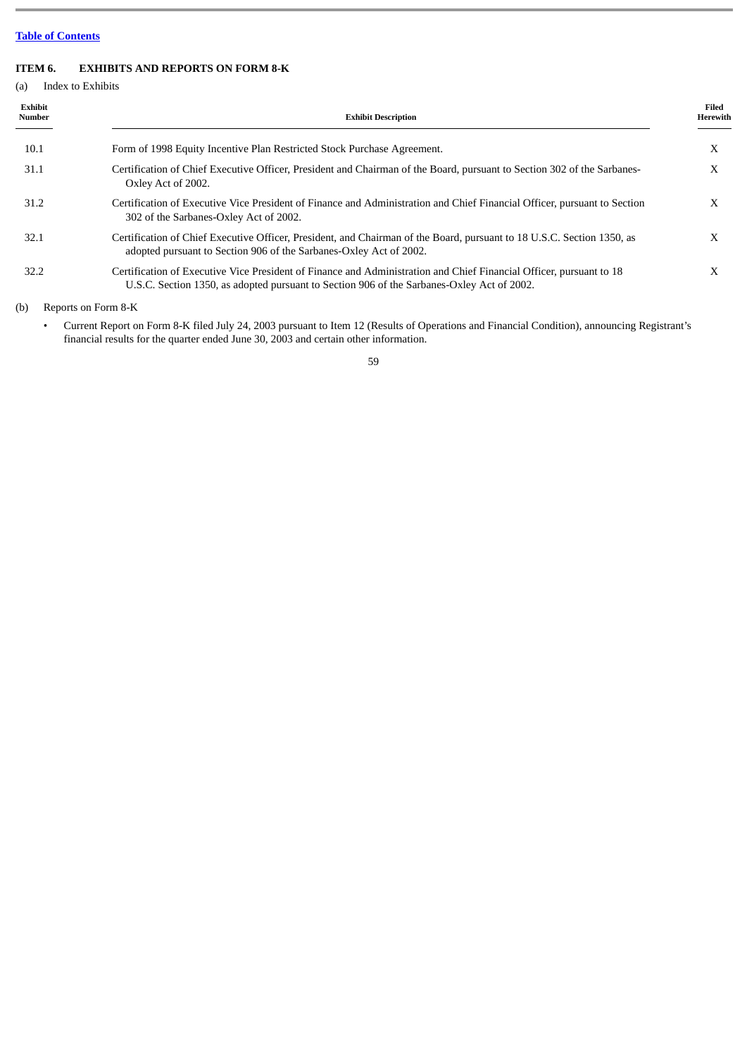[Table of Contents](#)

### ITEM 6. EXHIBITS AND REPORTS ON FORM 8-K

(a) Index to Exhibits

| Exhibit Number | Exhibit Description | Filed Herewith |
| --- | --- | --- |
| 10.1 | Form of 1998 Equity Incentive Plan Restricted Stock Purchase Agreement. | X |
| 31.1 | Certification of Chief Executive Officer, President and Chairman of the Board, pursuant to Section 302 of the Sarbanes-Oxley Act of 2002. | X |
| 31.2 | Certification of Executive Vice President of Finance and Administration and Chief Financial Officer, pursuant to Section 302 of the Sarbanes-Oxley Act of 2002. | X |
| 32.1 | Certification of Chief Executive Officer, President, and Chairman of the Board, pursuant to 18 U.S.C. Section 1350, as adopted pursuant to Section 906 of the Sarbanes-Oxley Act of 2002. | X |
| 32.2 | Certification of Executive Vice President of Finance and Administration and Chief Financial Officer, pursuant to 18 U.S.C. Section 1350, as adopted pursuant to Section 906 of the Sarbanes-Oxley Act of 2002. | X |

(b) Reports on Form 8-K

- Current Report on Form 8-K filed July 24, 2003 pursuant to Item 12 (Results of Operations and Financial Condition), announcing Registrant's financial results for the quarter ended June 30, 2003 and certain other information.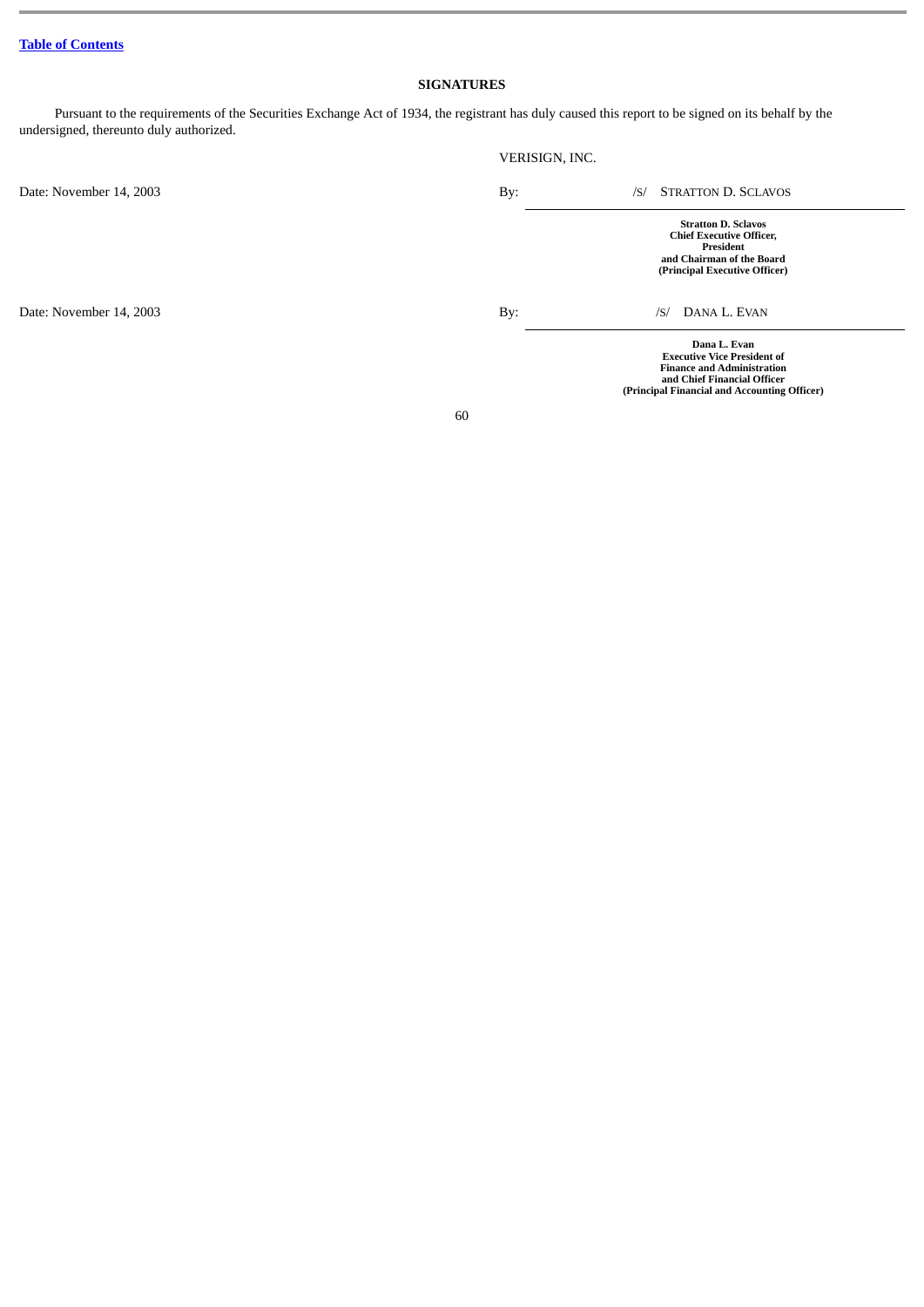[Table of Contents](#)

## SIGNATURES

Pursuant to the requirements of the Securities Exchange Act of 1934, the registrant has duly caused this report to be signed on its behalf by the undersigned, thereunto duly authorized.

VERISIGN, INC.

| | | |
|---|---|---|
| Date: November 14, 2003 | By: | /S/ STRATTON D. SCLAVOS |
| | | **Stratton D. Sclavos**<br>**Chief Executive Officer,**<br>**President**<br>**and Chairman of the Board**<br>**(Principal Executive Officer)** |
| Date: November 14, 2003 | By: | /S/ DANA L. EVAN |
| | | **Dana L. Evan**<br>**Executive Vice President of**<br>**Finance and Administration**<br>**and Chief Financial Officer**<br>**(Principal Financial and Accounting Officer)** |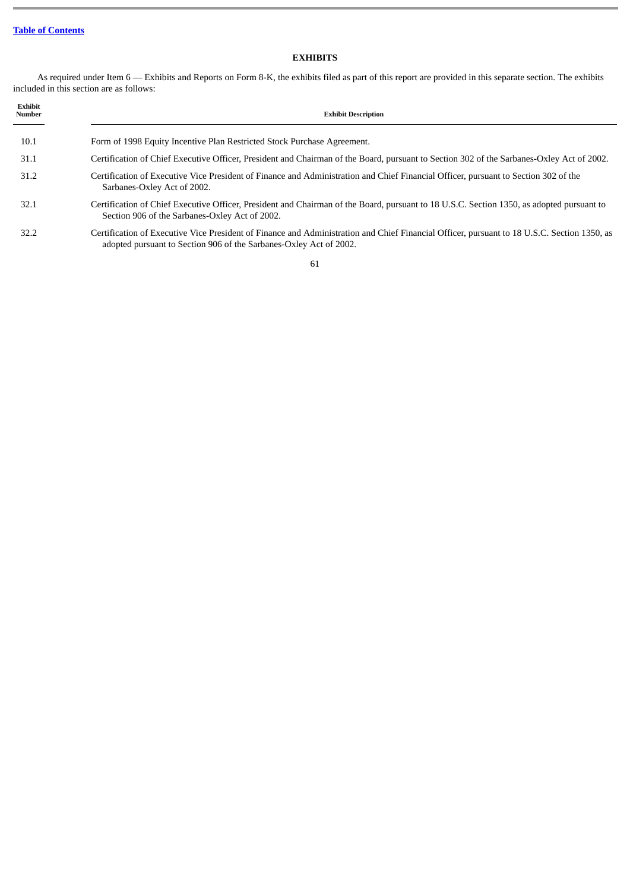## EXHIBITS

As required under Item 6 — Exhibits and Reports on Form 8-K, the exhibits filed as part of this report are provided in this separate section. The exhibits included in this section are as follows:

| Exhibit Number | Exhibit Description |
| --- | --- |
| 10.1 | Form of 1998 Equity Incentive Plan Restricted Stock Purchase Agreement. |
| 31.1 | Certification of Chief Executive Officer, President and Chairman of the Board, pursuant to Section 302 of the Sarbanes-Oxley Act of 2002. |
| 31.2 | Certification of Executive Vice President of Finance and Administration and Chief Financial Officer, pursuant to Section 302 of the Sarbanes-Oxley Act of 2002. |
| 32.1 | Certification of Chief Executive Officer, President and Chairman of the Board, pursuant to 18 U.S.C. Section 1350, as adopted pursuant to Section 906 of the Sarbanes-Oxley Act of 2002. |
| 32.2 | Certification of Executive Vice President of Finance and Administration and Chief Financial Officer, pursuant to 18 U.S.C. Section 1350, as adopted pursuant to Section 906 of the Sarbanes-Oxley Act of 2002. |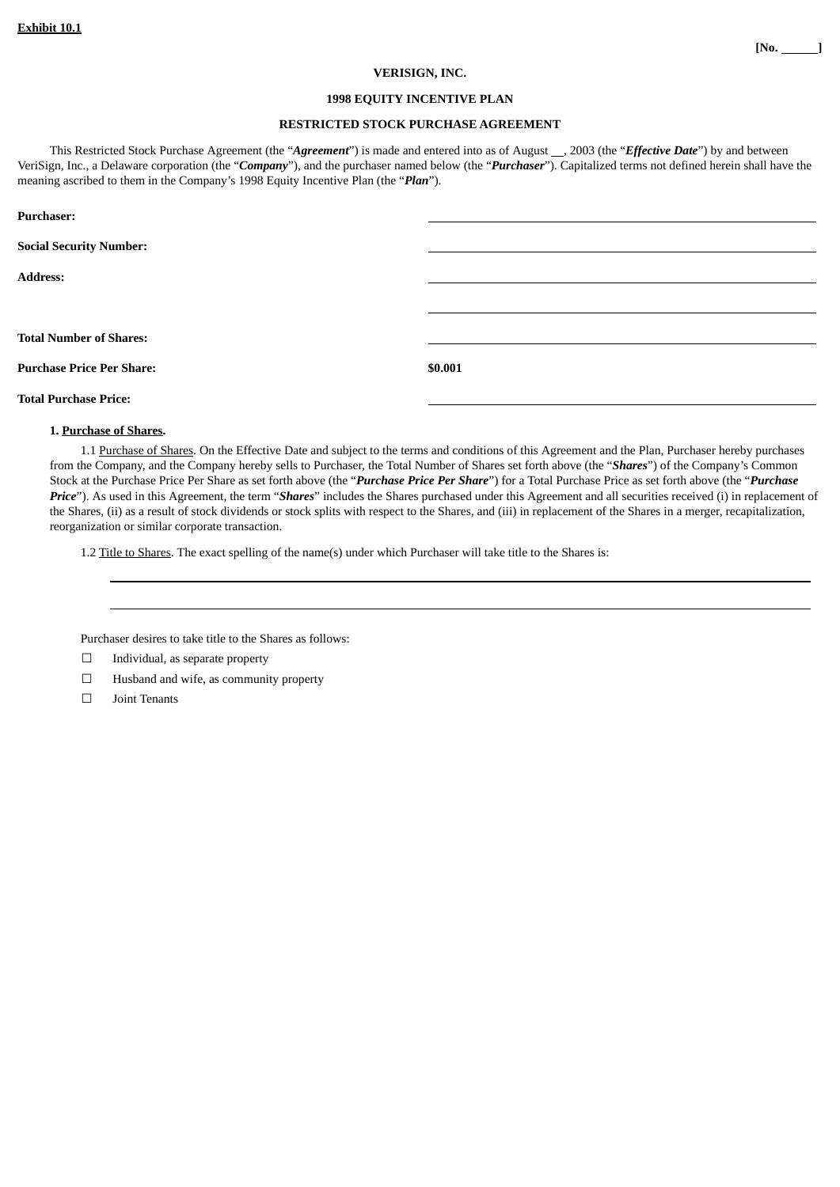**Exhibit 10.1**

[No. ______]

**VERISIGN, INC.**

**1998 EQUITY INCENTIVE PLAN**

**RESTRICTED STOCK PURCHASE AGREEMENT**

This Restricted Stock Purchase Agreement (the "***Agreement***") is made and entered into as of August __, 2003 (the "***Effective Date***") by and between VeriSign, Inc., a Delaware corporation (the "***Company***"), and the purchaser named below (the "***Purchaser***"). Capitalized terms not defined herein shall have the meaning ascribed to them in the Company's 1998 Equity Incentive Plan (the "***Plan***").

| | |
|---|---|
| **Purchaser:** | ______________________________ |
| **Social Security Number:** | ______________________________ |
| **Address:** | ______________________________ |
| | ______________________________ |
| **Total Number of Shares:** | ______________________________ |
| **Purchase Price Per Share:** | **$0.001** |
| **Total Purchase Price:** | ______________________________ |

**1. Purchase of Shares.**

1.1 Purchase of Shares. On the Effective Date and subject to the terms and conditions of this Agreement and the Plan, Purchaser hereby purchases from the Company, and the Company hereby sells to Purchaser, the Total Number of Shares set forth above (the "***Shares***") of the Company's Common Stock at the Purchase Price Per Share as set forth above (the "***Purchase Price Per Share***") for a Total Purchase Price as set forth above (the "***Purchase Price***"). As used in this Agreement, the term "***Shares***" includes the Shares purchased under this Agreement and all securities received (i) in replacement of the Shares, (ii) as a result of stock dividends or stock splits with respect to the Shares, and (iii) in replacement of the Shares in a merger, recapitalization, reorganization or similar corporate transaction.

1.2 Title to Shares. The exact spelling of the name(s) under which Purchaser will take title to the Shares is:

______________________________________________________________________

______________________________________________________________________

Purchaser desires to take title to the Shares as follows:

☐ Individual, as separate property

☐ Husband and wife, as community property

☐ Joint Tenants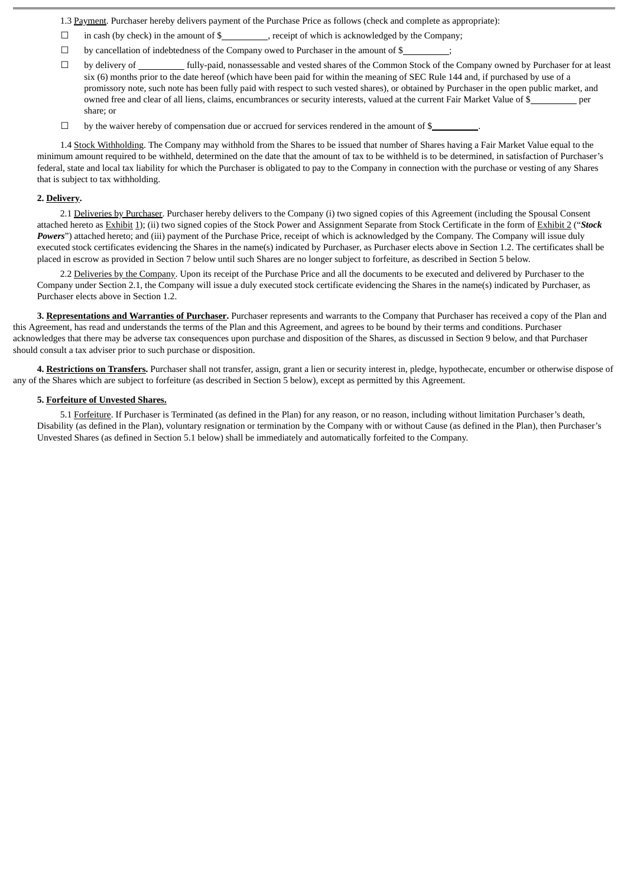1.3 Payment. Purchaser hereby delivers payment of the Purchase Price as follows (check and complete as appropriate):

☐ in cash (by check) in the amount of $__________, receipt of which is acknowledged by the Company;

☐ by cancellation of indebtedness of the Company owed to Purchaser in the amount of $__________;

☐ by delivery of __________ fully-paid, nonassessable and vested shares of the Common Stock of the Company owned by Purchaser for at least six (6) months prior to the date hereof (which have been paid for within the meaning of SEC Rule 144 and, if purchased by use of a promissory note, such note has been fully paid with respect to such vested shares), or obtained by Purchaser in the open public market, and owned free and clear of all liens, claims, encumbrances or security interests, valued at the current Fair Market Value of $__________ per share; or

☐ by the waiver hereby of compensation due or accrued for services rendered in the amount of $__________.

1.4 Stock Withholding. The Company may withhold from the Shares to be issued that number of Shares having a Fair Market Value equal to the minimum amount required to be withheld, determined on the date that the amount of tax to be withheld is to be determined, in satisfaction of Purchaser's federal, state and local tax liability for which the Purchaser is obligated to pay to the Company in connection with the purchase or vesting of any Shares that is subject to tax withholding.

**2. Delivery.**

2.1 Deliveries by Purchaser. Purchaser hereby delivers to the Company (i) two signed copies of this Agreement (including the Spousal Consent attached hereto as Exhibit 1); (ii) two signed copies of the Stock Power and Assignment Separate from Stock Certificate in the form of Exhibit 2 ("***Stock Powers***") attached hereto; and (iii) payment of the Purchase Price, receipt of which is acknowledged by the Company. The Company will issue duly executed stock certificates evidencing the Shares in the name(s) indicated by Purchaser, as Purchaser elects above in Section 1.2. The certificates shall be placed in escrow as provided in Section 7 below until such Shares are no longer subject to forfeiture, as described in Section 5 below.

2.2 Deliveries by the Company. Upon its receipt of the Purchase Price and all the documents to be executed and delivered by Purchaser to the Company under Section 2.1, the Company will issue a duly executed stock certificate evidencing the Shares in the name(s) indicated by Purchaser, as Purchaser elects above in Section 1.2.

**3. Representations and Warranties of Purchaser.** Purchaser represents and warrants to the Company that Purchaser has received a copy of the Plan and this Agreement, has read and understands the terms of the Plan and this Agreement, and agrees to be bound by their terms and conditions. Purchaser acknowledges that there may be adverse tax consequences upon purchase and disposition of the Shares, as discussed in Section 9 below, and that Purchaser should consult a tax adviser prior to such purchase or disposition.

**4. Restrictions on Transfers.** Purchaser shall not transfer, assign, grant a lien or security interest in, pledge, hypothecate, encumber or otherwise dispose of any of the Shares which are subject to forfeiture (as described in Section 5 below), except as permitted by this Agreement.

**5. Forfeiture of Unvested Shares.**

5.1 Forfeiture. If Purchaser is Terminated (as defined in the Plan) for any reason, or no reason, including without limitation Purchaser's death, Disability (as defined in the Plan), voluntary resignation or termination by the Company with or without Cause (as defined in the Plan), then Purchaser's Unvested Shares (as defined in Section 5.1 below) shall be immediately and automatically forfeited to the Company.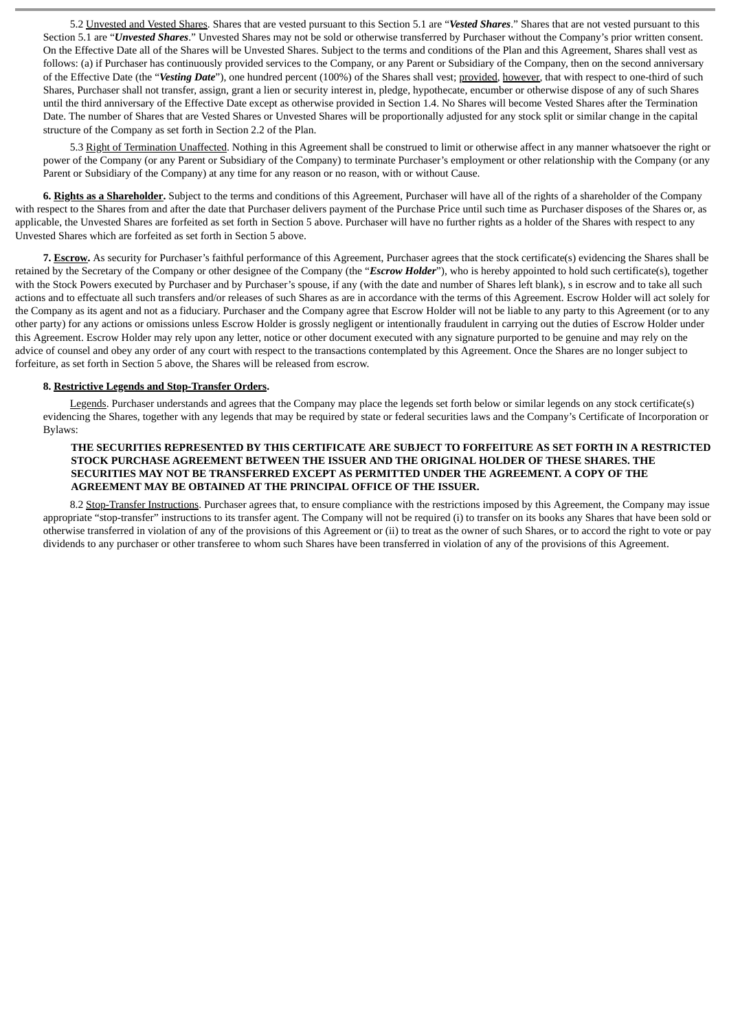5.2 Unvested and Vested Shares. Shares that are vested pursuant to this Section 5.1 are "***Vested Shares***." Shares that are not vested pursuant to this Section 5.1 are "***Unvested Shares***." Unvested Shares may not be sold or otherwise transferred by Purchaser without the Company's prior written consent. On the Effective Date all of the Shares will be Unvested Shares. Subject to the terms and conditions of the Plan and this Agreement, Shares shall vest as follows: (a) if Purchaser has continuously provided services to the Company, or any Parent or Subsidiary of the Company, then on the second anniversary of the Effective Date (the "***Vesting Date***"), one hundred percent (100%) of the Shares shall vest; provided, however, that with respect to one-third of such Shares, Purchaser shall not transfer, assign, grant a lien or security interest in, pledge, hypothecate, encumber or otherwise dispose of any of such Shares until the third anniversary of the Effective Date except as otherwise provided in Section 1.4. No Shares will become Vested Shares after the Termination Date. The number of Shares that are Vested Shares or Unvested Shares will be proportionally adjusted for any stock split or similar change in the capital structure of the Company as set forth in Section 2.2 of the Plan.

5.3 Right of Termination Unaffected. Nothing in this Agreement shall be construed to limit or otherwise affect in any manner whatsoever the right or power of the Company (or any Parent or Subsidiary of the Company) to terminate Purchaser's employment or other relationship with the Company (or any Parent or Subsidiary of the Company) at any time for any reason or no reason, with or without Cause.

**6. Rights as a Shareholder.** Subject to the terms and conditions of this Agreement, Purchaser will have all of the rights of a shareholder of the Company with respect to the Shares from and after the date that Purchaser delivers payment of the Purchase Price until such time as Purchaser disposes of the Shares or, as applicable, the Unvested Shares are forfeited as set forth in Section 5 above. Purchaser will have no further rights as a holder of the Shares with respect to any Unvested Shares which are forfeited as set forth in Section 5 above.

**7. Escrow.** As security for Purchaser's faithful performance of this Agreement, Purchaser agrees that the stock certificate(s) evidencing the Shares shall be retained by the Secretary of the Company or other designee of the Company (the "***Escrow Holder***"), who is hereby appointed to hold such certificate(s), together with the Stock Powers executed by Purchaser and by Purchaser's spouse, if any (with the date and number of Shares left blank), s in escrow and to take all such actions and to effectuate all such transfers and/or releases of such Shares as are in accordance with the terms of this Agreement. Escrow Holder will act solely for the Company as its agent and not as a fiduciary. Purchaser and the Company agree that Escrow Holder will not be liable to any party to this Agreement (or to any other party) for any actions or omissions unless Escrow Holder is grossly negligent or intentionally fraudulent in carrying out the duties of Escrow Holder under this Agreement. Escrow Holder may rely upon any letter, notice or other document executed with any signature purported to be genuine and may rely on the advice of counsel and obey any order of any court with respect to the transactions contemplated by this Agreement. Once the Shares are no longer subject to forfeiture, as set forth in Section 5 above, the Shares will be released from escrow.

**8. Restrictive Legends and Stop-Transfer Orders.**

Legends. Purchaser understands and agrees that the Company may place the legends set forth below or similar legends on any stock certificate(s) evidencing the Shares, together with any legends that may be required by state or federal securities laws and the Company's Certificate of Incorporation or Bylaws:

> **THE SECURITIES REPRESENTED BY THIS CERTIFICATE ARE SUBJECT TO FORFEITURE AS SET FORTH IN A RESTRICTED STOCK PURCHASE AGREEMENT BETWEEN THE ISSUER AND THE ORIGINAL HOLDER OF THESE SHARES. THE SECURITIES MAY NOT BE TRANSFERRED EXCEPT AS PERMITTED UNDER THE AGREEMENT. A COPY OF THE AGREEMENT MAY BE OBTAINED AT THE PRINCIPAL OFFICE OF THE ISSUER.**

8.2 Stop-Transfer Instructions. Purchaser agrees that, to ensure compliance with the restrictions imposed by this Agreement, the Company may issue appropriate "stop-transfer" instructions to its transfer agent. The Company will not be required (i) to transfer on its books any Shares that have been sold or otherwise transferred in violation of any of the provisions of this Agreement or (ii) to treat as the owner of such Shares, or to accord the right to vote or pay dividends to any purchaser or other transferee to whom such Shares have been transferred in violation of any of the provisions of this Agreement.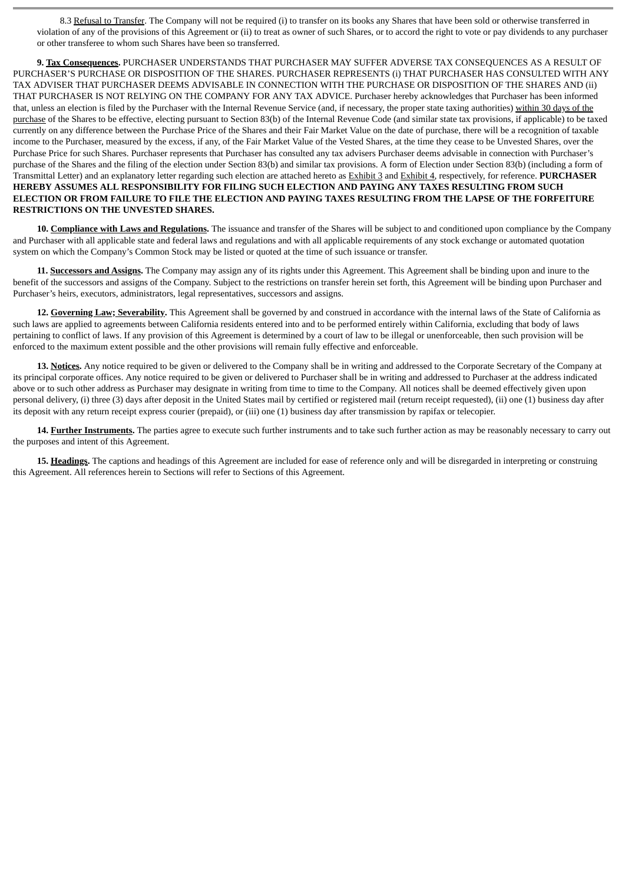8.3 Refusal to Transfer. The Company will not be required (i) to transfer on its books any Shares that have been sold or otherwise transferred in violation of any of the provisions of this Agreement or (ii) to treat as owner of such Shares, or to accord the right to vote or pay dividends to any purchaser or other transferee to whom such Shares have been so transferred.

**9. Tax Consequences.** PURCHASER UNDERSTANDS THAT PURCHASER MAY SUFFER ADVERSE TAX CONSEQUENCES AS A RESULT OF PURCHASER'S PURCHASE OR DISPOSITION OF THE SHARES. PURCHASER REPRESENTS (i) THAT PURCHASER HAS CONSULTED WITH ANY TAX ADVISER THAT PURCHASER DEEMS ADVISABLE IN CONNECTION WITH THE PURCHASE OR DISPOSITION OF THE SHARES AND (ii) THAT PURCHASER IS NOT RELYING ON THE COMPANY FOR ANY TAX ADVICE. Purchaser hereby acknowledges that Purchaser has been informed that, unless an election is filed by the Purchaser with the Internal Revenue Service (and, if necessary, the proper state taxing authorities) within 30 days of the purchase of the Shares to be effective, electing pursuant to Section 83(b) of the Internal Revenue Code (and similar state tax provisions, if applicable) to be taxed currently on any difference between the Purchase Price of the Shares and their Fair Market Value on the date of purchase, there will be a recognition of taxable income to the Purchaser, measured by the excess, if any, of the Fair Market Value of the Vested Shares, at the time they cease to be Unvested Shares, over the Purchase Price for such Shares. Purchaser represents that Purchaser has consulted any tax advisers Purchaser deems advisable in connection with Purchaser's purchase of the Shares and the filing of the election under Section 83(b) and similar tax provisions. A form of Election under Section 83(b) (including a form of Transmittal Letter) and an explanatory letter regarding such election are attached hereto as Exhibit 3 and Exhibit 4, respectively, for reference. **PURCHASER HEREBY ASSUMES ALL RESPONSIBILITY FOR FILING SUCH ELECTION AND PAYING ANY TAXES RESULTING FROM SUCH ELECTION OR FROM FAILURE TO FILE THE ELECTION AND PAYING TAXES RESULTING FROM THE LAPSE OF THE FORFEITURE RESTRICTIONS ON THE UNVESTED SHARES.**

**10. Compliance with Laws and Regulations.** The issuance and transfer of the Shares will be subject to and conditioned upon compliance by the Company and Purchaser with all applicable state and federal laws and regulations and with all applicable requirements of any stock exchange or automated quotation system on which the Company's Common Stock may be listed or quoted at the time of such issuance or transfer.

**11. Successors and Assigns.** The Company may assign any of its rights under this Agreement. This Agreement shall be binding upon and inure to the benefit of the successors and assigns of the Company. Subject to the restrictions on transfer herein set forth, this Agreement will be binding upon Purchaser and Purchaser's heirs, executors, administrators, legal representatives, successors and assigns.

**12. Governing Law; Severability.** This Agreement shall be governed by and construed in accordance with the internal laws of the State of California as such laws are applied to agreements between California residents entered into and to be performed entirely within California, excluding that body of laws pertaining to conflict of laws. If any provision of this Agreement is determined by a court of law to be illegal or unenforceable, then such provision will be enforced to the maximum extent possible and the other provisions will remain fully effective and enforceable.

**13. Notices.** Any notice required to be given or delivered to the Company shall be in writing and addressed to the Corporate Secretary of the Company at its principal corporate offices. Any notice required to be given or delivered to Purchaser shall be in writing and addressed to Purchaser at the address indicated above or to such other address as Purchaser may designate in writing from time to time to the Company. All notices shall be deemed effectively given upon personal delivery, (i) three (3) days after deposit in the United States mail by certified or registered mail (return receipt requested), (ii) one (1) business day after its deposit with any return receipt express courier (prepaid), or (iii) one (1) business day after transmission by rapifax or telecopier.

**14. Further Instruments.** The parties agree to execute such further instruments and to take such further action as may be reasonably necessary to carry out the purposes and intent of this Agreement.

**15. Headings.** The captions and headings of this Agreement are included for ease of reference only and will be disregarded in interpreting or construing this Agreement. All references herein to Sections will refer to Sections of this Agreement.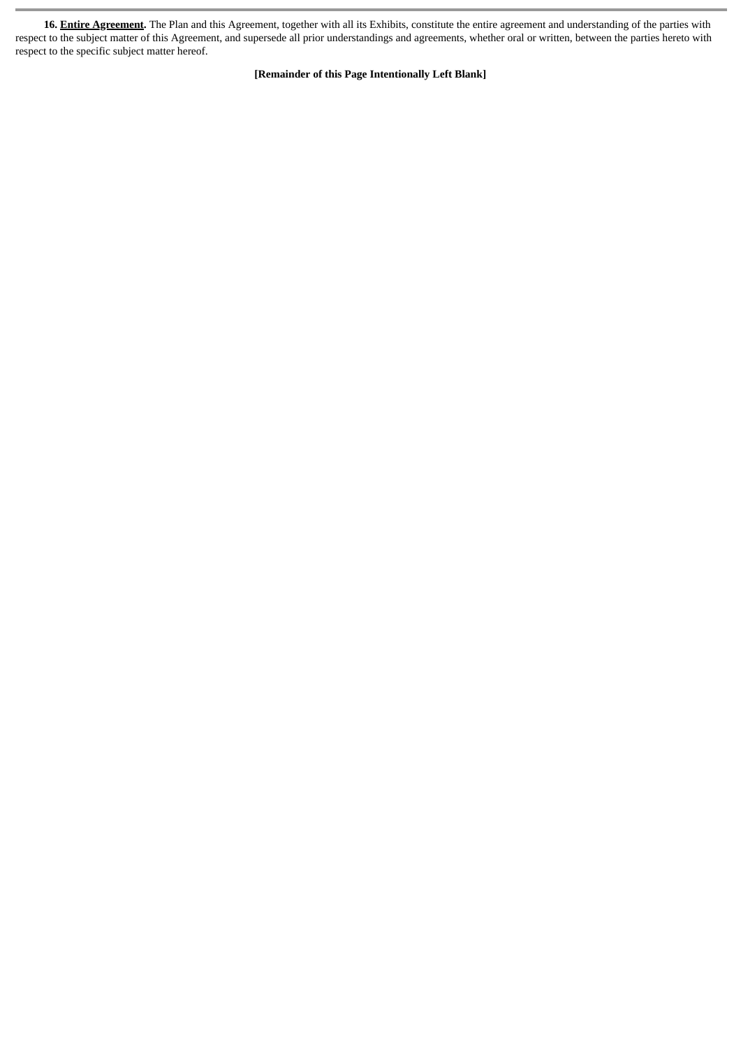**16. <u>Entire Agreement</u>.** The Plan and this Agreement, together with all its Exhibits, constitute the entire agreement and understanding of the parties with respect to the subject matter of this Agreement, and supersede all prior understandings and agreements, whether oral or written, between the parties hereto with respect to the specific subject matter hereof.

**[Remainder of this Page Intentionally Left Blank]**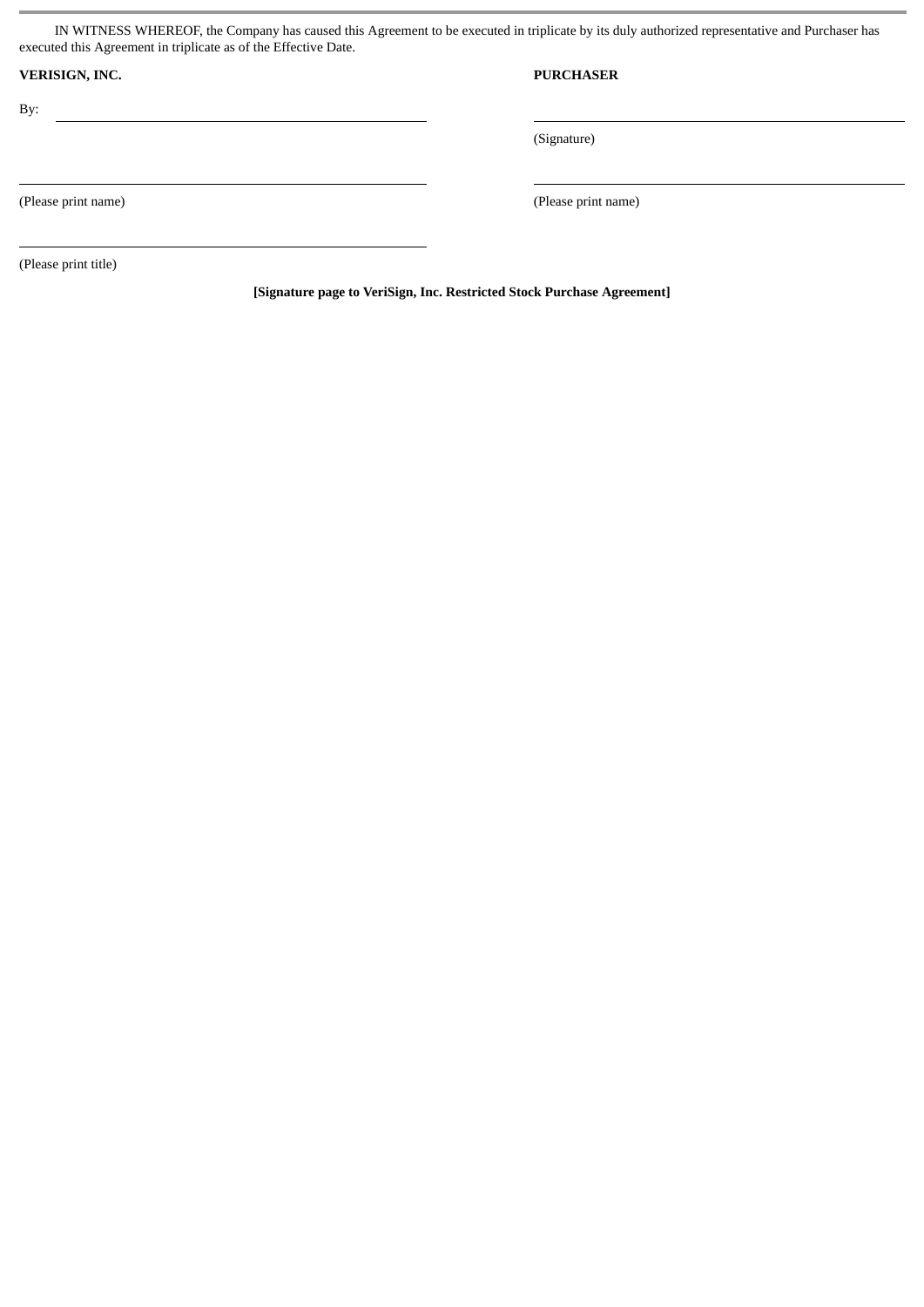IN WITNESS WHEREOF, the Company has caused this Agreement to be executed in triplicate by its duly authorized representative and Purchaser has executed this Agreement in triplicate as of the Effective Date.

| **VERISIGN, INC.** | **PURCHASER** |
|---|---|
| By: ______________________________ | ______________________________ |
| | (Signature) |
| ______________________________ | ______________________________ |
| (Please print name) | (Please print name) |
| ______________________________ | |
| (Please print title) | |

**[Signature page to VeriSign, Inc. Restricted Stock Purchase Agreement]**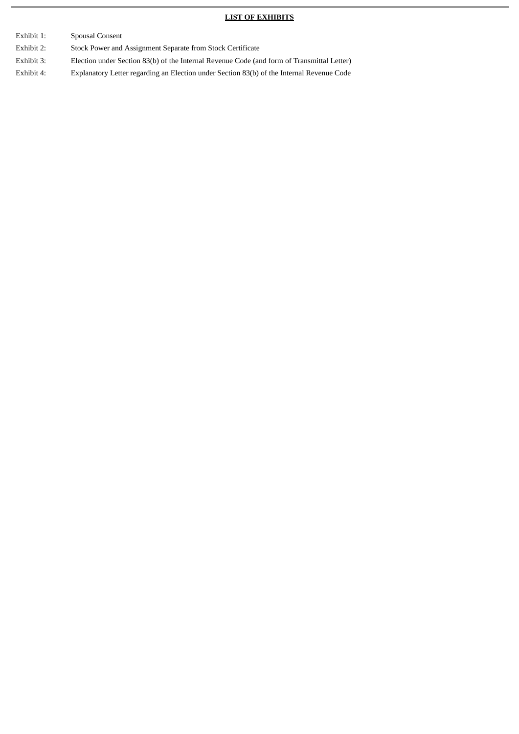## LIST OF EXHIBITS

| | |
|---|---|
| Exhibit 1: | Spousal Consent |
| Exhibit 2: | Stock Power and Assignment Separate from Stock Certificate |
| Exhibit 3: | Election under Section 83(b) of the Internal Revenue Code (and form of Transmittal Letter) |
| Exhibit 4: | Explanatory Letter regarding an Election under Section 83(b) of the Internal Revenue Code |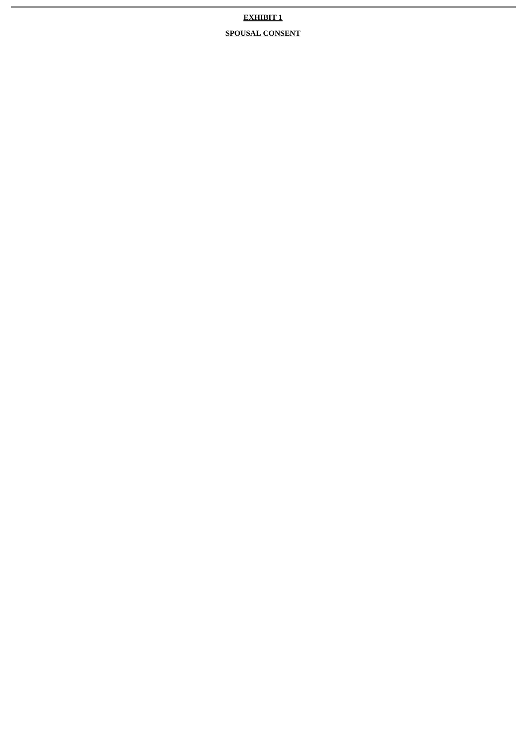**EXHIBIT 1**

**SPOUSAL CONSENT**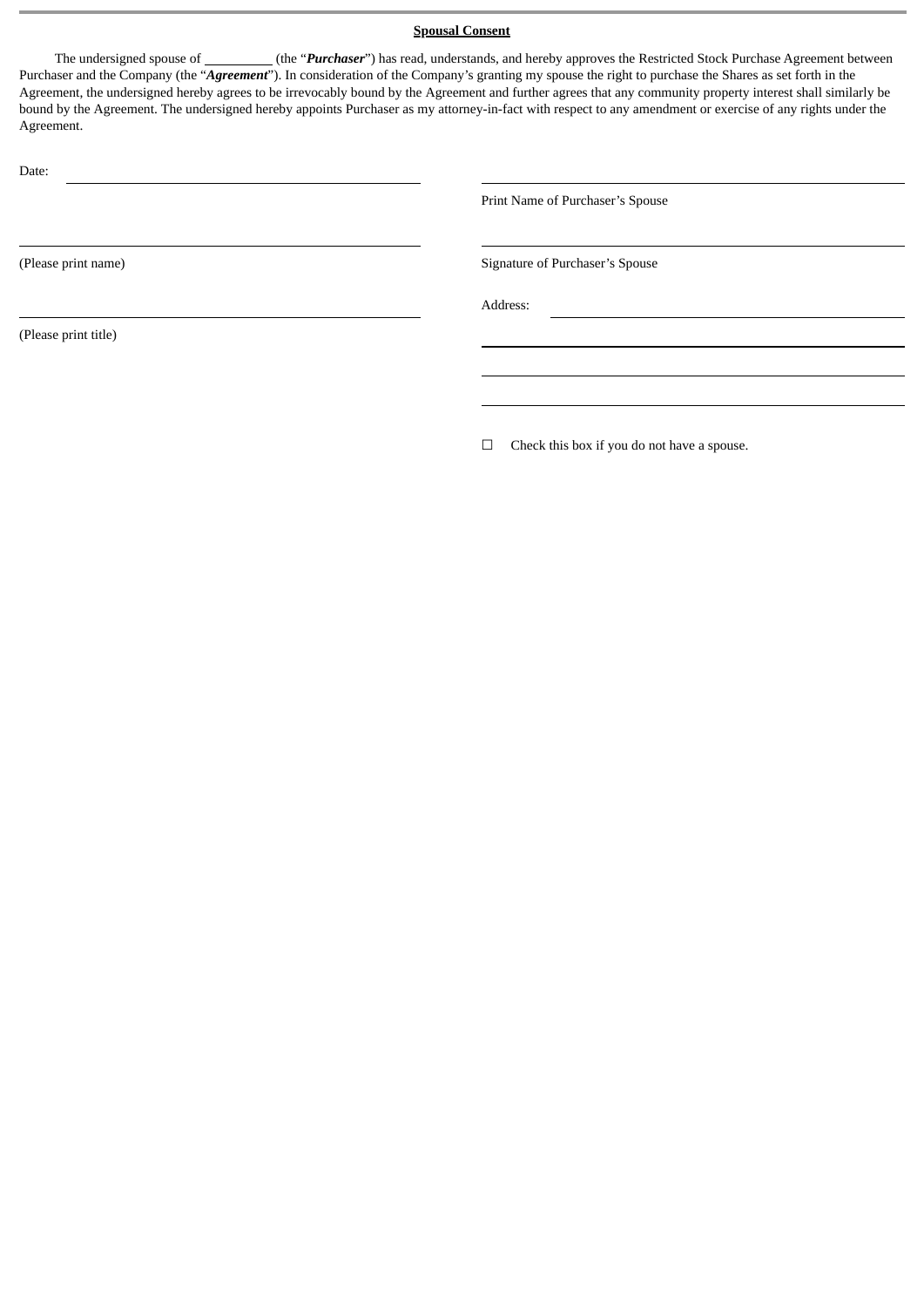**Spousal Consent**

The undersigned spouse of __________ (the "***Purchaser***") has read, understands, and hereby approves the Restricted Stock Purchase Agreement between Purchaser and the Company (the "***Agreement***"). In consideration of the Company's granting my spouse the right to purchase the Shares as set forth in the Agreement, the undersigned hereby agrees to be irrevocably bound by the Agreement and further agrees that any community property interest shall similarly be bound by the Agreement. The undersigned hereby appoints Purchaser as my attorney-in-fact with respect to any amendment or exercise of any rights under the Agreement.

Date: ______________________________

______________________________
Print Name of Purchaser's Spouse

______________________________
(Please print name)

______________________________
Signature of Purchaser's Spouse

______________________________
(Please print title)

Address: ______________________________

______________________________

______________________________

______________________________

☐ Check this box if you do not have a spouse.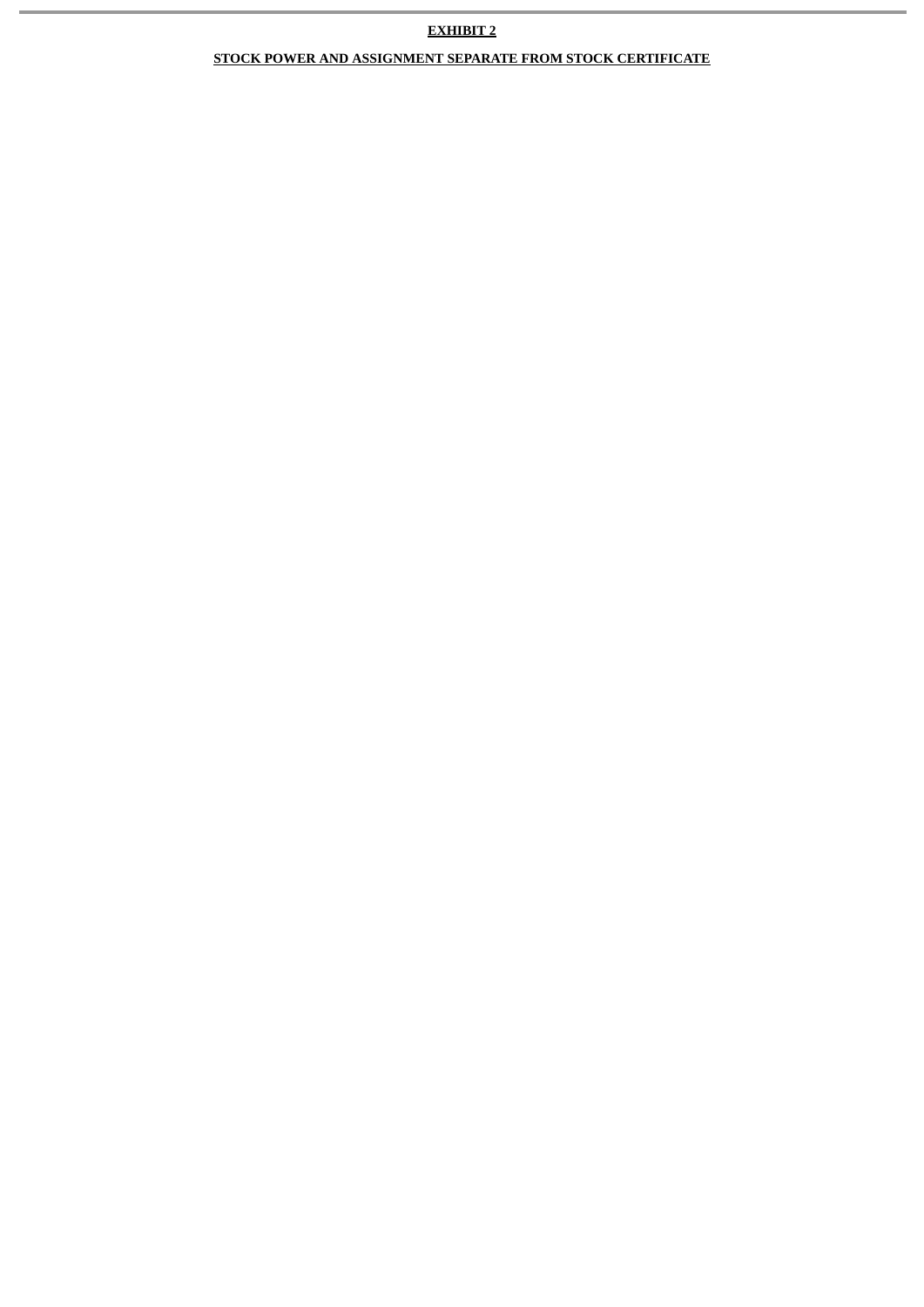**EXHIBIT 2**

**STOCK POWER AND ASSIGNMENT SEPARATE FROM STOCK CERTIFICATE**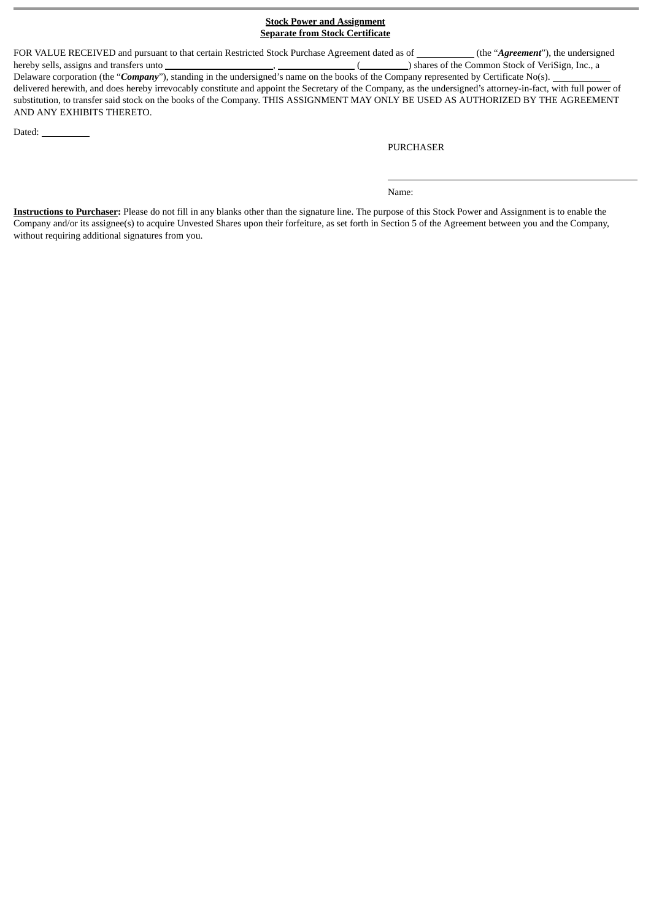**Stock Power and Assignment**
**Separate from Stock Certificate**

FOR VALUE RECEIVED and pursuant to that certain Restricted Stock Purchase Agreement dated as of ____________ (the "***Agreement***"), the undersigned hereby sells, assigns and transfers unto ______________________, ________________ (__________) shares of the Common Stock of VeriSign, Inc., a Delaware corporation (the "***Company***"), standing in the undersigned's name on the books of the Company represented by Certificate No(s). ____________ delivered herewith, and does hereby irrevocably constitute and appoint the Secretary of the Company, as the undersigned's attorney-in-fact, with full power of substitution, to transfer said stock on the books of the Company. THIS ASSIGNMENT MAY ONLY BE USED AS AUTHORIZED BY THE AGREEMENT AND ANY EXHIBITS THERETO.

Dated: __________

PURCHASER

______________________________________

Name:

**Instructions to Purchaser:** Please do not fill in any blanks other than the signature line. The purpose of this Stock Power and Assignment is to enable the Company and/or its assignee(s) to acquire Unvested Shares upon their forfeiture, as set forth in Section 5 of the Agreement between you and the Company, without requiring additional signatures from you.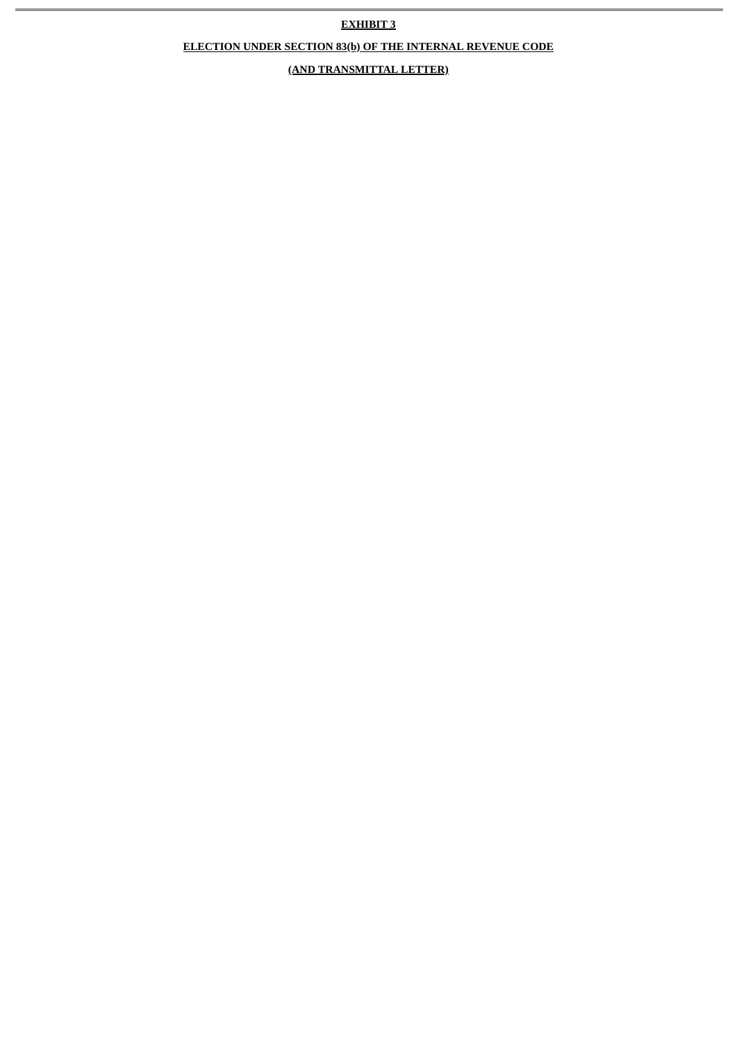**EXHIBIT 3**

**ELECTION UNDER SECTION 83(b) OF THE INTERNAL REVENUE CODE**

**(AND TRANSMITTAL LETTER)**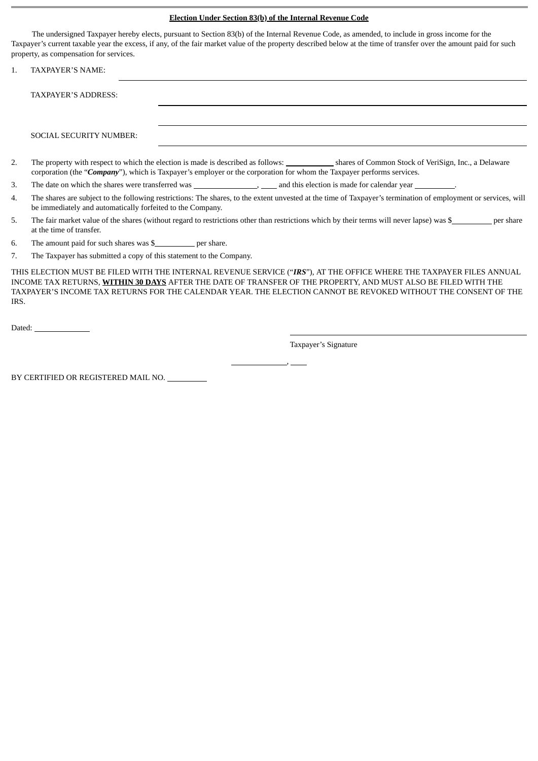**Election Under Section 83(b) of the Internal Revenue Code**

The undersigned Taxpayer hereby elects, pursuant to Section 83(b) of the Internal Revenue Code, as amended, to include in gross income for the Taxpayer's current taxable year the excess, if any, of the fair market value of the property described below at the time of transfer over the amount paid for such property, as compensation for services.

1. TAXPAYER'S NAME: ______________________________

   TAXPAYER'S ADDRESS: ______________________________

   ______________________________

   SOCIAL SECURITY NUMBER: ______________________________

2. The property with respect to which the election is made is described as follows: __________ shares of Common Stock of VeriSign, Inc., a Delaware corporation (the "***Company***"), which is Taxpayer's employer or the corporation for whom the Taxpayer performs services.

3. The date on which the shares were transferred was ______________, ____ and this election is made for calendar year ________.

4. The shares are subject to the following restrictions: The shares, to the extent unvested at the time of Taxpayer's termination of employment or services, will be immediately and automatically forfeited to the Company.

5. The fair market value of the shares (without regard to restrictions other than restrictions which by their terms will never lapse) was $________ per share at the time of transfer.

6. The amount paid for such shares was $________ per share.

7. The Taxpayer has submitted a copy of this statement to the Company.

THIS ELECTION MUST BE FILED WITH THE INTERNAL REVENUE SERVICE ("***IRS***"), AT THE OFFICE WHERE THE TAXPAYER FILES ANNUAL INCOME TAX RETURNS, **WITHIN 30 DAYS** AFTER THE DATE OF TRANSFER OF THE PROPERTY, AND MUST ALSO BE FILED WITH THE TAXPAYER'S INCOME TAX RETURNS FOR THE CALENDAR YEAR. THE ELECTION CANNOT BE REVOKED WITHOUT THE CONSENT OF THE IRS.

Dated: ____________

______________________________
Taxpayer's Signature

____________, ____

BY CERTIFIED OR REGISTERED MAIL NO. ________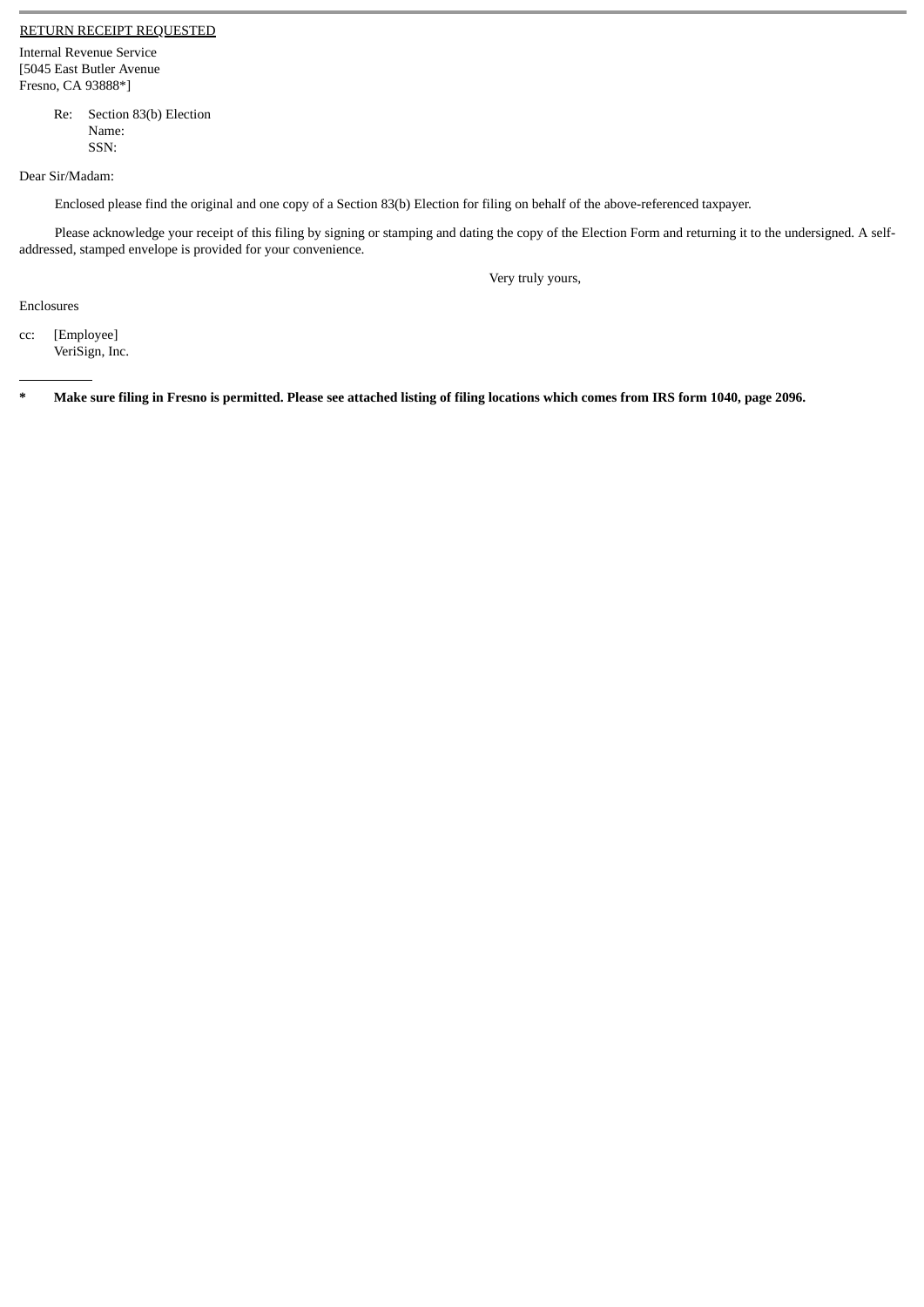RETURN RECEIPT REQUESTED

Internal Revenue Service
[5045 East Butler Avenue
Fresno, CA 93888*]

Re: Section 83(b) Election
Name:
SSN:

Dear Sir/Madam:

Enclosed please find the original and one copy of a Section 83(b) Election for filing on behalf of the above-referenced taxpayer.

Please acknowledge your receipt of this filing by signing or stamping and dating the copy of the Election Form and returning it to the undersigned. A self-addressed, stamped envelope is provided for your convenience.

Very truly yours,

Enclosures

cc: [Employee]
VeriSign, Inc.

---

**\* Make sure filing in Fresno is permitted. Please see attached listing of filing locations which comes from IRS form 1040, page 2096.**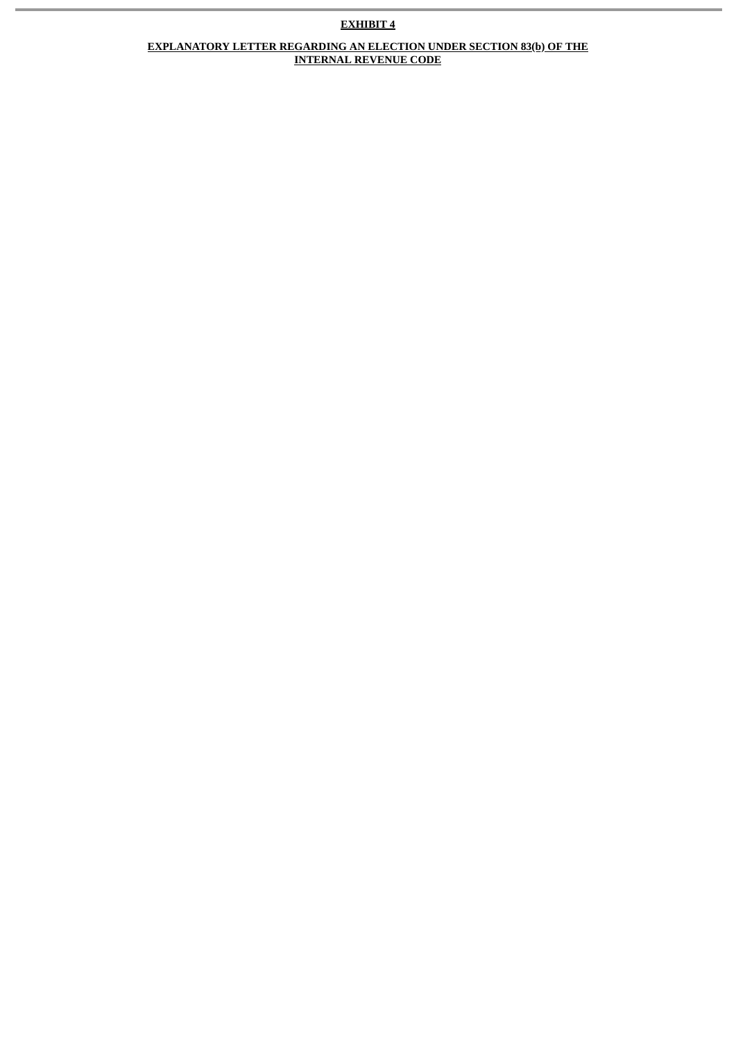**EXHIBIT 4**

**EXPLANATORY LETTER REGARDING AN ELECTION UNDER SECTION 83(b) OF THE INTERNAL REVENUE CODE**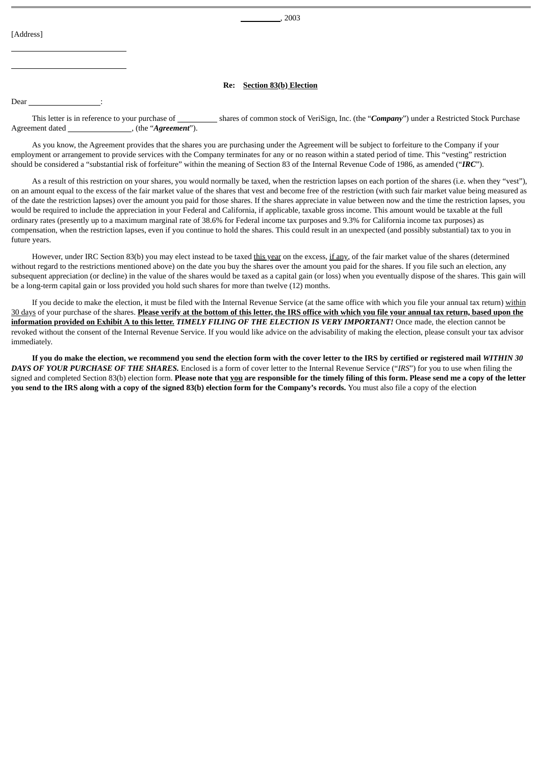\_\_\_\_\_\_\_\_\_\_, 2003

[Address]

\_\_\_\_\_\_\_\_\_\_\_\_\_\_\_\_\_\_\_\_\_\_\_\_

\_\_\_\_\_\_\_\_\_\_\_\_\_\_\_\_\_\_\_\_\_\_\_\_

**Re: Section 83(b) Election**

Dear \_\_\_\_\_\_\_\_\_\_\_\_\_\_\_\_\_\_:

This letter is in reference to your purchase of \_\_\_\_\_\_\_\_\_\_ shares of common stock of VeriSign, Inc. (the "***Company***") under a Restricted Stock Purchase Agreement dated \_\_\_\_\_\_\_\_\_\_\_\_\_\_\_\_, (the "***Agreement***").

As you know, the Agreement provides that the shares you are purchasing under the Agreement will be subject to forfeiture to the Company if your employment or arrangement to provide services with the Company terminates for any or no reason within a stated period of time. This "vesting" restriction should be considered a "substantial risk of forfeiture" within the meaning of Section 83 of the Internal Revenue Code of 1986, as amended ("***IRC***").

As a result of this restriction on your shares, you would normally be taxed, when the restriction lapses on each portion of the shares (i.e. when they "vest"), on an amount equal to the excess of the fair market value of the shares that vest and become free of the restriction (with such fair market value being measured as of the date the restriction lapses) over the amount you paid for those shares. If the shares appreciate in value between now and the time the restriction lapses, you would be required to include the appreciation in your Federal and California, if applicable, taxable gross income. This amount would be taxable at the full ordinary rates (presently up to a maximum marginal rate of 38.6% for Federal income tax purposes and 9.3% for California income tax purposes) as compensation, when the restriction lapses, even if you continue to hold the shares. This could result in an unexpected (and possibly substantial) tax to you in future years.

However, under IRC Section 83(b) you may elect instead to be taxed <u>this year</u> on the excess, <u>if any</u>, of the fair market value of the shares (determined without regard to the restrictions mentioned above) on the date you buy the shares over the amount you paid for the shares. If you file such an election, any subsequent appreciation (or decline) in the value of the shares would be taxed as a capital gain (or loss) when you eventually dispose of the shares. This gain will be a long-term capital gain or loss provided you hold such shares for more than twelve (12) months.

If you decide to make the election, it must be filed with the Internal Revenue Service (at the same office with which you file your annual tax return) <u>within 30 days</u> of your purchase of the shares. <u>**Please verify at the bottom of this letter, the IRS office with which you file your annual tax return, based upon the information provided on Exhibit A to this letter.**</u> ***TIMELY FILING OF THE ELECTION IS VERY IMPORTANT!*** Once made, the election cannot be revoked without the consent of the Internal Revenue Service. If you would like advice on the advisability of making the election, please consult your tax advisor immediately.

**If you do make the election, we recommend you send the election form with the cover letter to the IRS by certified or registered mail *WITHIN 30 DAYS OF YOUR PURCHASE OF THE SHARES.*** Enclosed is a form of cover letter to the Internal Revenue Service ("*IRS*") for you to use when filing the signed and completed Section 83(b) election form. **Please note that <u>you</u> are responsible for the timely filing of this form. Please send me a copy of the letter you send to the IRS along with a copy of the signed 83(b) election form for the Company's records.** You must also file a copy of the election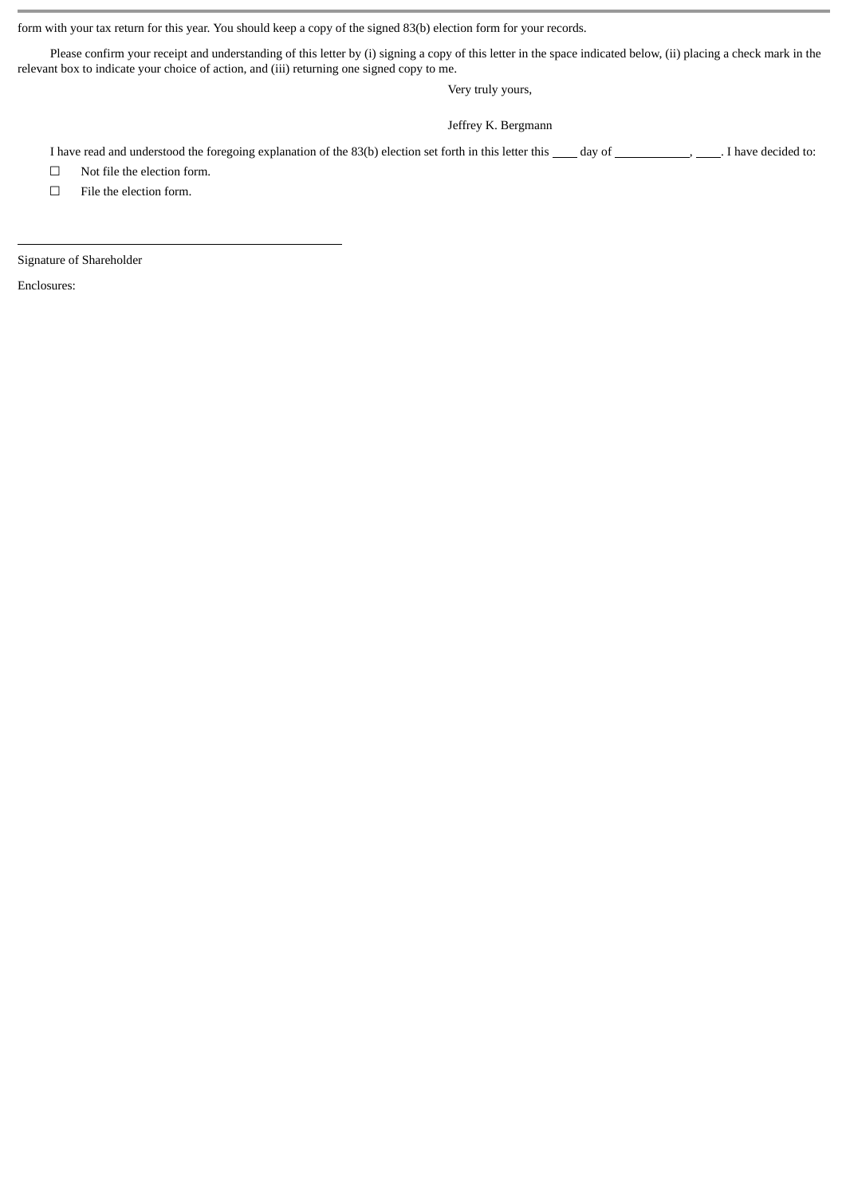form with your tax return for this year. You should keep a copy of the signed 83(b) election form for your records.

Please confirm your receipt and understanding of this letter by (i) signing a copy of this letter in the space indicated below, (ii) placing a check mark in the relevant box to indicate your choice of action, and (iii) returning one signed copy to me.

Very truly yours,

Jeffrey K. Bergmann

I have read and understood the foregoing explanation of the 83(b) election set forth in this letter this \_\_\_\_ day of \_\_\_\_\_\_\_\_\_\_\_\_, \_\_\_\_. I have decided to:

☐ Not file the election form.

☐ File the election form.

\_\_\_\_\_\_\_\_\_\_\_\_\_\_\_\_\_\_\_\_\_\_\_\_\_\_\_\_\_\_\_\_\_\_\_\_\_\_\_\_

Signature of Shareholder

Enclosures: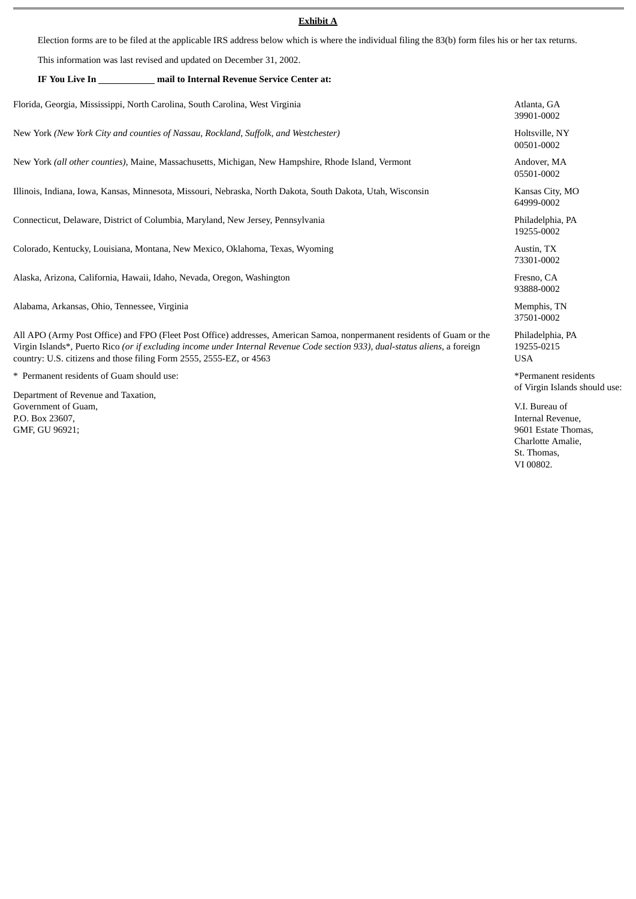**Exhibit A**

Election forms are to be filed at the applicable IRS address below which is where the individual filing the 83(b) form files his or her tax returns.

This information was last revised and updated on December 31, 2002.

**IF You Live In \_\_\_\_\_\_\_\_\_\_\_\_ mail to Internal Revenue Service Center at:**

| IF You Live In | mail to Internal Revenue Service Center at: |
|---|---|
| Florida, Georgia, Mississippi, North Carolina, South Carolina, West Virginia | Atlanta, GA 39901-0002 |
| New York *(New York City and counties of Nassau, Rockland, Suffolk, and Westchester)* | Holtsville, NY 00501-0002 |
| New York *(all other counties)*, Maine, Massachusetts, Michigan, New Hampshire, Rhode Island, Vermont | Andover, MA 05501-0002 |
| Illinois, Indiana, Iowa, Kansas, Minnesota, Missouri, Nebraska, North Dakota, South Dakota, Utah, Wisconsin | Kansas City, MO 64999-0002 |
| Connecticut, Delaware, District of Columbia, Maryland, New Jersey, Pennsylvania | Philadelphia, PA 19255-0002 |
| Colorado, Kentucky, Louisiana, Montana, New Mexico, Oklahoma, Texas, Wyoming | Austin, TX 73301-0002 |
| Alaska, Arizona, California, Hawaii, Idaho, Nevada, Oregon, Washington | Fresno, CA 93888-0002 |
| Alabama, Arkansas, Ohio, Tennessee, Virginia | Memphis, TN 37501-0002 |
| All APO (Army Post Office) and FPO (Fleet Post Office) addresses, American Samoa, nonpermanent residents of Guam or the Virgin Islands*, Puerto Rico *(or if excluding income under Internal Revenue Code section 933)*, *dual-status aliens*, a foreign country: U.S. citizens and those filing Form 2555, 2555-EZ, or 4563 | Philadelphia, PA 19255-0215 USA |

\* Permanent residents of Guam should use:

Department of Revenue and Taxation,
Government of Guam,
P.O. Box 23607,
GMF, GU 96921;

*Permanent residents of Virgin Islands should use:

V.I. Bureau of
Internal Revenue,
9601 Estate Thomas,
Charlotte Amalie,
St. Thomas,
VI 00802.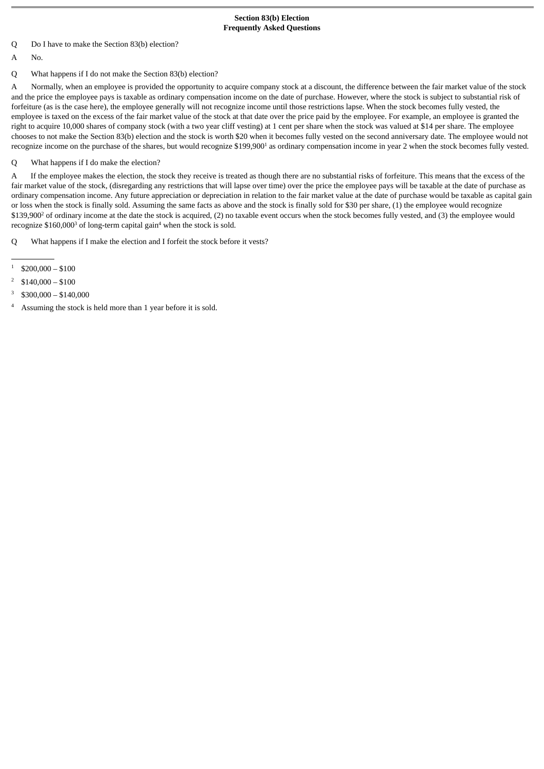**Section 83(b) Election**
**Frequently Asked Questions**

Q Do I have to make the Section 83(b) election?

A No.

Q What happens if I do not make the Section 83(b) election?

A Normally, when an employee is provided the opportunity to acquire company stock at a discount, the difference between the fair market value of the stock and the price the employee pays is taxable as ordinary compensation income on the date of purchase. However, where the stock is subject to substantial risk of forfeiture (as is the case here), the employee generally will not recognize income until those restrictions lapse. When the stock becomes fully vested, the employee is taxed on the excess of the fair market value of the stock at that date over the price paid by the employee. For example, an employee is granted the right to acquire 10,000 shares of company stock (with a two year cliff vesting) at 1 cent per share when the stock was valued at $14 per share. The employee chooses to not make the Section 83(b) election and the stock is worth $20 when it becomes fully vested on the second anniversary date. The employee would not recognize income on the purchase of the shares, but would recognize $199,900[1] as ordinary compensation income in year 2 when the stock becomes fully vested.

Q What happens if I do make the election?

A If the employee makes the election, the stock they receive is treated as though there are no substantial risks of forfeiture. This means that the excess of the fair market value of the stock, (disregarding any restrictions that will lapse over time) over the price the employee pays will be taxable at the date of purchase as ordinary compensation income. Any future appreciation or depreciation in relation to the fair market value at the date of purchase would be taxable as capital gain or loss when the stock is finally sold. Assuming the same facts as above and the stock is finally sold for $30 per share, (1) the employee would recognize $139,900[2] of ordinary income at the date the stock is acquired, (2) no taxable event occurs when the stock becomes fully vested, and (3) the employee would recognize $160,000[3] of long-term capital gain[4] when the stock is sold.

Q What happens if I make the election and I forfeit the stock before it vests?

---

[1] $200,000 – $100

[2] $140,000 – $100

[3] $300,000 – $140,000

[4] Assuming the stock is held more than 1 year before it is sold.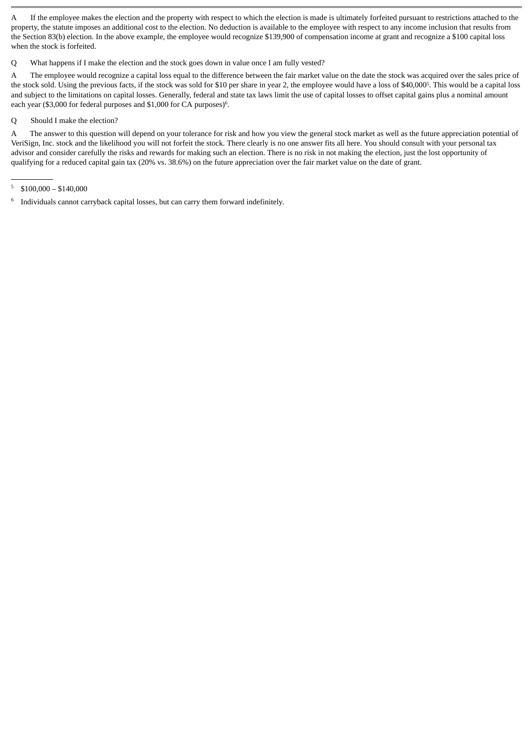A  If the employee makes the election and the property with respect to which the election is made is ultimately forfeited pursuant to restrictions attached to the property, the statute imposes an additional cost to the election. No deduction is available to the employee with respect to any income inclusion that results from the Section 83(b) election. In the above example, the employee would recognize $139,900 of compensation income at grant and recognize a $100 capital loss when the stock is forfeited.

Q  What happens if I make the election and the stock goes down in value once I am fully vested?

A  The employee would recognize a capital loss equal to the difference between the fair market value on the date the stock was acquired over the sales price of the stock sold. Using the previous facts, if the stock was sold for $10 per share in year 2, the employee would have a loss of $40,000[5]. This would be a capital loss and subject to the limitations on capital losses. Generally, federal and state tax laws limit the use of capital losses to offset capital gains plus a nominal amount each year ($3,000 for federal purposes and $1,000 for CA purposes)[6].

Q  Should I make the election?

A  The answer to this question will depend on your tolerance for risk and how you view the general stock market as well as the future appreciation potential of VeriSign, Inc. stock and the likelihood you will not forfeit the stock. There clearly is no one answer fits all here. You should consult with your personal tax advisor and consider carefully the risks and rewards for making such an election. There is no risk in not making the election, just the lost opportunity of qualifying for a reduced capital gain tax (20% vs. 38.6%) on the future appreciation over the fair market value on the date of grant.

---

[5] $100,000 – $140,000

[6] Individuals cannot carryback capital losses, but can carry them forward indefinitely.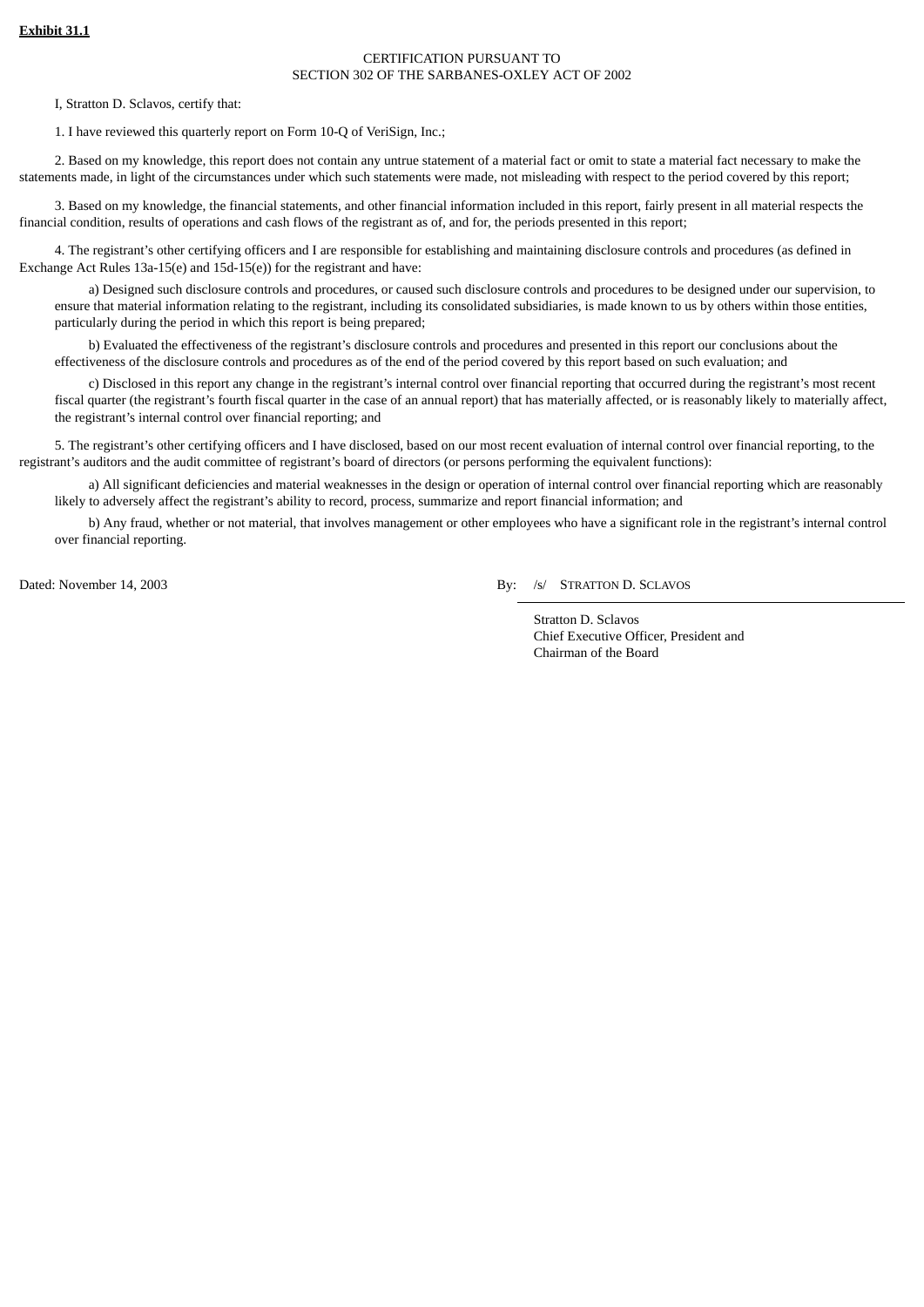**Exhibit 31.1**

CERTIFICATION PURSUANT TO
SECTION 302 OF THE SARBANES-OXLEY ACT OF 2002

I, Stratton D. Sclavos, certify that:

1. I have reviewed this quarterly report on Form 10-Q of VeriSign, Inc.;

2. Based on my knowledge, this report does not contain any untrue statement of a material fact or omit to state a material fact necessary to make the statements made, in light of the circumstances under which such statements were made, not misleading with respect to the period covered by this report;

3. Based on my knowledge, the financial statements, and other financial information included in this report, fairly present in all material respects the financial condition, results of operations and cash flows of the registrant as of, and for, the periods presented in this report;

4. The registrant's other certifying officers and I are responsible for establishing and maintaining disclosure controls and procedures (as defined in Exchange Act Rules 13a-15(e) and 15d-15(e)) for the registrant and have:

a) Designed such disclosure controls and procedures, or caused such disclosure controls and procedures to be designed under our supervision, to ensure that material information relating to the registrant, including its consolidated subsidiaries, is made known to us by others within those entities, particularly during the period in which this report is being prepared;

b) Evaluated the effectiveness of the registrant's disclosure controls and procedures and presented in this report our conclusions about the effectiveness of the disclosure controls and procedures as of the end of the period covered by this report based on such evaluation; and

c) Disclosed in this report any change in the registrant's internal control over financial reporting that occurred during the registrant's most recent fiscal quarter (the registrant's fourth fiscal quarter in the case of an annual report) that has materially affected, or is reasonably likely to materially affect, the registrant's internal control over financial reporting; and

5. The registrant's other certifying officers and I have disclosed, based on our most recent evaluation of internal control over financial reporting, to the registrant's auditors and the audit committee of registrant's board of directors (or persons performing the equivalent functions):

a) All significant deficiencies and material weaknesses in the design or operation of internal control over financial reporting which are reasonably likely to adversely affect the registrant's ability to record, process, summarize and report financial information; and

b) Any fraud, whether or not material, that involves management or other employees who have a significant role in the registrant's internal control over financial reporting.

Dated: November 14, 2003

By: /s/ STRATTON D. SCLAVOS

Stratton D. Sclavos
Chief Executive Officer, President and
Chairman of the Board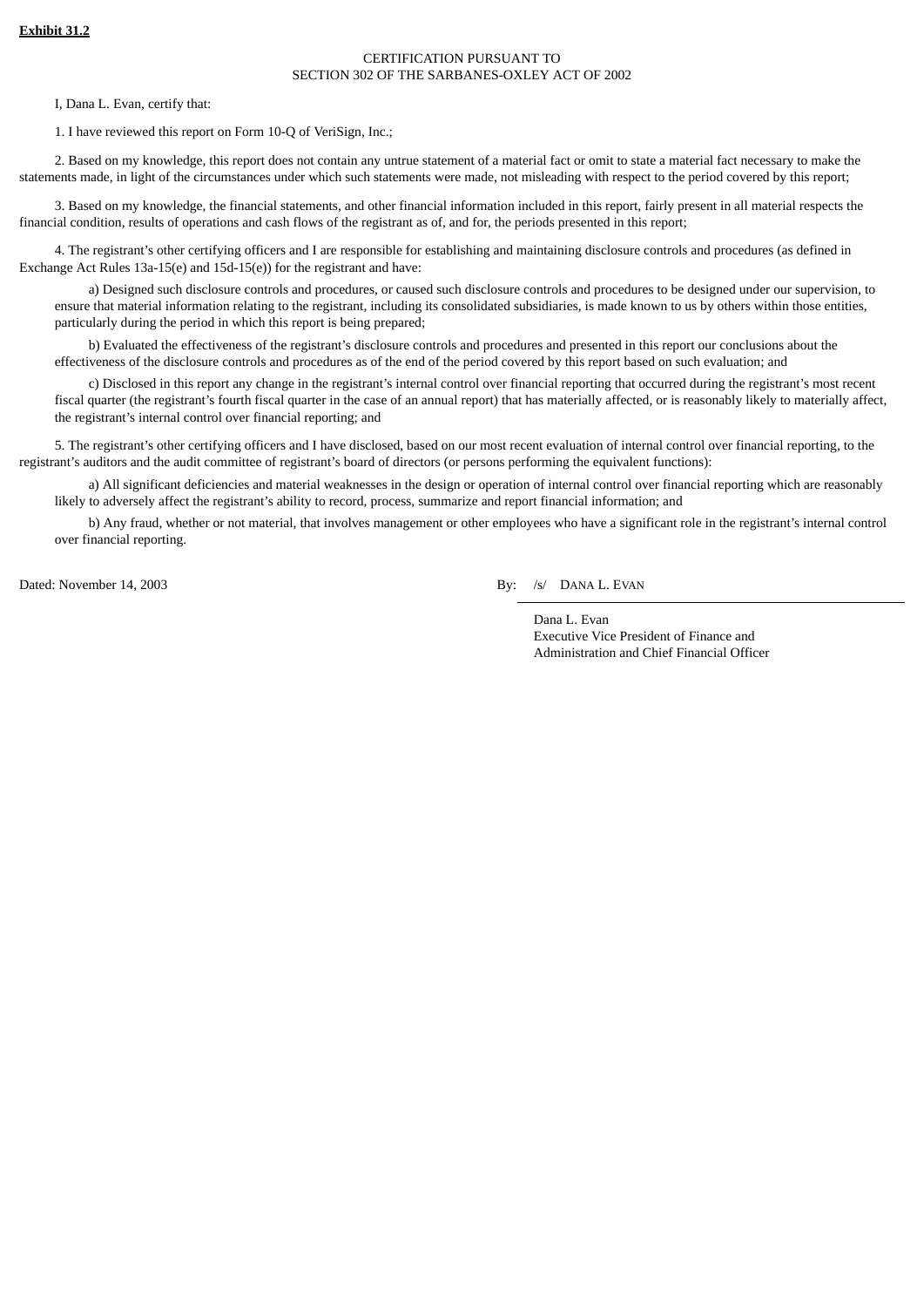**Exhibit 31.2**

CERTIFICATION PURSUANT TO
SECTION 302 OF THE SARBANES-OXLEY ACT OF 2002

I, Dana L. Evan, certify that:

1. I have reviewed this report on Form 10-Q of VeriSign, Inc.;

2. Based on my knowledge, this report does not contain any untrue statement of a material fact or omit to state a material fact necessary to make the statements made, in light of the circumstances under which such statements were made, not misleading with respect to the period covered by this report;

3. Based on my knowledge, the financial statements, and other financial information included in this report, fairly present in all material respects the financial condition, results of operations and cash flows of the registrant as of, and for, the periods presented in this report;

4. The registrant's other certifying officers and I are responsible for establishing and maintaining disclosure controls and procedures (as defined in Exchange Act Rules 13a-15(e) and 15d-15(e)) for the registrant and have:

a) Designed such disclosure controls and procedures, or caused such disclosure controls and procedures to be designed under our supervision, to ensure that material information relating to the registrant, including its consolidated subsidiaries, is made known to us by others within those entities, particularly during the period in which this report is being prepared;

b) Evaluated the effectiveness of the registrant's disclosure controls and procedures and presented in this report our conclusions about the effectiveness of the disclosure controls and procedures as of the end of the period covered by this report based on such evaluation; and

c) Disclosed in this report any change in the registrant's internal control over financial reporting that occurred during the registrant's most recent fiscal quarter (the registrant's fourth fiscal quarter in the case of an annual report) that has materially affected, or is reasonably likely to materially affect, the registrant's internal control over financial reporting; and

5. The registrant's other certifying officers and I have disclosed, based on our most recent evaluation of internal control over financial reporting, to the registrant's auditors and the audit committee of registrant's board of directors (or persons performing the equivalent functions):

a) All significant deficiencies and material weaknesses in the design or operation of internal control over financial reporting which are reasonably likely to adversely affect the registrant's ability to record, process, summarize and report financial information; and

b) Any fraud, whether or not material, that involves management or other employees who have a significant role in the registrant's internal control over financial reporting.

Dated: November 14, 2003

By: /s/ DANA L. EVAN

Dana L. Evan
Executive Vice President of Finance and Administration and Chief Financial Officer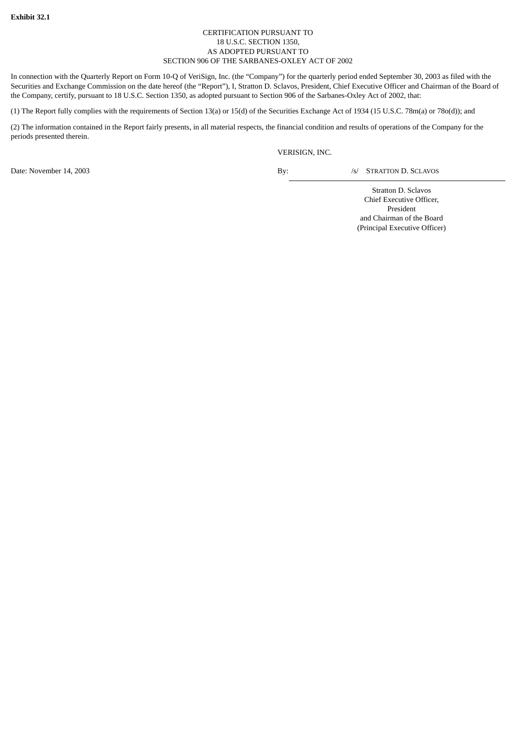**Exhibit 32.1**

CERTIFICATION PURSUANT TO
18 U.S.C. SECTION 1350,
AS ADOPTED PURSUANT TO
SECTION 906 OF THE SARBANES-OXLEY ACT OF 2002

In connection with the Quarterly Report on Form 10-Q of VeriSign, Inc. (the "Company") for the quarterly period ended September 30, 2003 as filed with the Securities and Exchange Commission on the date hereof (the "Report"), I, Stratton D. Sclavos, President, Chief Executive Officer and Chairman of the Board of the Company, certify, pursuant to 18 U.S.C. Section 1350, as adopted pursuant to Section 906 of the Sarbanes-Oxley Act of 2002, that:

(1) The Report fully complies with the requirements of Section 13(a) or 15(d) of the Securities Exchange Act of 1934 (15 U.S.C. 78m(a) or 78o(d)); and

(2) The information contained in the Report fairly presents, in all material respects, the financial condition and results of operations of the Company for the periods presented therein.

VERISIGN, INC.

Date: November 14, 2003

By: /s/ STRATTON D. SCLAVOS

Stratton D. Sclavos
Chief Executive Officer,
President
and Chairman of the Board
(Principal Executive Officer)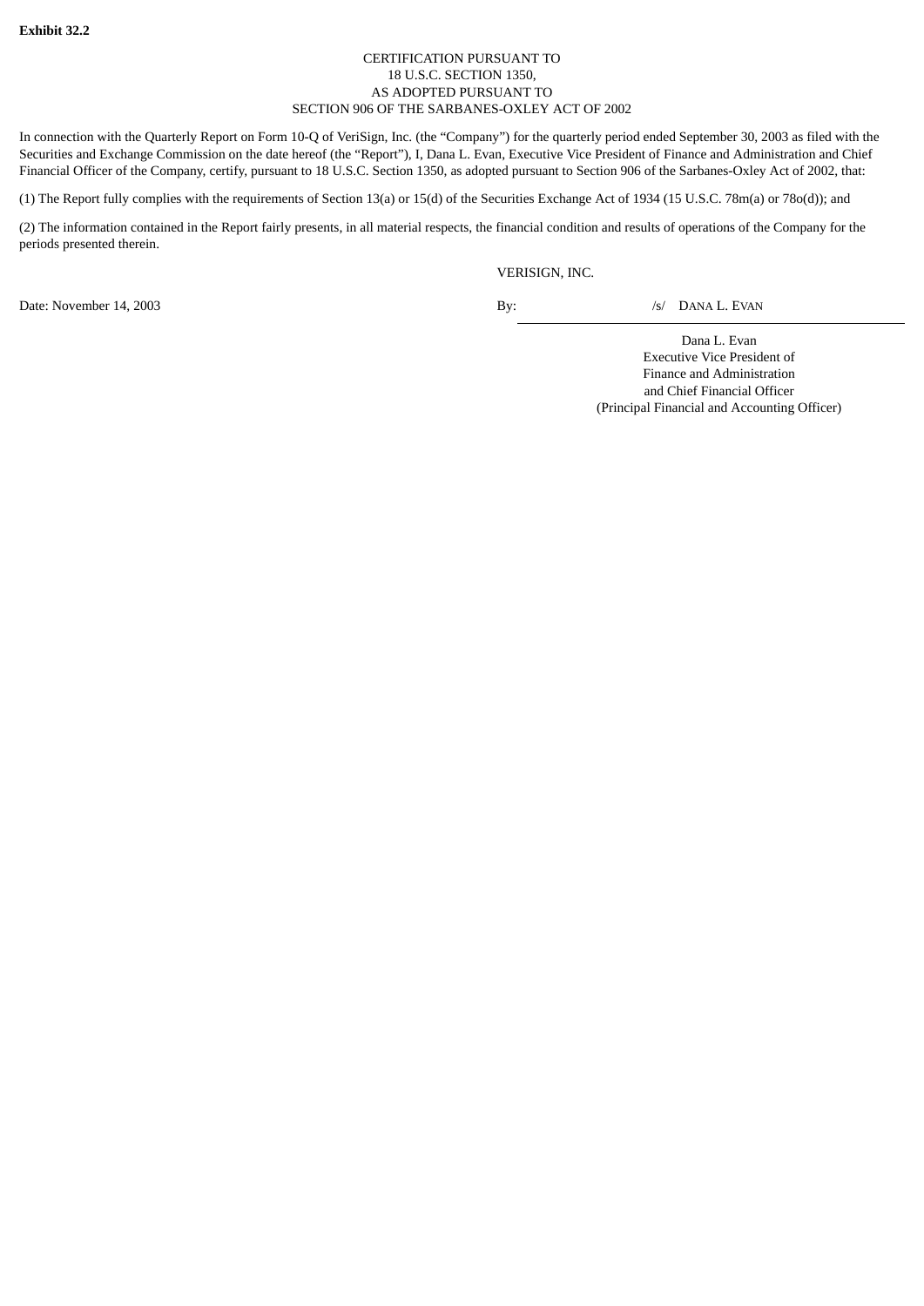**Exhibit 32.2**

CERTIFICATION PURSUANT TO
18 U.S.C. SECTION 1350,
AS ADOPTED PURSUANT TO
SECTION 906 OF THE SARBANES-OXLEY ACT OF 2002

In connection with the Quarterly Report on Form 10-Q of VeriSign, Inc. (the "Company") for the quarterly period ended September 30, 2003 as filed with the Securities and Exchange Commission on the date hereof (the "Report"), I, Dana L. Evan, Executive Vice President of Finance and Administration and Chief Financial Officer of the Company, certify, pursuant to 18 U.S.C. Section 1350, as adopted pursuant to Section 906 of the Sarbanes-Oxley Act of 2002, that:

(1) The Report fully complies with the requirements of Section 13(a) or 15(d) of the Securities Exchange Act of 1934 (15 U.S.C. 78m(a) or 78o(d)); and

(2) The information contained in the Report fairly presents, in all material respects, the financial condition and results of operations of the Company for the periods presented therein.

VERISIGN, INC.

Date: November 14, 2003

By: /s/ DANA L. EVAN

Dana L. Evan
Executive Vice President of
Finance and Administration
and Chief Financial Officer
(Principal Financial and Accounting Officer)